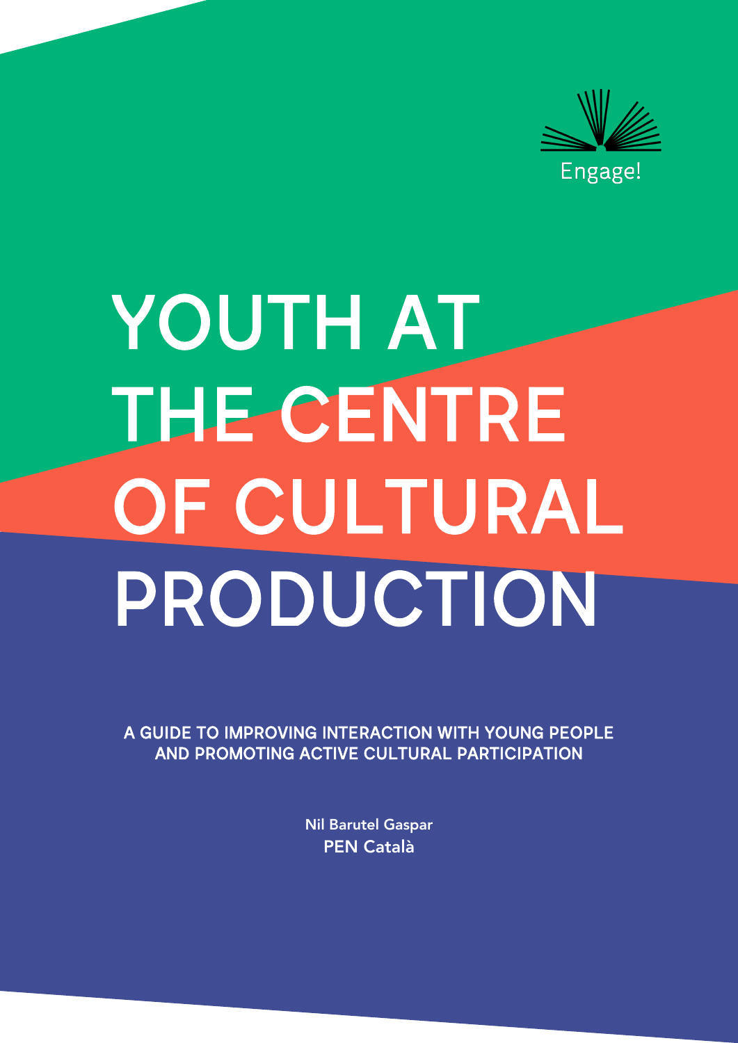Engage!

# YOUTH AT THE CENTRE OF CULTURAL PRODUCTION

## A GUIDE TO IMPROVING INTERACTION WITH YOUNG PEOPLE AND PROMOTING ACTIVE CULTURAL PARTICIPATION

Nil Barutel Gaspar

PEN Català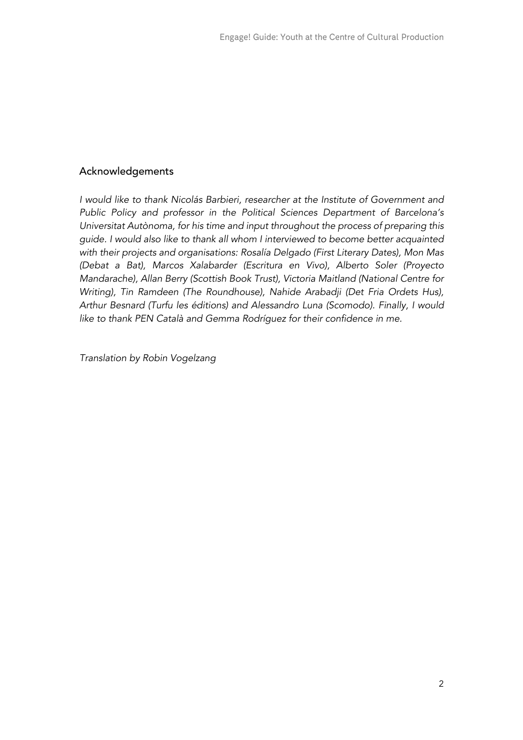## Acknowledgements

*I would like to thank Nicolás Barbieri, researcher at the Institute of Government and Public Policy and professor in the Political Sciences Department of Barcelona's Universitat Autònoma, for his time and input throughout the process of preparing this guide. I would also like to thank all whom I interviewed to become better acquainted with their projects and organisations: Rosalía Delgado (First Literary Dates), Mon Mas (Debat a Bat), Marcos Xalabarder (Escritura en Vivo), Alberto Soler (Proyecto Mandarache), Allan Berry (Scottish Book Trust), Victoria Maitland (National Centre for Writing), Tin Ramdeen (The Roundhouse), Nahide Arabadji (Det Fria Ordets Hus), Arthur Besnard (Turfu les éditions) and Alessandro Luna (Scomodo). Finally, I would like to thank PEN Català and Gemma Rodríguez for their confidence in me.*

*Translation by Robin Vogelzang*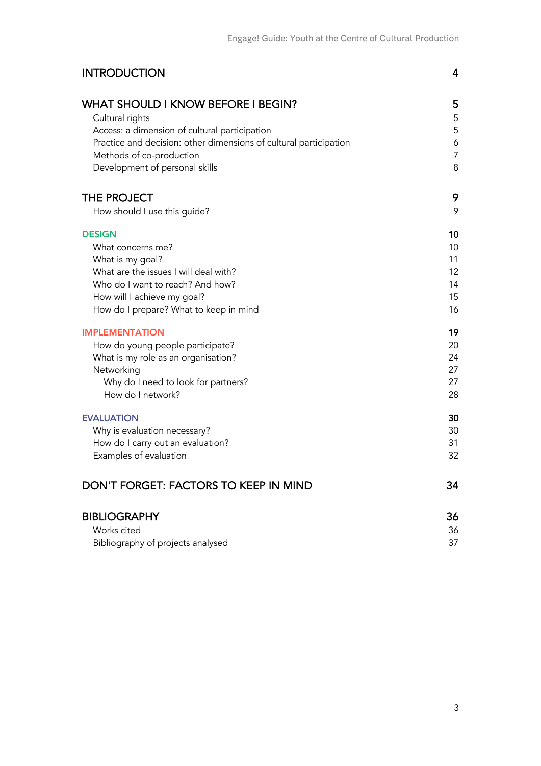| | |
|---|---|
| **INTRODUCTION** | **4** |
| **WHAT SHOULD I KNOW BEFORE I BEGIN?** | **5** |
| Cultural rights | 5 |
| Access: a dimension of cultural participation | 5 |
| Practice and decision: other dimensions of cultural participation | 6 |
| Methods of co-production | 7 |
| Development of personal skills | 8 |
| **THE PROJECT** | **9** |
| How should I use this guide? | 9 |
| **DESIGN** | **10** |
| What concerns me? | 10 |
| What is my goal? | 11 |
| What are the issues I will deal with? | 12 |
| Who do I want to reach? And how? | 14 |
| How will I achieve my goal? | 15 |
| How do I prepare? What to keep in mind | 16 |
| **IMPLEMENTATION** | **19** |
| How do young people participate? | 20 |
| What is my role as an organisation? | 24 |
| Networking | 27 |
| Why do I need to look for partners? | 27 |
| How do I network? | 28 |
| **EVALUATION** | **30** |
| Why is evaluation necessary? | 30 |
| How do I carry out an evaluation? | 31 |
| Examples of evaluation | 32 |
| **DON'T FORGET: FACTORS TO KEEP IN MIND** | **34** |
| **BIBLIOGRAPHY** | **36** |
| Works cited | 36 |
| Bibliography of projects analysed | 37 |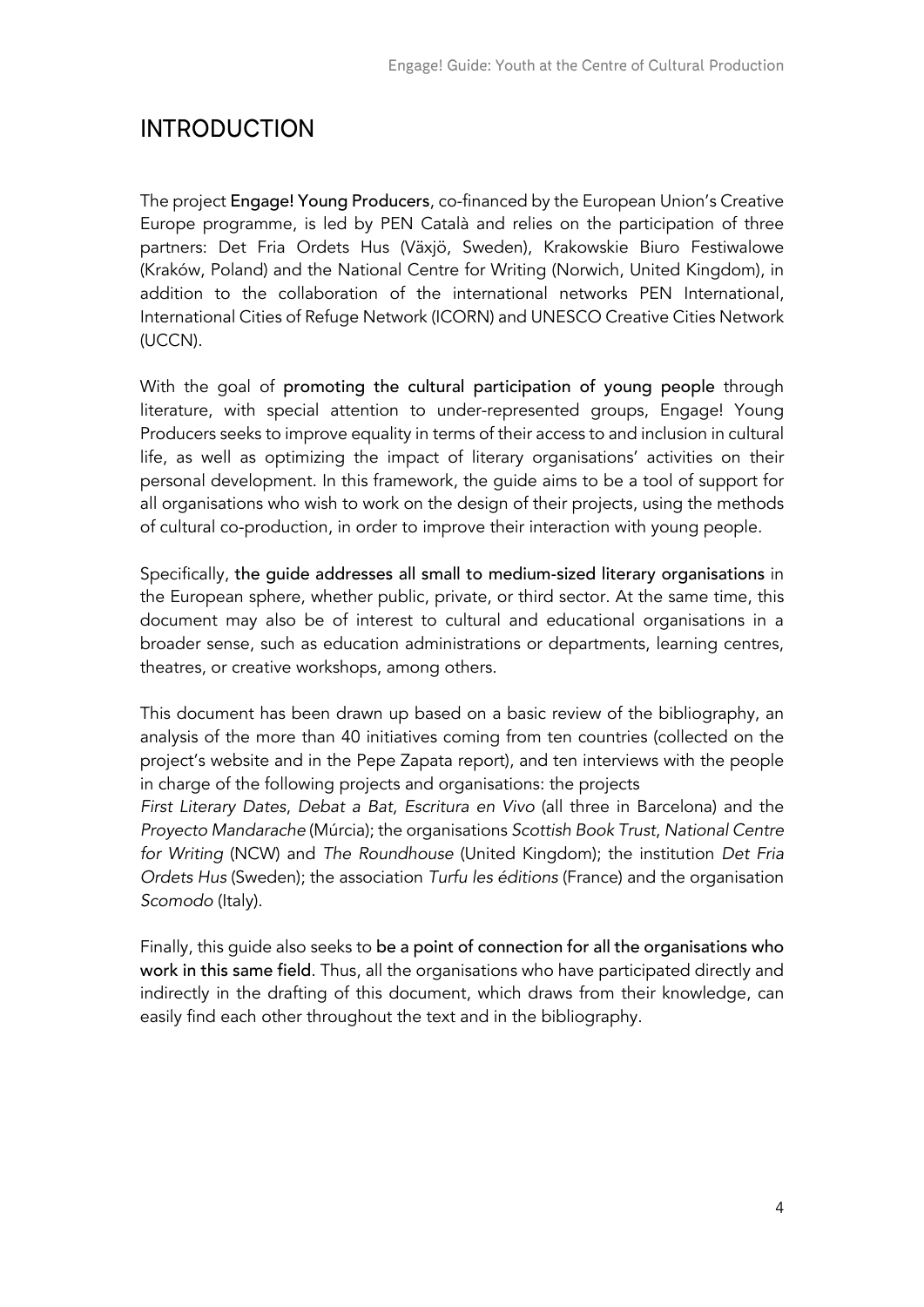# INTRODUCTION

The project **Engage! Young Producers**, co-financed by the European Union's Creative Europe programme, is led by PEN Català and relies on the participation of three partners: Det Fria Ordets Hus (Växjö, Sweden), Krakowskie Biuro Festiwalowe (Kraków, Poland) and the National Centre for Writing (Norwich, United Kingdom), in addition to the collaboration of the international networks PEN International, International Cities of Refuge Network (ICORN) and UNESCO Creative Cities Network (UCCN).

With the goal of **promoting the cultural participation of young people** through literature, with special attention to under-represented groups, Engage! Young Producers seeks to improve equality in terms of their access to and inclusion in cultural life, as well as optimizing the impact of literary organisations' activities on their personal development. In this framework, the guide aims to be a tool of support for all organisations who wish to work on the design of their projects, using the methods of cultural co-production, in order to improve their interaction with young people.

Specifically, **the guide addresses all small to medium-sized literary organisations** in the European sphere, whether public, private, or third sector. At the same time, this document may also be of interest to cultural and educational organisations in a broader sense, such as education administrations or departments, learning centres, theatres, or creative workshops, among others.

This document has been drawn up based on a basic review of the bibliography, an analysis of the more than 40 initiatives coming from ten countries (collected on the project's website and in the Pepe Zapata report), and ten interviews with the people in charge of the following projects and organisations: the projects *First Literary Dates*, *Debat a Bat*, *Escritura en Vivo* (all three in Barcelona) and the *Proyecto Mandarache* (Múrcia); the organisations *Scottish Book Trust*, *National Centre for Writing* (NCW) and *The Roundhouse* (United Kingdom); the institution *Det Fria Ordets Hus* (Sweden); the association *Turfu les éditions* (France) and the organisation *Scomodo* (Italy).

Finally, this guide also seeks to **be a point of connection for all the organisations who work in this same field**. Thus, all the organisations who have participated directly and indirectly in the drafting of this document, which draws from their knowledge, can easily find each other throughout the text and in the bibliography.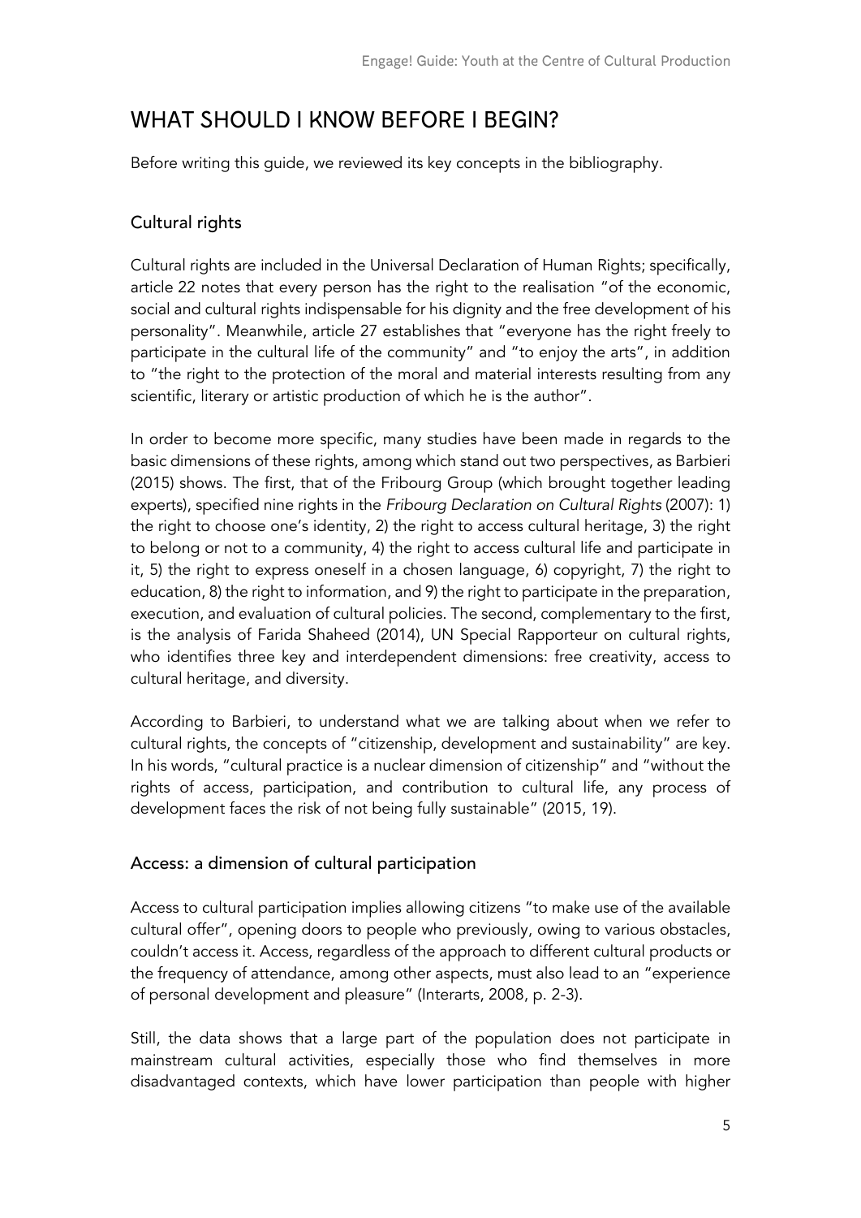# WHAT SHOULD I KNOW BEFORE I BEGIN?

Before writing this guide, we reviewed its key concepts in the bibliography.

## Cultural rights

Cultural rights are included in the Universal Declaration of Human Rights; specifically, article 22 notes that every person has the right to the realisation "of the economic, social and cultural rights indispensable for his dignity and the free development of his personality". Meanwhile, article 27 establishes that "everyone has the right freely to participate in the cultural life of the community" and "to enjoy the arts", in addition to "the right to the protection of the moral and material interests resulting from any scientific, literary or artistic production of which he is the author".

In order to become more specific, many studies have been made in regards to the basic dimensions of these rights, among which stand out two perspectives, as Barbieri (2015) shows. The first, that of the Fribourg Group (which brought together leading experts), specified nine rights in the *Fribourg Declaration on Cultural Rights* (2007): 1) the right to choose one's identity, 2) the right to access cultural heritage, 3) the right to belong or not to a community, 4) the right to access cultural life and participate in it, 5) the right to express oneself in a chosen language, 6) copyright, 7) the right to education, 8) the right to information, and 9) the right to participate in the preparation, execution, and evaluation of cultural policies. The second, complementary to the first, is the analysis of Farida Shaheed (2014), UN Special Rapporteur on cultural rights, who identifies three key and interdependent dimensions: free creativity, access to cultural heritage, and diversity.

According to Barbieri, to understand what we are talking about when we refer to cultural rights, the concepts of "citizenship, development and sustainability" are key. In his words, "cultural practice is a nuclear dimension of citizenship" and "without the rights of access, participation, and contribution to cultural life, any process of development faces the risk of not being fully sustainable" (2015, 19).

## Access: a dimension of cultural participation

Access to cultural participation implies allowing citizens "to make use of the available cultural offer", opening doors to people who previously, owing to various obstacles, couldn't access it. Access, regardless of the approach to different cultural products or the frequency of attendance, among other aspects, must also lead to an "experience of personal development and pleasure" (Interarts, 2008, p. 2-3).

Still, the data shows that a large part of the population does not participate in mainstream cultural activities, especially those who find themselves in more disadvantaged contexts, which have lower participation than people with higher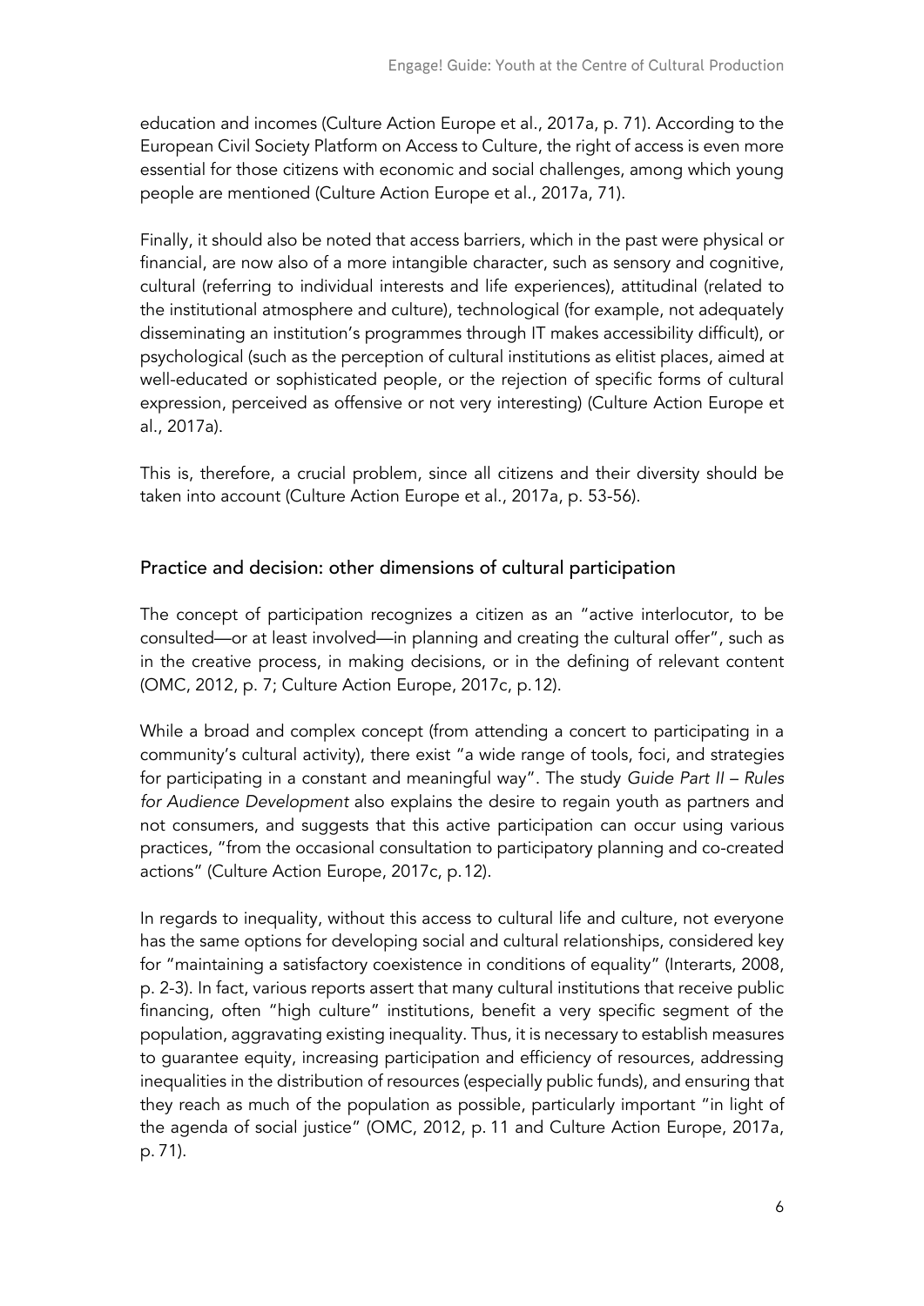education and incomes (Culture Action Europe et al., 2017a, p. 71). According to the European Civil Society Platform on Access to Culture, the right of access is even more essential for those citizens with economic and social challenges, among which young people are mentioned (Culture Action Europe et al., 2017a, 71).

Finally, it should also be noted that access barriers, which in the past were physical or financial, are now also of a more intangible character, such as sensory and cognitive, cultural (referring to individual interests and life experiences), attitudinal (related to the institutional atmosphere and culture), technological (for example, not adequately disseminating an institution's programmes through IT makes accessibility difficult), or psychological (such as the perception of cultural institutions as elitist places, aimed at well-educated or sophisticated people, or the rejection of specific forms of cultural expression, perceived as offensive or not very interesting) (Culture Action Europe et al., 2017a).

This is, therefore, a crucial problem, since all citizens and their diversity should be taken into account (Culture Action Europe et al., 2017a, p. 53-56).

## Practice and decision: other dimensions of cultural participation

The concept of participation recognizes a citizen as an "active interlocutor, to be consulted—or at least involved—in planning and creating the cultural offer", such as in the creative process, in making decisions, or in the defining of relevant content (OMC, 2012, p. 7; Culture Action Europe, 2017c, p.12).

While a broad and complex concept (from attending a concert to participating in a community's cultural activity), there exist "a wide range of tools, foci, and strategies for participating in a constant and meaningful way". The study *Guide Part II – Rules for Audience Development* also explains the desire to regain youth as partners and not consumers, and suggests that this active participation can occur using various practices, "from the occasional consultation to participatory planning and co-created actions" (Culture Action Europe, 2017c, p.12).

In regards to inequality, without this access to cultural life and culture, not everyone has the same options for developing social and cultural relationships, considered key for "maintaining a satisfactory coexistence in conditions of equality" (Interarts, 2008, p. 2-3). In fact, various reports assert that many cultural institutions that receive public financing, often "high culture" institutions, benefit a very specific segment of the population, aggravating existing inequality. Thus, it is necessary to establish measures to guarantee equity, increasing participation and efficiency of resources, addressing inequalities in the distribution of resources (especially public funds), and ensuring that they reach as much of the population as possible, particularly important "in light of the agenda of social justice" (OMC, 2012, p. 11 and Culture Action Europe, 2017a, p. 71).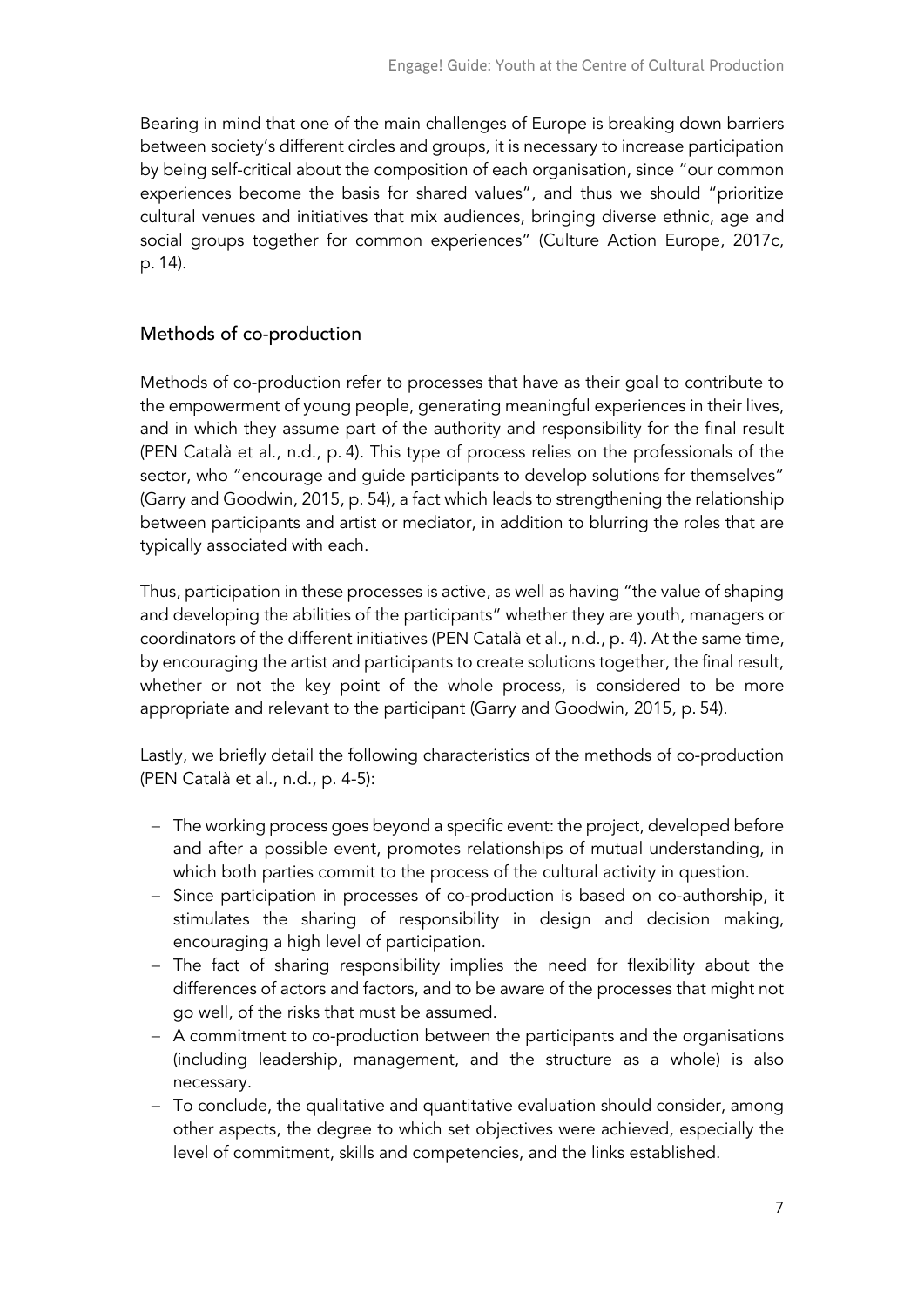Bearing in mind that one of the main challenges of Europe is breaking down barriers between society's different circles and groups, it is necessary to increase participation by being self-critical about the composition of each organisation, since "our common experiences become the basis for shared values", and thus we should "prioritize cultural venues and initiatives that mix audiences, bringing diverse ethnic, age and social groups together for common experiences" (Culture Action Europe, 2017c, p. 14).

## Methods of co-production

Methods of co-production refer to processes that have as their goal to contribute to the empowerment of young people, generating meaningful experiences in their lives, and in which they assume part of the authority and responsibility for the final result (PEN Català et al., n.d., p. 4). This type of process relies on the professionals of the sector, who "encourage and guide participants to develop solutions for themselves" (Garry and Goodwin, 2015, p. 54), a fact which leads to strengthening the relationship between participants and artist or mediator, in addition to blurring the roles that are typically associated with each.

Thus, participation in these processes is active, as well as having "the value of shaping and developing the abilities of the participants" whether they are youth, managers or coordinators of the different initiatives (PEN Català et al., n.d., p. 4). At the same time, by encouraging the artist and participants to create solutions together, the final result, whether or not the key point of the whole process, is considered to be more appropriate and relevant to the participant (Garry and Goodwin, 2015, p. 54).

Lastly, we briefly detail the following characteristics of the methods of co-production (PEN Català et al., n.d., p. 4-5):

- The working process goes beyond a specific event: the project, developed before and after a possible event, promotes relationships of mutual understanding, in which both parties commit to the process of the cultural activity in question.
- Since participation in processes of co-production is based on co-authorship, it stimulates the sharing of responsibility in design and decision making, encouraging a high level of participation.
- The fact of sharing responsibility implies the need for flexibility about the differences of actors and factors, and to be aware of the processes that might not go well, of the risks that must be assumed.
- A commitment to co-production between the participants and the organisations (including leadership, management, and the structure as a whole) is also necessary.
- To conclude, the qualitative and quantitative evaluation should consider, among other aspects, the degree to which set objectives were achieved, especially the level of commitment, skills and competencies, and the links established.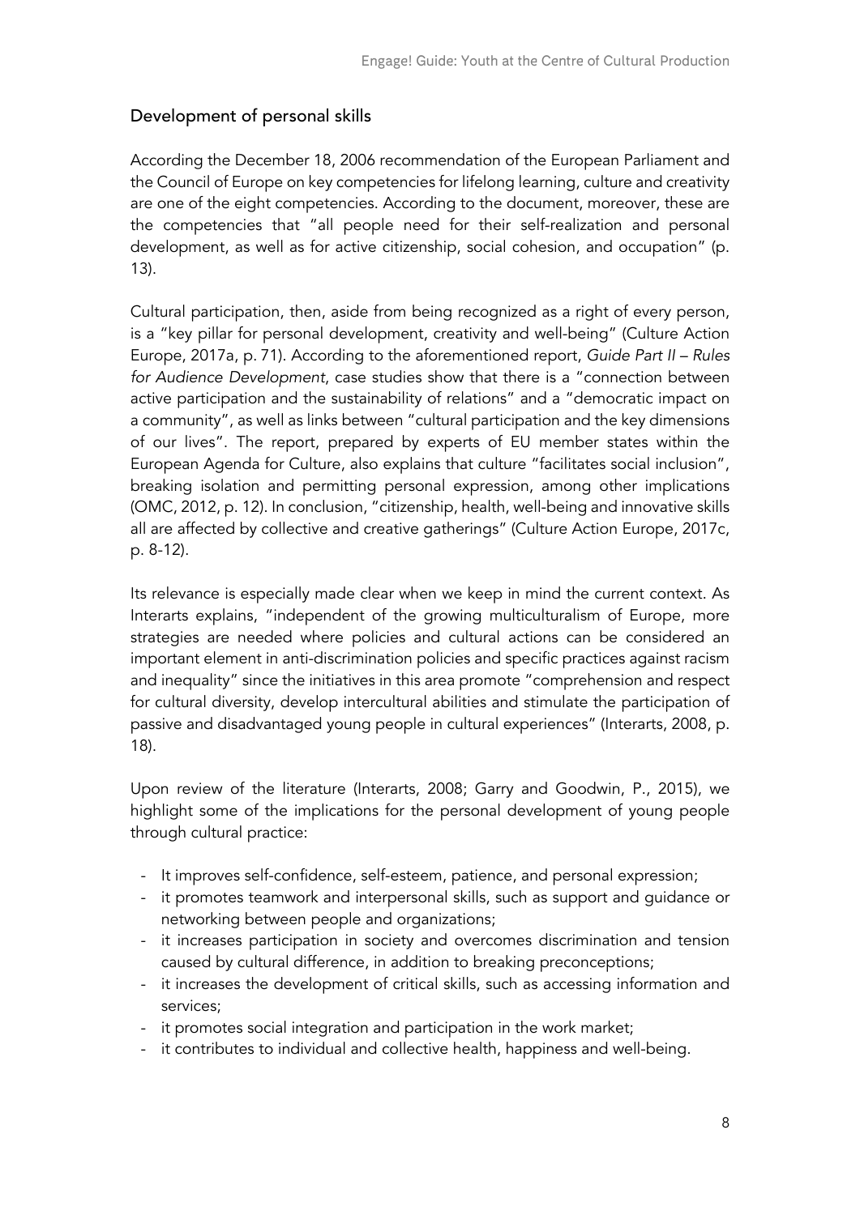## Development of personal skills

According the December 18, 2006 recommendation of the European Parliament and the Council of Europe on key competencies for lifelong learning, culture and creativity are one of the eight competencies. According to the document, moreover, these are the competencies that "all people need for their self-realization and personal development, as well as for active citizenship, social cohesion, and occupation" (p. 13).

Cultural participation, then, aside from being recognized as a right of every person, is a "key pillar for personal development, creativity and well-being" (Culture Action Europe, 2017a, p. 71). According to the aforementioned report, *Guide Part II – Rules for Audience Development*, case studies show that there is a "connection between active participation and the sustainability of relations" and a "democratic impact on a community", as well as links between "cultural participation and the key dimensions of our lives". The report, prepared by experts of EU member states within the European Agenda for Culture, also explains that culture "facilitates social inclusion", breaking isolation and permitting personal expression, among other implications (OMC, 2012, p. 12). In conclusion, "citizenship, health, well-being and innovative skills all are affected by collective and creative gatherings" (Culture Action Europe, 2017c, p. 8-12).

Its relevance is especially made clear when we keep in mind the current context. As Interarts explains, "independent of the growing multiculturalism of Europe, more strategies are needed where policies and cultural actions can be considered an important element in anti-discrimination policies and specific practices against racism and inequality" since the initiatives in this area promote "comprehension and respect for cultural diversity, develop intercultural abilities and stimulate the participation of passive and disadvantaged young people in cultural experiences" (Interarts, 2008, p. 18).

Upon review of the literature (Interarts, 2008; Garry and Goodwin, P., 2015), we highlight some of the implications for the personal development of young people through cultural practice:

- It improves self-confidence, self-esteem, patience, and personal expression;
- it promotes teamwork and interpersonal skills, such as support and guidance or networking between people and organizations;
- it increases participation in society and overcomes discrimination and tension caused by cultural difference, in addition to breaking preconceptions;
- it increases the development of critical skills, such as accessing information and services;
- it promotes social integration and participation in the work market;
- it contributes to individual and collective health, happiness and well-being.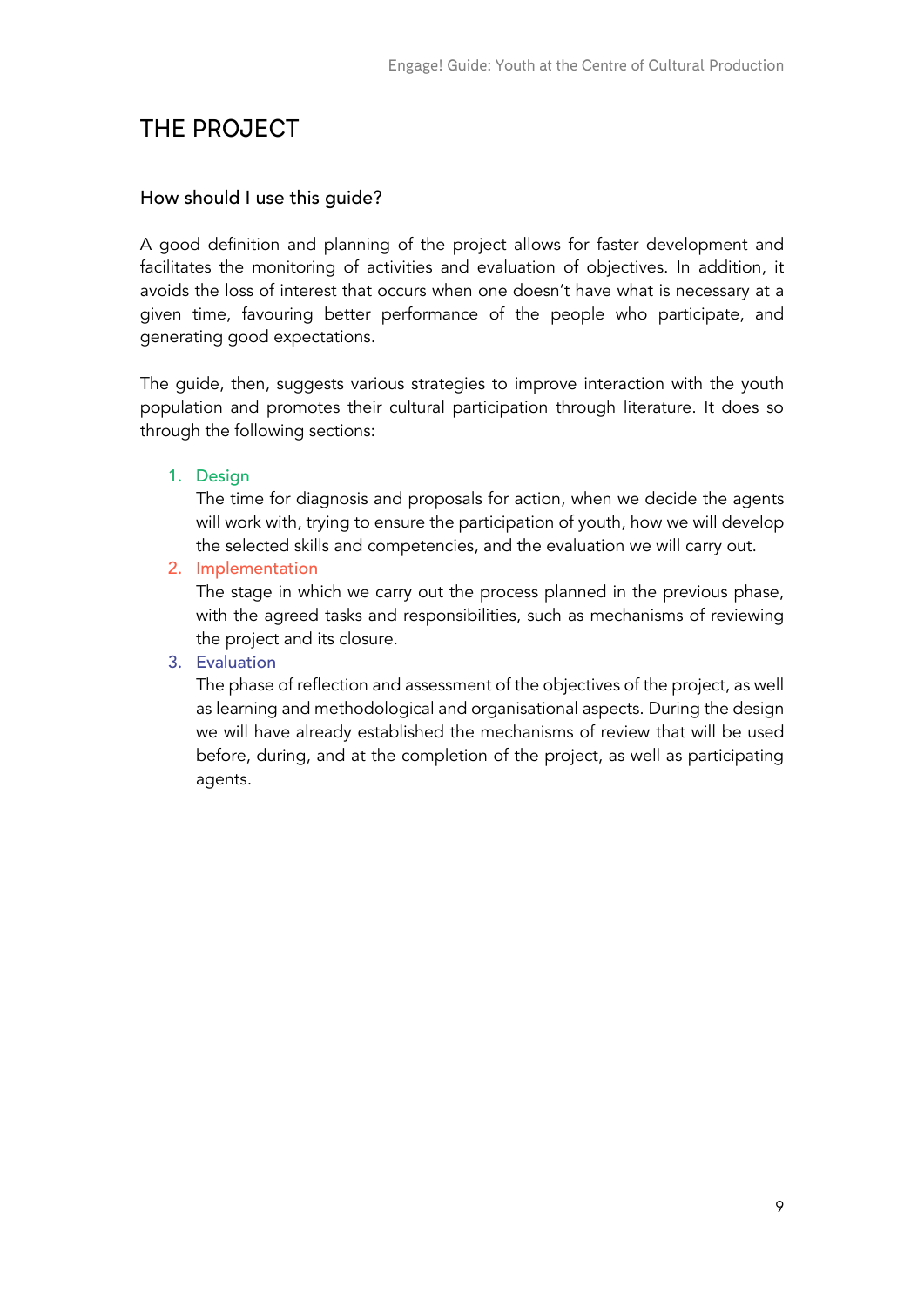# THE PROJECT

## How should I use this guide?

A good definition and planning of the project allows for faster development and facilitates the monitoring of activities and evaluation of objectives. In addition, it avoids the loss of interest that occurs when one doesn't have what is necessary at a given time, favouring better performance of the people who participate, and generating good expectations.

The guide, then, suggests various strategies to improve interaction with the youth population and promotes their cultural participation through literature. It does so through the following sections:

1. Design
   The time for diagnosis and proposals for action, when we decide the agents will work with, trying to ensure the participation of youth, how we will develop the selected skills and competencies, and the evaluation we will carry out.
2. Implementation
   The stage in which we carry out the process planned in the previous phase, with the agreed tasks and responsibilities, such as mechanisms of reviewing the project and its closure.
3. Evaluation
   The phase of reflection and assessment of the objectives of the project, as well as learning and methodological and organisational aspects. During the design we will have already established the mechanisms of review that will be used before, during, and at the completion of the project, as well as participating agents.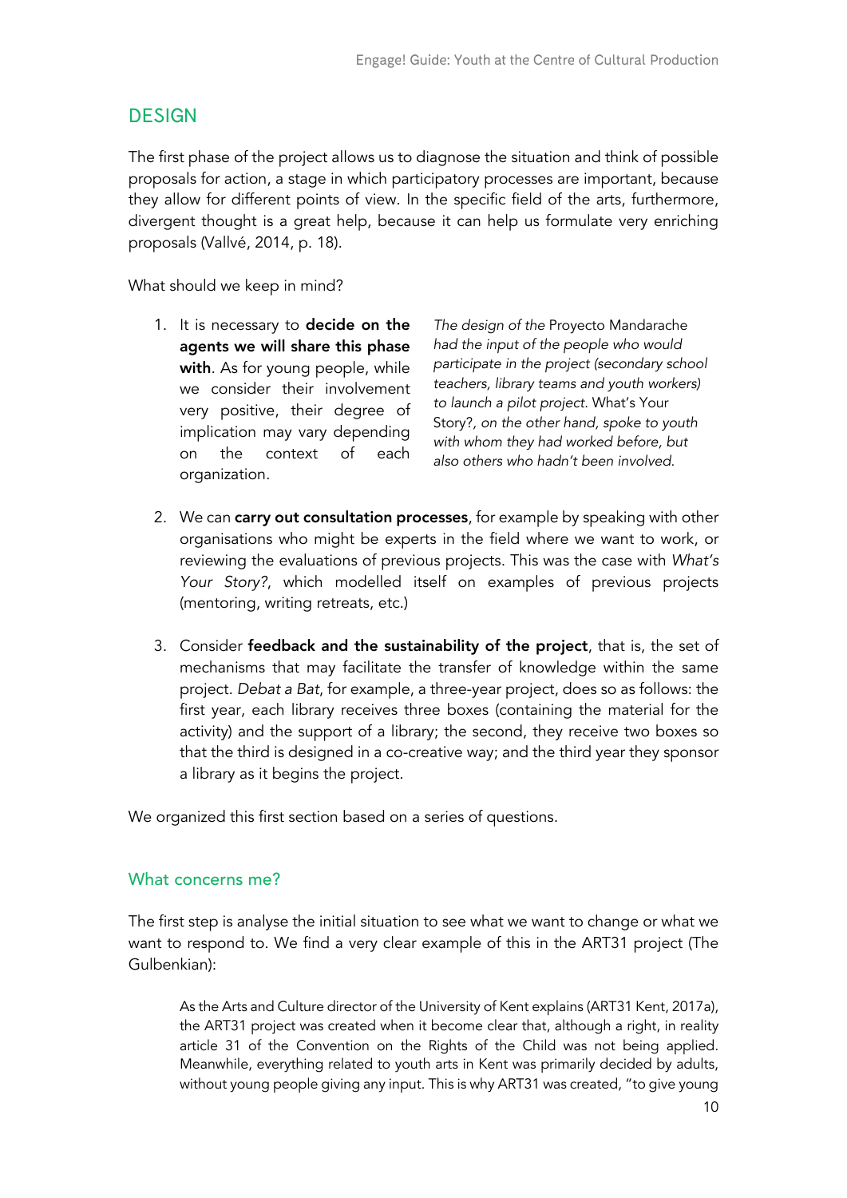## DESIGN

The first phase of the project allows us to diagnose the situation and think of possible proposals for action, a stage in which participatory processes are important, because they allow for different points of view. In the specific field of the arts, furthermore, divergent thought is a great help, because it can help us formulate very enriching proposals (Vallvé, 2014, p. 18).

What should we keep in mind?

1. It is necessary to **decide on the agents we will share this phase with**. As for young people, while we consider their involvement very positive, their degree of implication may vary depending on the context of each organization.

*The design of the* Proyecto Mandarache *had the input of the people who would participate in the project (secondary school teachers, library teams and youth workers) to launch a pilot project.* What's Your Story?*, on the other hand, spoke to youth with whom they had worked before, but also others who hadn't been involved.*

2. We can **carry out consultation processes**, for example by speaking with other organisations who might be experts in the field where we want to work, or reviewing the evaluations of previous projects. This was the case with *What's Your Story?*, which modelled itself on examples of previous projects (mentoring, writing retreats, etc.)

3. Consider **feedback and the sustainability of the project**, that is, the set of mechanisms that may facilitate the transfer of knowledge within the same project. *Debat a Bat*, for example, a three-year project, does so as follows: the first year, each library receives three boxes (containing the material for the activity) and the support of a library; the second, they receive two boxes so that the third is designed in a co-creative way; and the third year they sponsor a library as it begins the project.

We organized this first section based on a series of questions.

### What concerns me?

The first step is analyse the initial situation to see what we want to change or what we want to respond to. We find a very clear example of this in the ART31 project (The Gulbenkian):

> As the Arts and Culture director of the University of Kent explains (ART31 Kent, 2017a), the ART31 project was created when it become clear that, although a right, in reality article 31 of the Convention on the Rights of the Child was not being applied. Meanwhile, everything related to youth arts in Kent was primarily decided by adults, without young people giving any input. This is why ART31 was created, "to give young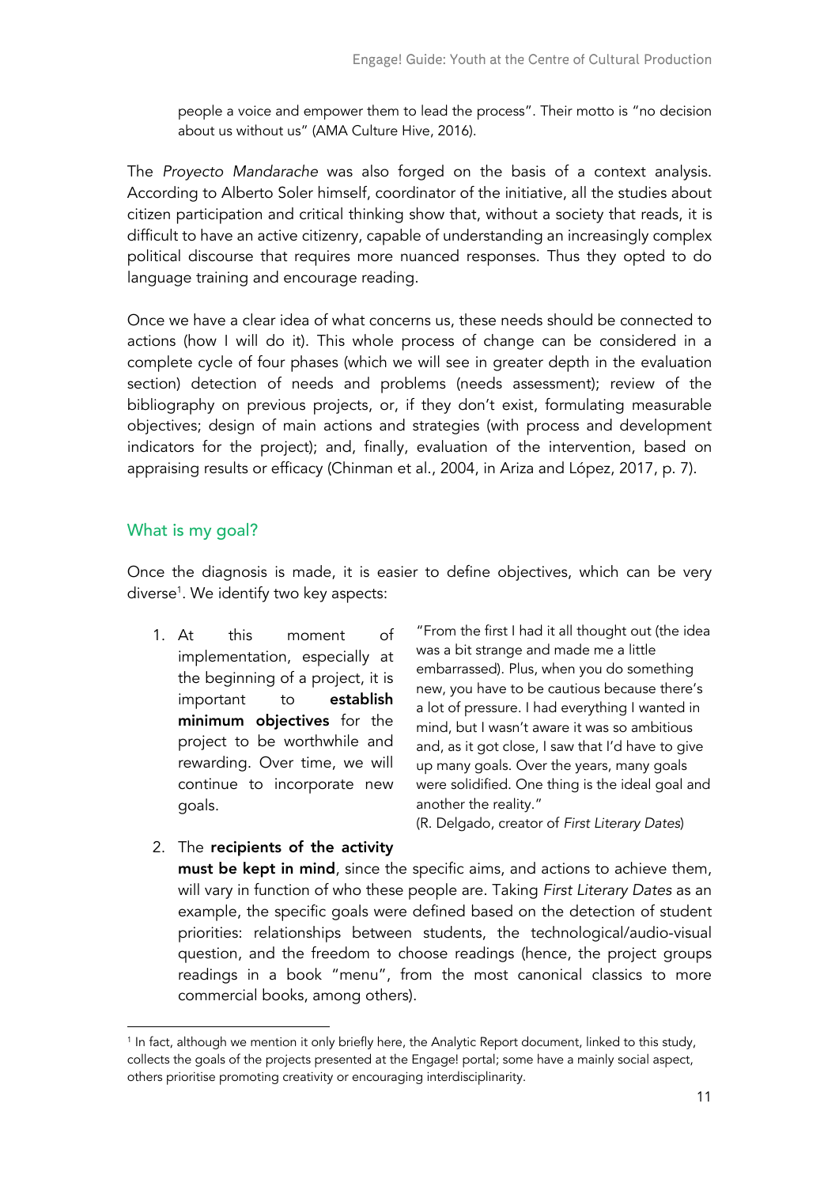people a voice and empower them to lead the process". Their motto is "no decision about us without us" (AMA Culture Hive, 2016).

The *Proyecto Mandarache* was also forged on the basis of a context analysis. According to Alberto Soler himself, coordinator of the initiative, all the studies about citizen participation and critical thinking show that, without a society that reads, it is difficult to have an active citizenry, capable of understanding an increasingly complex political discourse that requires more nuanced responses. Thus they opted to do language training and encourage reading.

Once we have a clear idea of what concerns us, these needs should be connected to actions (how I will do it). This whole process of change can be considered in a complete cycle of four phases (which we will see in greater depth in the evaluation section) detection of needs and problems (needs assessment); review of the bibliography on previous projects, or, if they don't exist, formulating measurable objectives; design of main actions and strategies (with process and development indicators for the project); and, finally, evaluation of the intervention, based on appraising results or efficacy (Chinman et al., 2004, in Ariza and López, 2017, p. 7).

## What is my goal?

Once the diagnosis is made, it is easier to define objectives, which can be very diverse[1]. We identify two key aspects:

1. At this moment of implementation, especially at the beginning of a project, it is important to **establish minimum objectives** for the project to be worthwhile and rewarding. Over time, we will continue to incorporate new goals.

> "From the first I had it all thought out (the idea was a bit strange and made me a little embarrassed). Plus, when you do something new, you have to be cautious because there's a lot of pressure. I had everything I wanted in mind, but I wasn't aware it was so ambitious and, as it got close, I saw that I'd have to give up many goals. Over the years, many goals were solidified. One thing is the ideal goal and another the reality."
> (R. Delgado, creator of *First Literary Dates*)

2. The **recipients of the activity must be kept in mind**, since the specific aims, and actions to achieve them, will vary in function of who these people are. Taking *First Literary Dates* as an example, the specific goals were defined based on the detection of student priorities: relationships between students, the technological/audio-visual question, and the freedom to choose readings (hence, the project groups readings in a book "menu", from the most canonical classics to more commercial books, among others).

[1] In fact, although we mention it only briefly here, the Analytic Report document, linked to this study, collects the goals of the projects presented at the Engage! portal; some have a mainly social aspect, others prioritise promoting creativity or encouraging interdisciplinarity.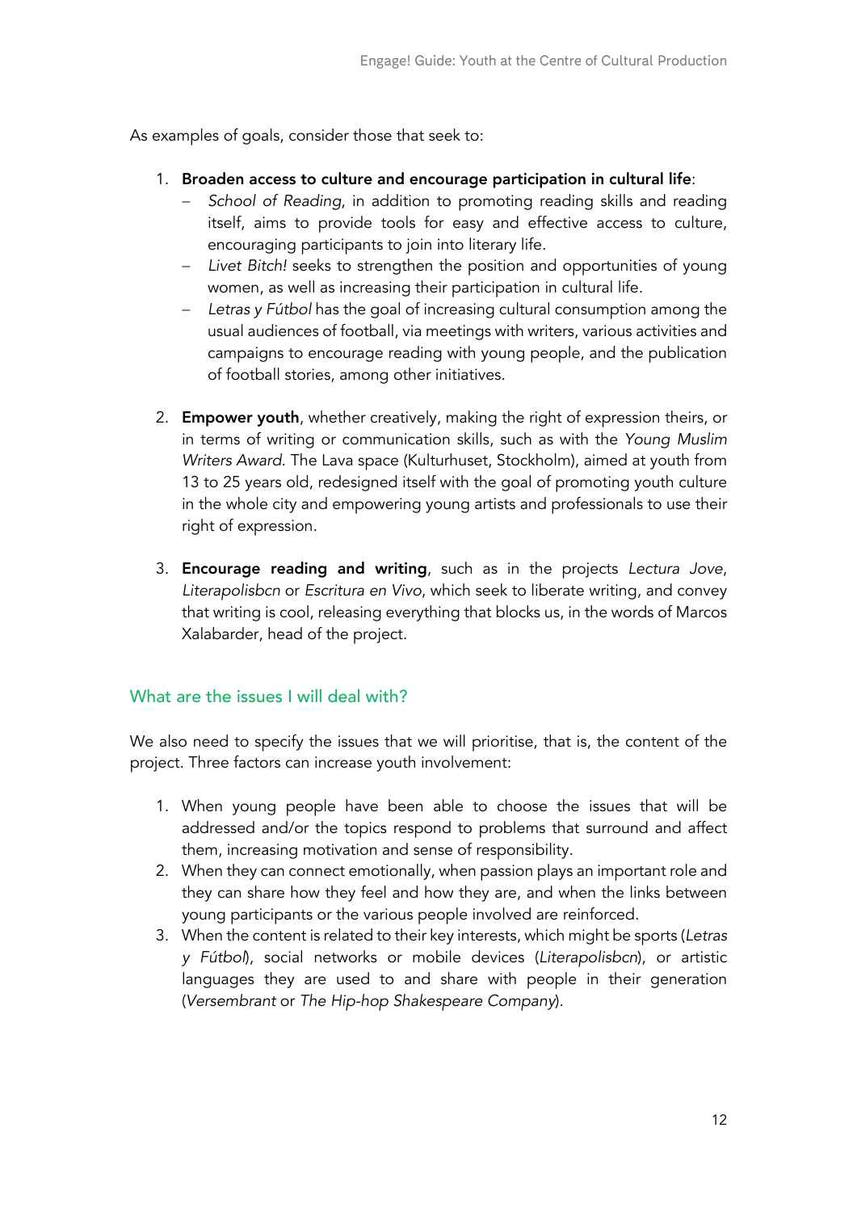As examples of goals, consider those that seek to:

1. **Broaden access to culture and encourage participation in cultural life**:
   - *School of Reading*, in addition to promoting reading skills and reading itself, aims to provide tools for easy and effective access to culture, encouraging participants to join into literary life.
   - *Livet Bitch!* seeks to strengthen the position and opportunities of young women, as well as increasing their participation in cultural life.
   - *Letras y Fútbol* has the goal of increasing cultural consumption among the usual audiences of football, via meetings with writers, various activities and campaigns to encourage reading with young people, and the publication of football stories, among other initiatives.

2. **Empower youth**, whether creatively, making the right of expression theirs, or in terms of writing or communication skills, such as with the *Young Muslim Writers Award*. The Lava space (Kulturhuset, Stockholm), aimed at youth from 13 to 25 years old, redesigned itself with the goal of promoting youth culture in the whole city and empowering young artists and professionals to use their right of expression.

3. **Encourage reading and writing**, such as in the projects *Lectura Jove*, *Literapolisbcn* or *Escritura en Vivo*, which seek to liberate writing, and convey that writing is cool, releasing everything that blocks us, in the words of Marcos Xalabarder, head of the project.

## What are the issues I will deal with?

We also need to specify the issues that we will prioritise, that is, the content of the project. Three factors can increase youth involvement:

1. When young people have been able to choose the issues that will be addressed and/or the topics respond to problems that surround and affect them, increasing motivation and sense of responsibility.
2. When they can connect emotionally, when passion plays an important role and they can share how they feel and how they are, and when the links between young participants or the various people involved are reinforced.
3. When the content is related to their key interests, which might be sports (*Letras y Fútbol*), social networks or mobile devices (*Literapolisbcn*), or artistic languages they are used to and share with people in their generation (*Versembrant* or *The Hip-hop Shakespeare Company*).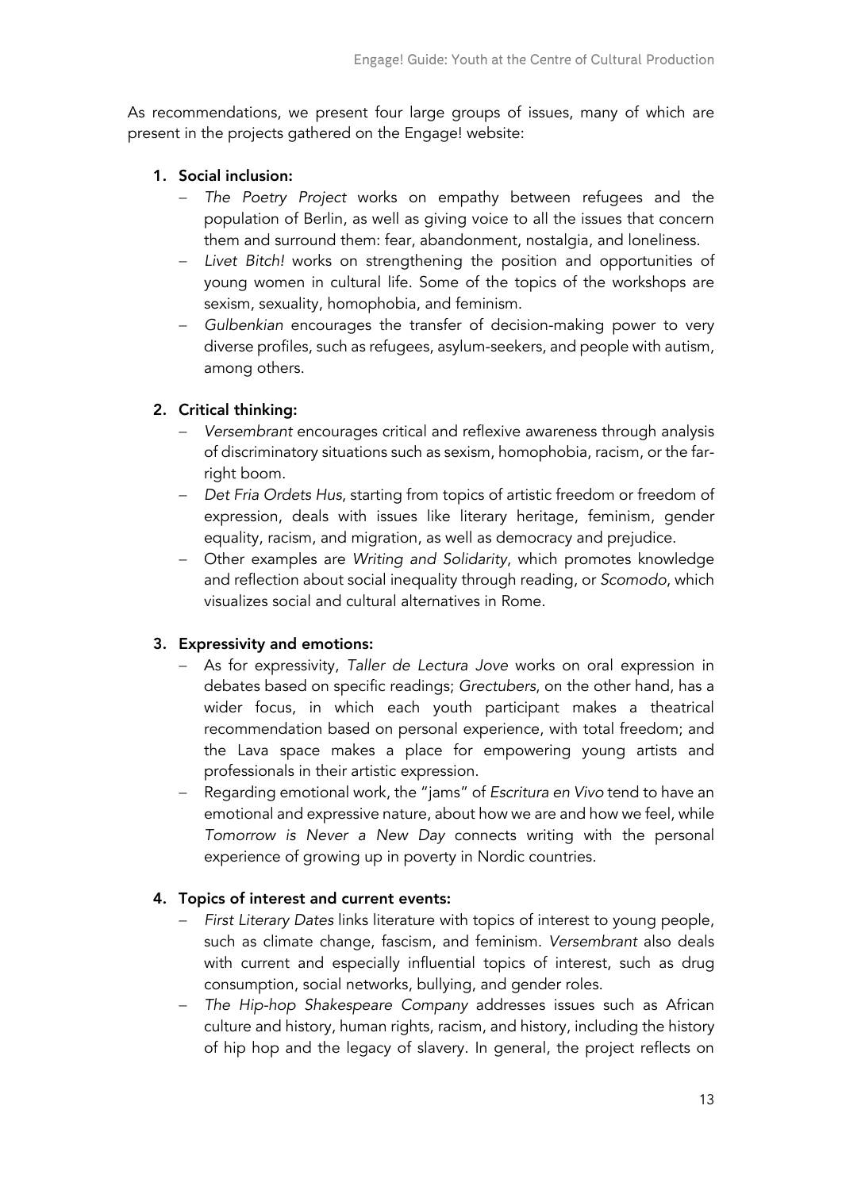As recommendations, we present four large groups of issues, many of which are present in the projects gathered on the Engage! website:

1. **Social inclusion:**
   - *The Poetry Project* works on empathy between refugees and the population of Berlin, as well as giving voice to all the issues that concern them and surround them: fear, abandonment, nostalgia, and loneliness.
   - *Livet Bitch!* works on strengthening the position and opportunities of young women in cultural life. Some of the topics of the workshops are sexism, sexuality, homophobia, and feminism.
   - *Gulbenkian* encourages the transfer of decision-making power to very diverse profiles, such as refugees, asylum-seekers, and people with autism, among others.

2. **Critical thinking:**
   - *Versembrant* encourages critical and reflexive awareness through analysis of discriminatory situations such as sexism, homophobia, racism, or the far-right boom.
   - *Det Fria Ordets Hus*, starting from topics of artistic freedom or freedom of expression, deals with issues like literary heritage, feminism, gender equality, racism, and migration, as well as democracy and prejudice.
   - Other examples are *Writing and Solidarity*, which promotes knowledge and reflection about social inequality through reading, or *Scomodo*, which visualizes social and cultural alternatives in Rome.

3. **Expressivity and emotions:**
   - As for expressivity, *Taller de Lectura Jove* works on oral expression in debates based on specific readings; *Grectubers*, on the other hand, has a wider focus, in which each youth participant makes a theatrical recommendation based on personal experience, with total freedom; and the Lava space makes a place for empowering young artists and professionals in their artistic expression.
   - Regarding emotional work, the "jams" of *Escritura en Vivo* tend to have an emotional and expressive nature, about how we are and how we feel, while *Tomorrow is Never a New Day* connects writing with the personal experience of growing up in poverty in Nordic countries.

4. **Topics of interest and current events:**
   - *First Literary Dates* links literature with topics of interest to young people, such as climate change, fascism, and feminism. *Versembrant* also deals with current and especially influential topics of interest, such as drug consumption, social networks, bullying, and gender roles.
   - *The Hip-hop Shakespeare Company* addresses issues such as African culture and history, human rights, racism, and history, including the history of hip hop and the legacy of slavery. In general, the project reflects on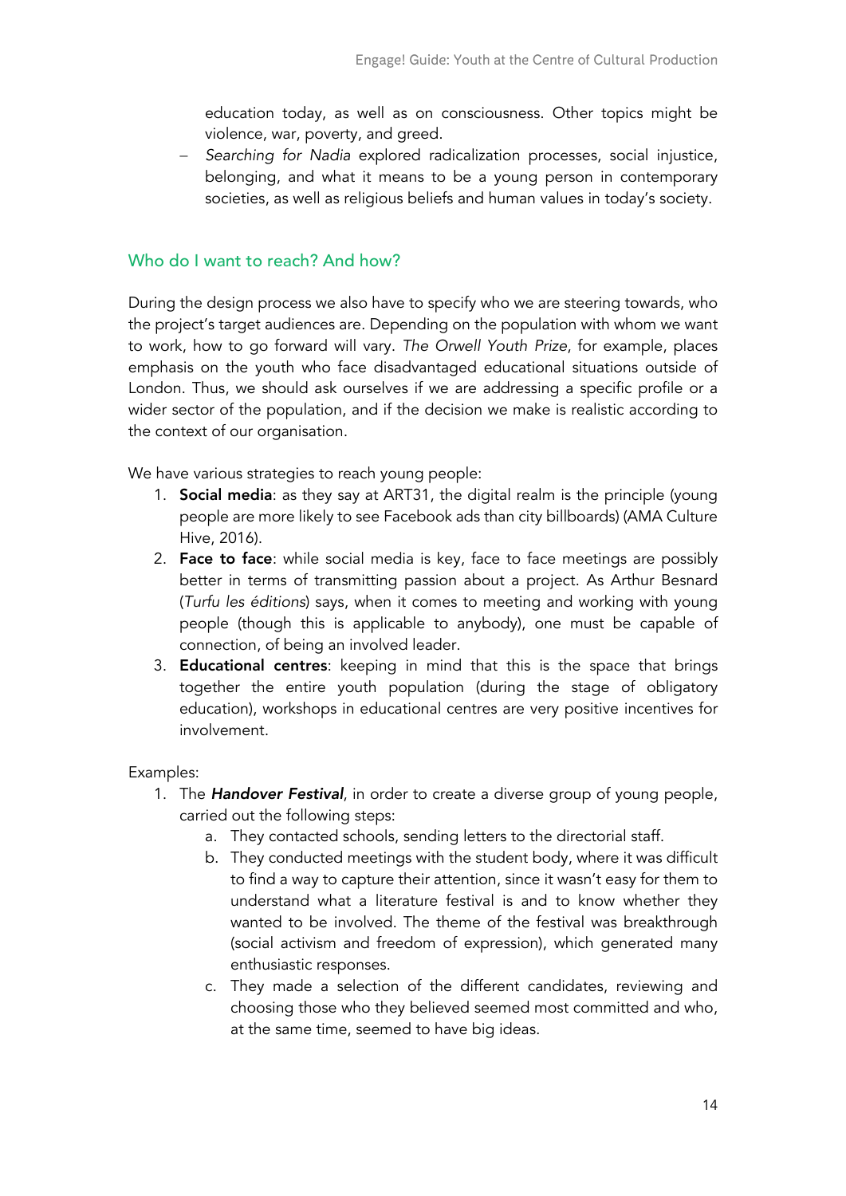education today, as well as on consciousness. Other topics might be violence, war, poverty, and greed.

- *Searching for Nadia* explored radicalization processes, social injustice, belonging, and what it means to be a young person in contemporary societies, as well as religious beliefs and human values in today's society.

## Who do I want to reach? And how?

During the design process we also have to specify who we are steering towards, who the project's target audiences are. Depending on the population with whom we want to work, how to go forward will vary. *The Orwell Youth Prize*, for example, places emphasis on the youth who face disadvantaged educational situations outside of London. Thus, we should ask ourselves if we are addressing a specific profile or a wider sector of the population, and if the decision we make is realistic according to the context of our organisation.

We have various strategies to reach young people:

1. **Social media**: as they say at ART31, the digital realm is the principle (young people are more likely to see Facebook ads than city billboards) (AMA Culture Hive, 2016).
2. **Face to face**: while social media is key, face to face meetings are possibly better in terms of transmitting passion about a project. As Arthur Besnard (*Turfu les éditions*) says, when it comes to meeting and working with young people (though this is applicable to anybody), one must be capable of connection, of being an involved leader.
3. **Educational centres**: keeping in mind that this is the space that brings together the entire youth population (during the stage of obligatory education), workshops in educational centres are very positive incentives for involvement.

Examples:

1. The ***Handover Festival***, in order to create a diverse group of young people, carried out the following steps:
   a. They contacted schools, sending letters to the directorial staff.
   b. They conducted meetings with the student body, where it was difficult to find a way to capture their attention, since it wasn't easy for them to understand what a literature festival is and to know whether they wanted to be involved. The theme of the festival was breakthrough (social activism and freedom of expression), which generated many enthusiastic responses.
   c. They made a selection of the different candidates, reviewing and choosing those who they believed seemed most committed and who, at the same time, seemed to have big ideas.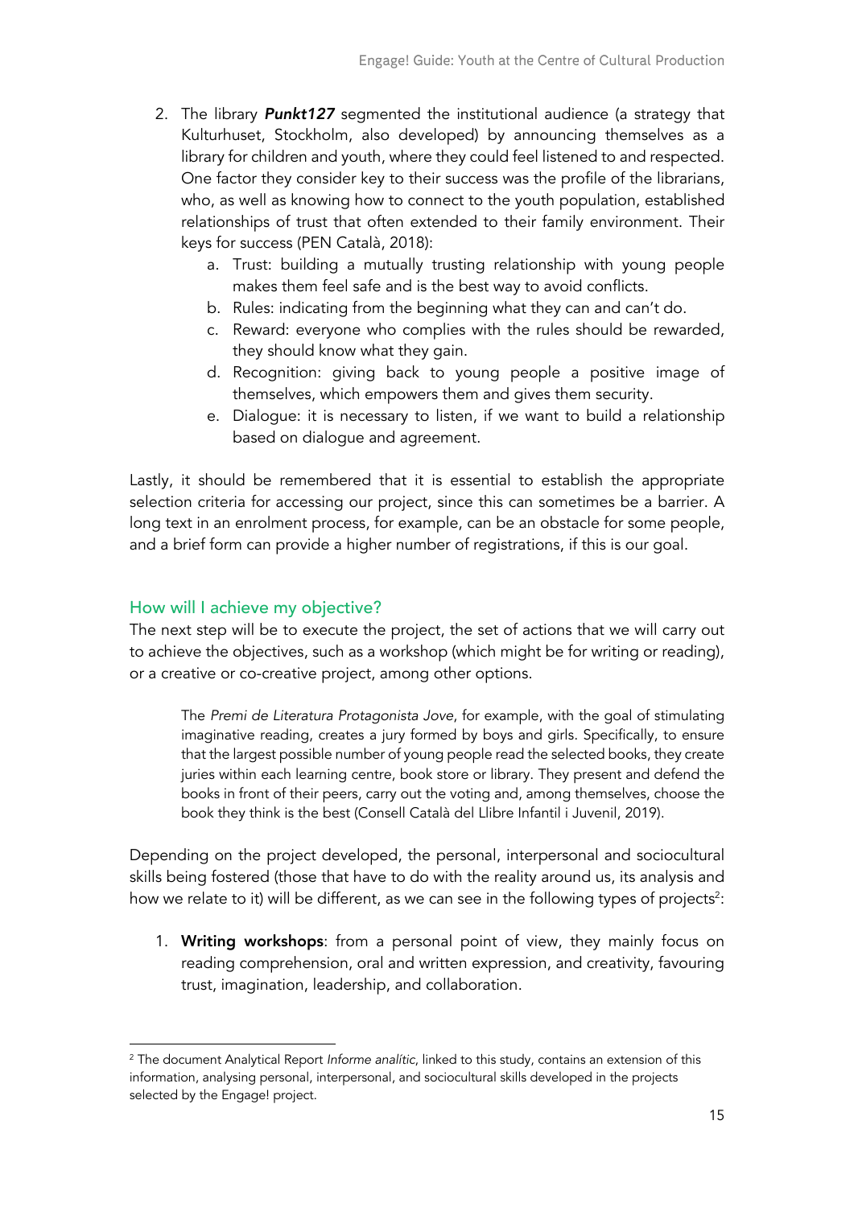2. The library ***Punkt127*** segmented the institutional audience (a strategy that Kulturhuset, Stockholm, also developed) by announcing themselves as a library for children and youth, where they could feel listened to and respected. One factor they consider key to their success was the profile of the librarians, who, as well as knowing how to connect to the youth population, established relationships of trust that often extended to their family environment. Their keys for success (PEN Català, 2018):
    a. Trust: building a mutually trusting relationship with young people makes them feel safe and is the best way to avoid conflicts.
    b. Rules: indicating from the beginning what they can and can't do.
    c. Reward: everyone who complies with the rules should be rewarded, they should know what they gain.
    d. Recognition: giving back to young people a positive image of themselves, which empowers them and gives them security.
    e. Dialogue: it is necessary to listen, if we want to build a relationship based on dialogue and agreement.

Lastly, it should be remembered that it is essential to establish the appropriate selection criteria for accessing our project, since this can sometimes be a barrier. A long text in an enrolment process, for example, can be an obstacle for some people, and a brief form can provide a higher number of registrations, if this is our goal.

## How will I achieve my objective?

The next step will be to execute the project, the set of actions that we will carry out to achieve the objectives, such as a workshop (which might be for writing or reading), or a creative or co-creative project, among other options.

> The *Premi de Literatura Protagonista Jove*, for example, with the goal of stimulating imaginative reading, creates a jury formed by boys and girls. Specifically, to ensure that the largest possible number of young people read the selected books, they create juries within each learning centre, book store or library. They present and defend the books in front of their peers, carry out the voting and, among themselves, choose the book they think is the best (Consell Català del Llibre Infantil i Juvenil, 2019).

Depending on the project developed, the personal, interpersonal and sociocultural skills being fostered (those that have to do with the reality around us, its analysis and how we relate to it) will be different, as we can see in the following types of projects[2]:

1. **Writing workshops**: from a personal point of view, they mainly focus on reading comprehension, oral and written expression, and creativity, favouring trust, imagination, leadership, and collaboration.

---

[2] The document Analytical Report *Informe analític*, linked to this study, contains an extension of this information, analysing personal, interpersonal, and sociocultural skills developed in the projects selected by the Engage! project.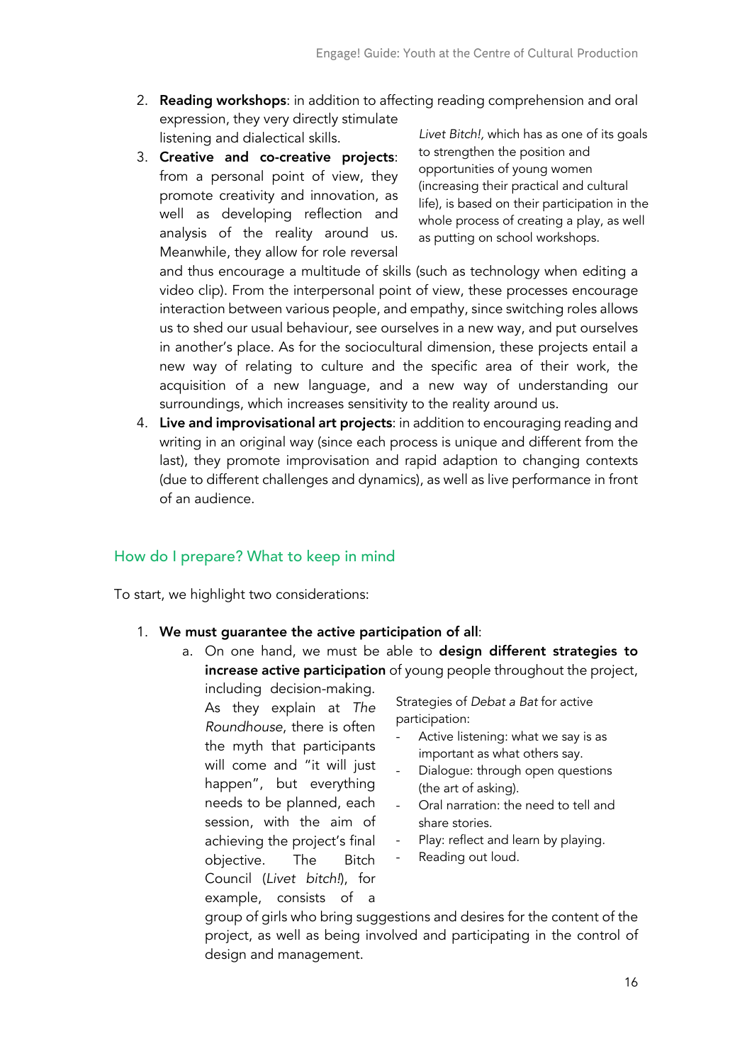2. **Reading workshops**: in addition to affecting reading comprehension and oral expression, they very directly stimulate listening and dialectical skills.
3. **Creative and co-creative projects**: from a personal point of view, they promote creativity and innovation, as well as developing reflection and analysis of the reality around us. Meanwhile, they allow for role reversal and thus encourage a multitude of skills (such as technology when editing a video clip). From the interpersonal point of view, these processes encourage interaction between various people, and empathy, since switching roles allows us to shed our usual behaviour, see ourselves in a new way, and put ourselves in another's place. As for the sociocultural dimension, these projects entail a new way of relating to culture and the specific area of their work, the acquisition of a new language, and a new way of understanding our surroundings, which increases sensitivity to the reality around us.

*Livet Bitch!,* which has as one of its goals to strengthen the position and opportunities of young women (increasing their practical and cultural life), is based on their participation in the whole process of creating a play, as well as putting on school workshops.

4. **Live and improvisational art projects**: in addition to encouraging reading and writing in an original way (since each process is unique and different from the last), they promote improvisation and rapid adaption to changing contexts (due to different challenges and dynamics), as well as live performance in front of an audience.

## How do I prepare? What to keep in mind

To start, we highlight two considerations:

1. **We must guarantee the active participation of all**:
   a. On one hand, we must be able to **design different strategies to increase active participation** of young people throughout the project, including decision-making. As they explain at *The Roundhouse*, there is often the myth that participants will come and "it will just happen", but everything needs to be planned, each session, with the aim of achieving the project's final objective. The Bitch Council (*Livet bitch!*), for example, consists of a group of girls who bring suggestions and desires for the content of the project, as well as being involved and participating in the control of design and management.

Strategies of *Debat a Bat* for active participation:

- Active listening: what we say is as important as what others say.
- Dialogue: through open questions (the art of asking).
- Oral narration: the need to tell and share stories.
- Play: reflect and learn by playing.
- Reading out loud.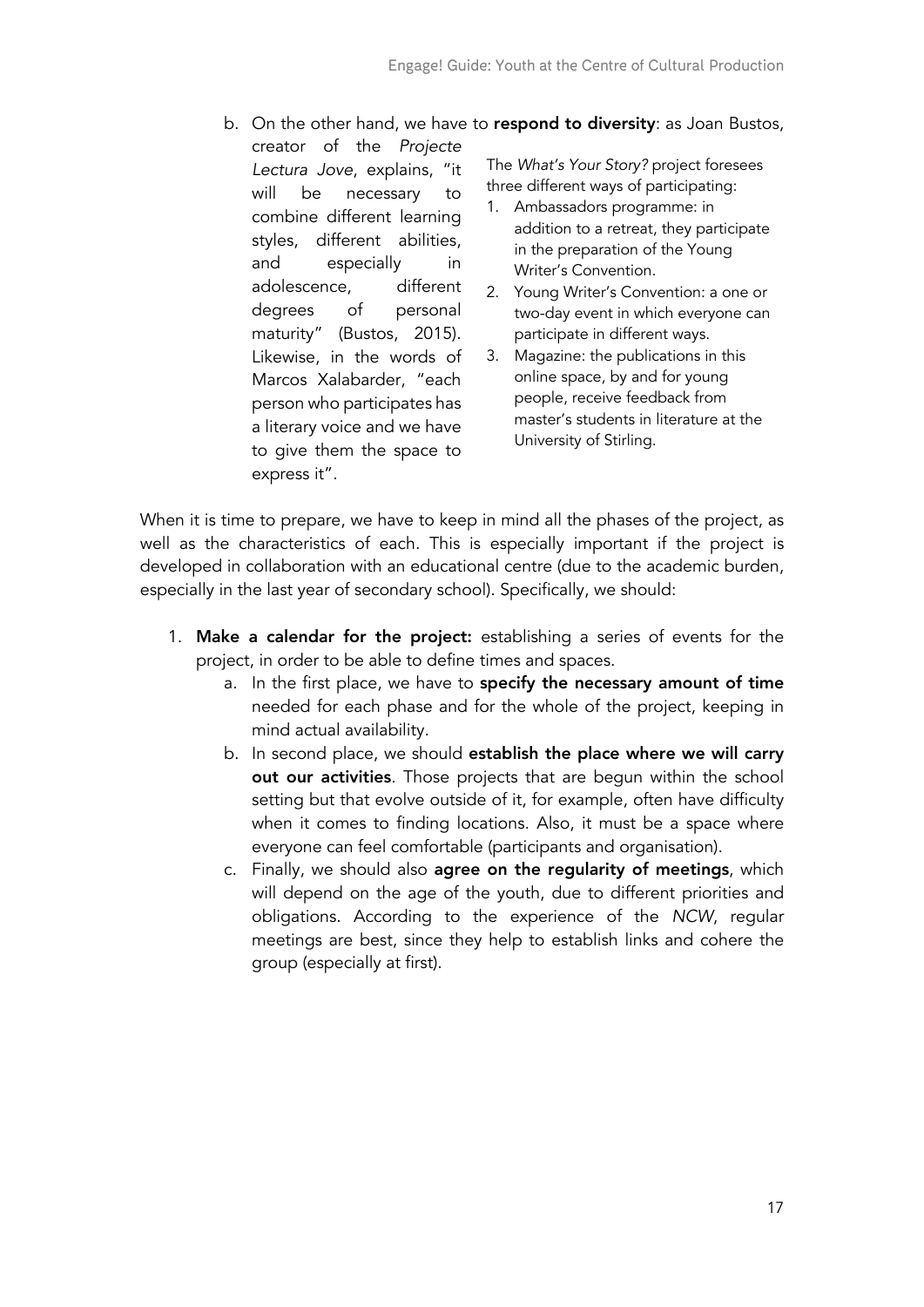b. On the other hand, we have to **respond to diversity**: as Joan Bustos, creator of the *Projecte Lectura Jove*, explains, "it will be necessary to combine different learning styles, different abilities, and especially in adolescence, different degrees of personal maturity" (Bustos, 2015). Likewise, in the words of Marcos Xalabarder, "each person who participates has a literary voice and we have to give them the space to express it".

The *What's Your Story?* project foresees three different ways of participating:

1. Ambassadors programme: in addition to a retreat, they participate in the preparation of the Young Writer's Convention.
2. Young Writer's Convention: a one or two-day event in which everyone can participate in different ways.
3. Magazine: the publications in this online space, by and for young people, receive feedback from master's students in literature at the University of Stirling.

When it is time to prepare, we have to keep in mind all the phases of the project, as well as the characteristics of each. This is especially important if the project is developed in collaboration with an educational centre (due to the academic burden, especially in the last year of secondary school). Specifically, we should:

1. **Make a calendar for the project:** establishing a series of events for the project, in order to be able to define times and spaces.
   a. In the first place, we have to **specify the necessary amount of time** needed for each phase and for the whole of the project, keeping in mind actual availability.
   b. In second place, we should **establish the place where we will carry out our activities**. Those projects that are begun within the school setting but that evolve outside of it, for example, often have difficulty when it comes to finding locations. Also, it must be a space where everyone can feel comfortable (participants and organisation).
   c. Finally, we should also **agree on the regularity of meetings**, which will depend on the age of the youth, due to different priorities and obligations. According to the experience of the *NCW*, regular meetings are best, since they help to establish links and cohere the group (especially at first).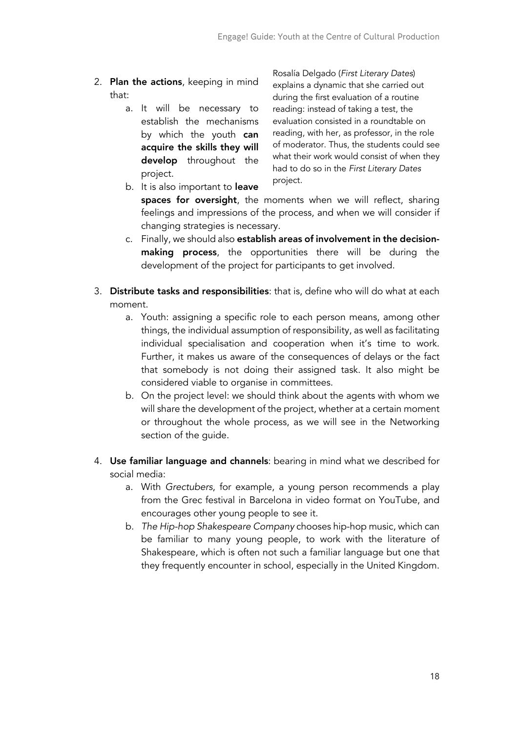2. **Plan the actions**, keeping in mind that:
    a. It will be necessary to establish the mechanisms by which the youth **can acquire the skills they will develop** throughout the project.
    b. It is also important to **leave spaces for oversight**, the moments when we will reflect, sharing feelings and impressions of the process, and when we will consider if changing strategies is necessary.
    c. Finally, we should also **establish areas of involvement in the decision-making process**, the opportunities there will be during the development of the project for participants to get involved.

Rosalía Delgado (*First Literary Dates*) explains a dynamic that she carried out during the first evaluation of a routine reading: instead of taking a test, the evaluation consisted in a roundtable on reading, with her, as professor, in the role of moderator. Thus, the students could see what their work would consist of when they had to do so in the *First Literary Dates* project.

3. **Distribute tasks and responsibilities**: that is, define who will do what at each moment.
    a. Youth: assigning a specific role to each person means, among other things, the individual assumption of responsibility, as well as facilitating individual specialisation and cooperation when it's time to work. Further, it makes us aware of the consequences of delays or the fact that somebody is not doing their assigned task. It also might be considered viable to organise in committees.
    b. On the project level: we should think about the agents with whom we will share the development of the project, whether at a certain moment or throughout the whole process, as we will see in the Networking section of the guide.

4. **Use familiar language and channels**: bearing in mind what we described for social media:
    a. With *Grectubers*, for example, a young person recommends a play from the Grec festival in Barcelona in video format on YouTube, and encourages other young people to see it.
    b. *The Hip-hop Shakespeare Company* chooses hip-hop music, which can be familiar to many young people, to work with the literature of Shakespeare, which is often not such a familiar language but one that they frequently encounter in school, especially in the United Kingdom.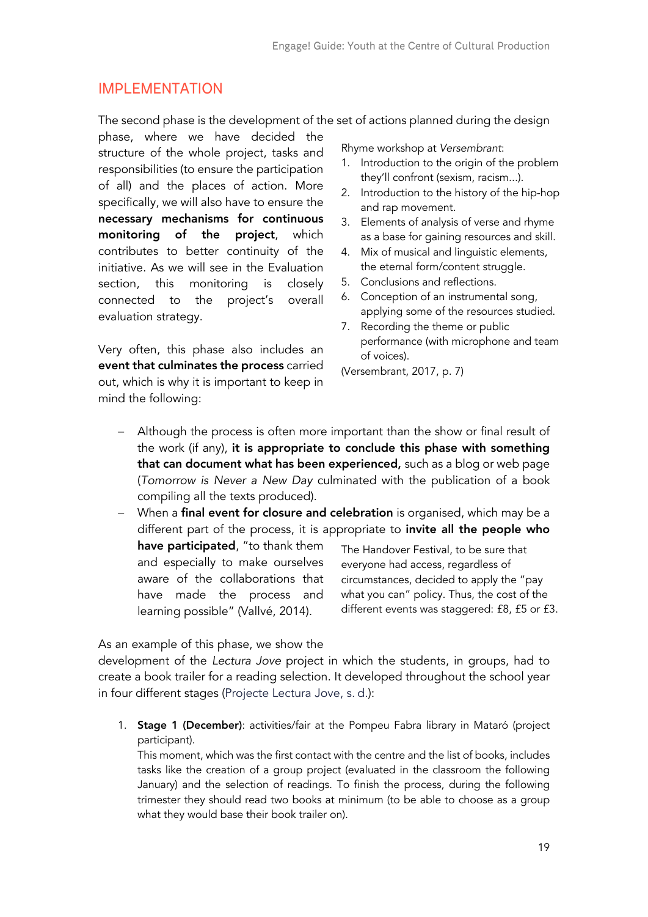## IMPLEMENTATION

The second phase is the development of the set of actions planned during the design phase, where we have decided the structure of the whole project, tasks and responsibilities (to ensure the participation of all) and the places of action. More specifically, we will also have to ensure the **necessary mechanisms for continuous monitoring of the project**, which contributes to better continuity of the initiative. As we will see in the Evaluation section, this monitoring is closely connected to the project's overall evaluation strategy.

Very often, this phase also includes an **event that culminates the process** carried out, which is why it is important to keep in mind the following:

Rhyme workshop at *Versembrant*:

1. Introduction to the origin of the problem they'll confront (sexism, racism...).
2. Introduction to the history of the hip-hop and rap movement.
3. Elements of analysis of verse and rhyme as a base for gaining resources and skill.
4. Mix of musical and linguistic elements, the eternal form/content struggle.
5. Conclusions and reflections.
6. Conception of an instrumental song, applying some of the resources studied.
7. Recording the theme or public performance (with microphone and team of voices).

(Versembrant, 2017, p. 7)

- Although the process is often more important than the show or final result of the work (if any), **it is appropriate to conclude this phase with something that can document what has been experienced,** such as a blog or web page (*Tomorrow is Never a New Day* culminated with the publication of a book compiling all the texts produced).
- When a **final event for closure and celebration** is organised, which may be a different part of the process, it is appropriate to **invite all the people who have participated**, "to thank them and especially to make ourselves aware of the collaborations that have made the process and learning possible" (Vallvé, 2014).

The Handover Festival, to be sure that everyone had access, regardless of circumstances, decided to apply the "pay what you can" policy. Thus, the cost of the different events was staggered: £8, £5 or £3.

As an example of this phase, we show the development of the *Lectura Jove* project in which the students, in groups, had to create a book trailer for a reading selection. It developed throughout the school year in four different stages (Projecte Lectura Jove, s. d.):

1. **Stage 1 (December)**: activities/fair at the Pompeu Fabra library in Mataró (project participant).
   This moment, which was the first contact with the centre and the list of books, includes tasks like the creation of a group project (evaluated in the classroom the following January) and the selection of readings. To finish the process, during the following trimester they should read two books at minimum (to be able to choose as a group what they would base their book trailer on).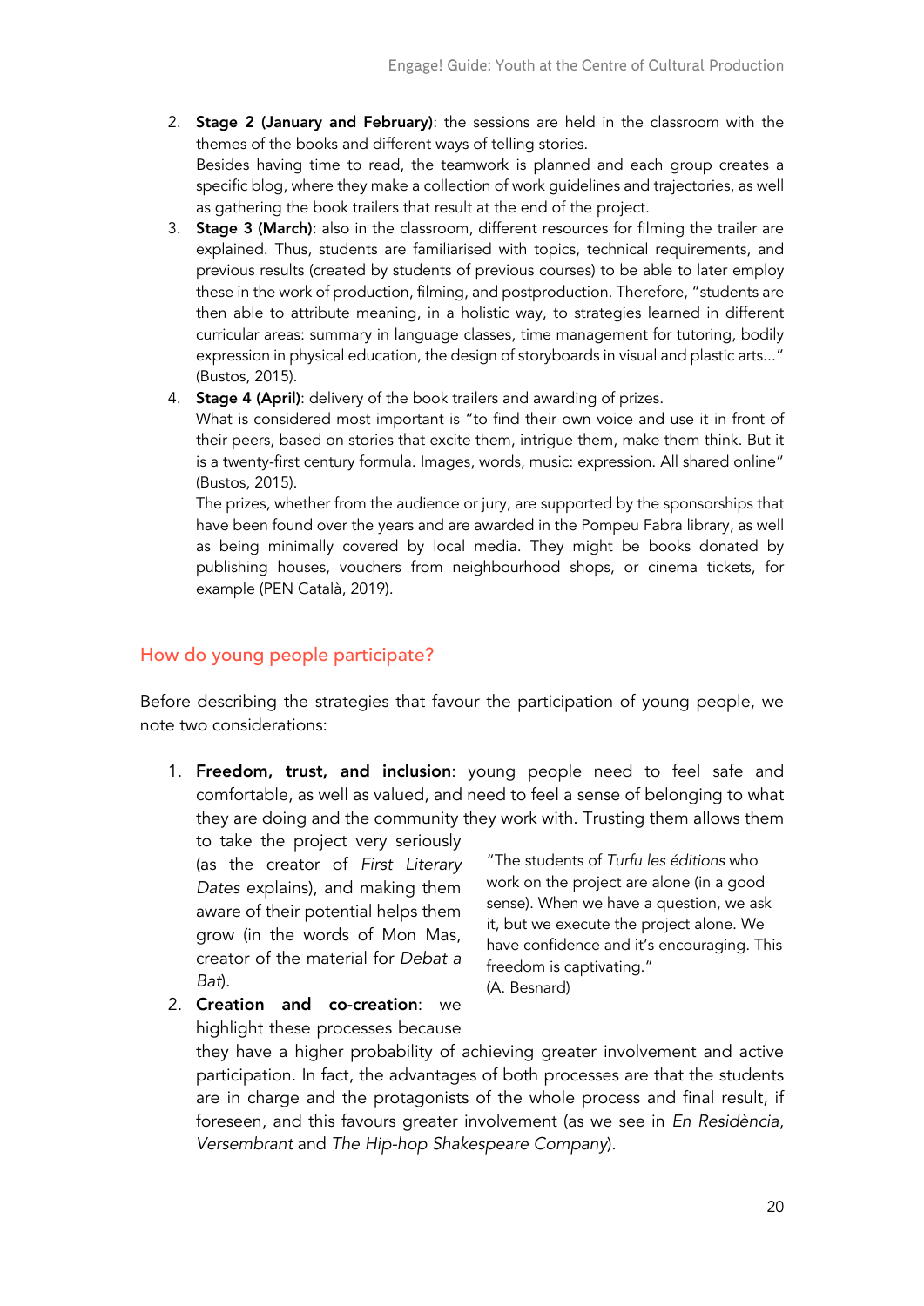2. **Stage 2 (January and February)**: the sessions are held in the classroom with the themes of the books and different ways of telling stories.
   Besides having time to read, the teamwork is planned and each group creates a specific blog, where they make a collection of work guidelines and trajectories, as well as gathering the book trailers that result at the end of the project.
3. **Stage 3 (March)**: also in the classroom, different resources for filming the trailer are explained. Thus, students are familiarised with topics, technical requirements, and previous results (created by students of previous courses) to be able to later employ these in the work of production, filming, and postproduction. Therefore, "students are then able to attribute meaning, in a holistic way, to strategies learned in different curricular areas: summary in language classes, time management for tutoring, bodily expression in physical education, the design of storyboards in visual and plastic arts..." (Bustos, 2015).
4. **Stage 4 (April)**: delivery of the book trailers and awarding of prizes.
   What is considered most important is "to find their own voice and use it in front of their peers, based on stories that excite them, intrigue them, make them think. But it is a twenty-first century formula. Images, words, music: expression. All shared online" (Bustos, 2015).
   The prizes, whether from the audience or jury, are supported by the sponsorships that have been found over the years and are awarded in the Pompeu Fabra library, as well as being minimally covered by local media. They might be books donated by publishing houses, vouchers from neighbourhood shops, or cinema tickets, for example (PEN Català, 2019).

## How do young people participate?

Before describing the strategies that favour the participation of young people, we note two considerations:

1. **Freedom, trust, and inclusion**: young people need to feel safe and comfortable, as well as valued, and need to feel a sense of belonging to what they are doing and the community they work with. Trusting them allows them to take the project very seriously (as the creator of *First Literary Dates* explains), and making them aware of their potential helps them grow (in the words of Mon Mas, creator of the material for *Debat a Bat*).
2. **Creation and co-creation**: we highlight these processes because they have a higher probability of achieving greater involvement and active participation. In fact, the advantages of both processes are that the students are in charge and the protagonists of the whole process and final result, if foreseen, and this favours greater involvement (as we see in *En Residència*, *Versembrant* and *The Hip-hop Shakespeare Company*).

> "The students of *Turfu les éditions* who work on the project are alone (in a good sense). When we have a question, we ask it, but we execute the project alone. We have confidence and it's encouraging. This freedom is captivating."
> (A. Besnard)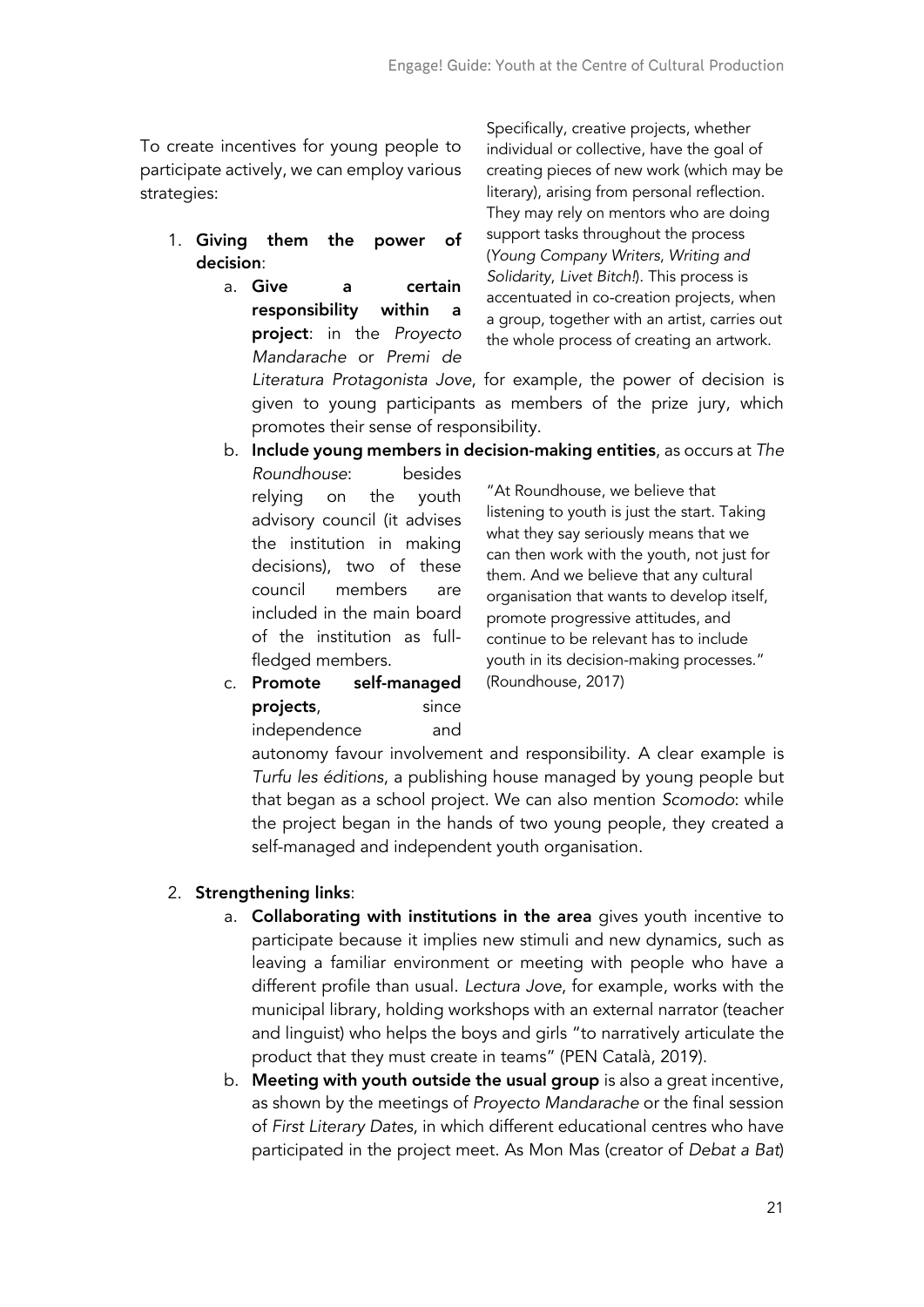To create incentives for young people to participate actively, we can employ various strategies:

> Specifically, creative projects, whether individual or collective, have the goal of creating pieces of new work (which may be literary), arising from personal reflection. They may rely on mentors who are doing support tasks throughout the process (*Young Company Writers*, *Writing and Solidarity*, *Livet Bitch!*). This process is accentuated in co-creation projects, when a group, together with an artist, carries out the whole process of creating an artwork.

1. **Giving them the power of decision**:
    a. **Give a certain responsibility within a project**: in the *Proyecto Mandarache* or *Premi de Literatura Protagonista Jove*, for example, the power of decision is given to young participants as members of the prize jury, which promotes their sense of responsibility.
    b. **Include young members in decision-making entities**, as occurs at *The Roundhouse*: besides relying on the youth advisory council (it advises the institution in making decisions), two of these council members are included in the main board of the institution as full-fledged members.

    > "At Roundhouse, we believe that listening to youth is just the start. Taking what they say seriously means that we can then work with the youth, not just for them. And we believe that any cultural organisation that wants to develop itself, promote progressive attitudes, and continue to be relevant has to include youth in its decision-making processes." (Roundhouse, 2017)

    c. **Promote self-managed projects**, since independence and autonomy favour involvement and responsibility. A clear example is *Turfu les éditions*, a publishing house managed by young people but that began as a school project. We can also mention *Scomodo*: while the project began in the hands of two young people, they created a self-managed and independent youth organisation.

2. **Strengthening links**:
    a. **Collaborating with institutions in the area** gives youth incentive to participate because it implies new stimuli and new dynamics, such as leaving a familiar environment or meeting with people who have a different profile than usual. *Lectura Jove*, for example, works with the municipal library, holding workshops with an external narrator (teacher and linguist) who helps the boys and girls "to narratively articulate the product that they must create in teams" (PEN Català, 2019).
    b. **Meeting with youth outside the usual group** is also a great incentive, as shown by the meetings of *Proyecto Mandarache* or the final session of *First Literary Dates*, in which different educational centres who have participated in the project meet. As Mon Mas (creator of *Debat a Bat*)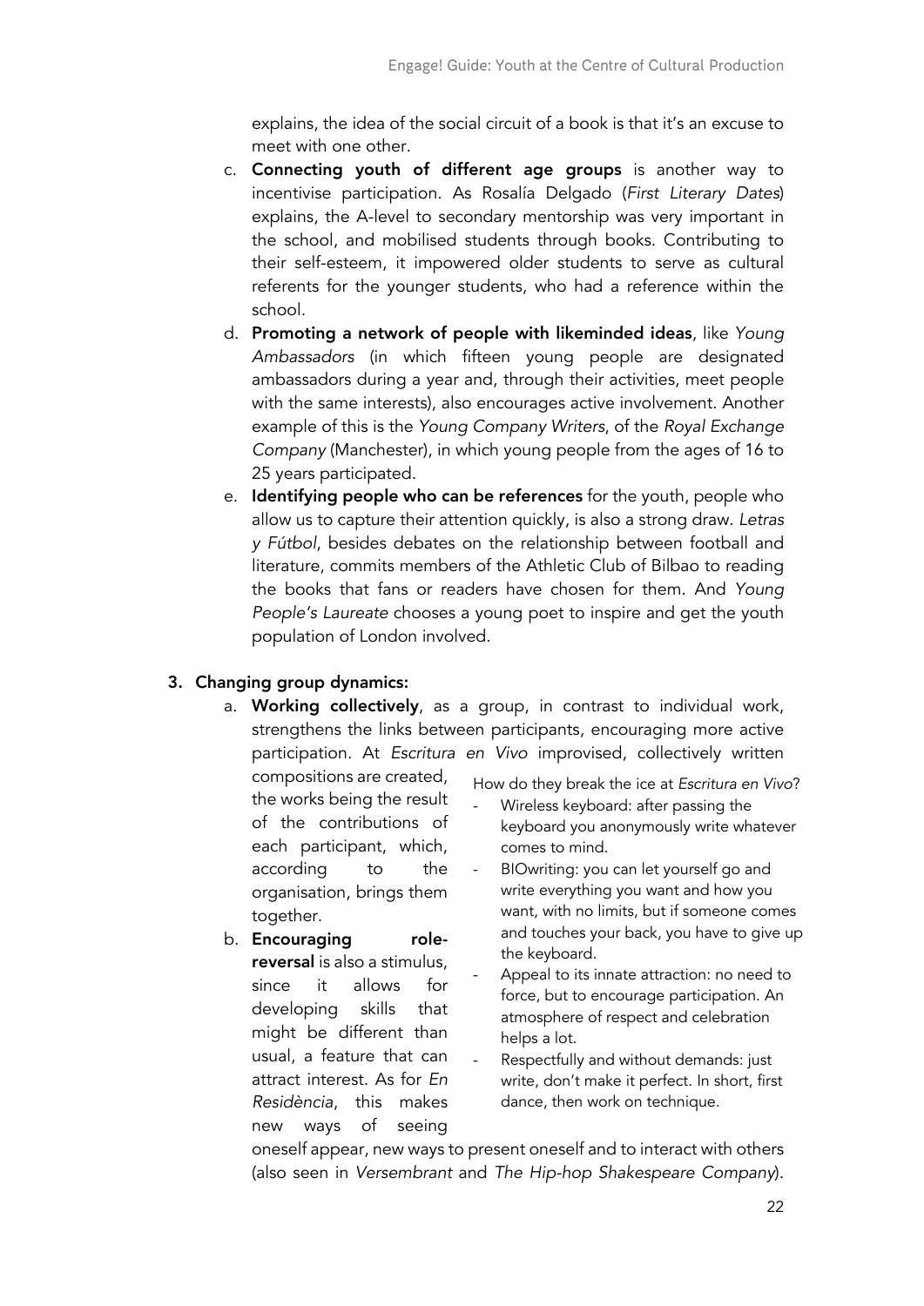explains, the idea of the social circuit of a book is that it's an excuse to meet with one other.

c. **Connecting youth of different age groups** is another way to incentivise participation. As Rosalía Delgado (*First Literary Dates*) explains, the A-level to secondary mentorship was very important in the school, and mobilised students through books. Contributing to their self-esteem, it impowered older students to serve as cultural referents for the younger students, who had a reference within the school.

d. **Promoting a network of people with likeminded ideas**, like *Young Ambassadors* (in which fifteen young people are designated ambassadors during a year and, through their activities, meet people with the same interests), also encourages active involvement. Another example of this is the *Young Company Writers*, of the *Royal Exchange Company* (Manchester), in which young people from the ages of 16 to 25 years participated.

e. **Identifying people who can be references** for the youth, people who allow us to capture their attention quickly, is also a strong draw. *Letras y Fútbol*, besides debates on the relationship between football and literature, commits members of the Athletic Club of Bilbao to reading the books that fans or readers have chosen for them. And *Young People's Laureate* chooses a young poet to inspire and get the youth population of London involved.

3. **Changing group dynamics:**

   a. **Working collectively**, as a group, in contrast to individual work, strengthens the links between participants, encouraging more active participation. At *Escritura en Vivo* improvised, collectively written compositions are created, the works being the result of the contributions of each participant, which, according to the organisation, brings them together.

   b. **Encouraging role-reversal** is also a stimulus, since it allows for developing skills that might be different than usual, a feature that can attract interest. As for *En Residència*, this makes new ways of seeing oneself appear, new ways to present oneself and to interact with others (also seen in *Versembrant* and *The Hip-hop Shakespeare Company*).

How do they break the ice at *Escritura en Vivo*?

- Wireless keyboard: after passing the keyboard you anonymously write whatever comes to mind.
- BIOwriting: you can let yourself go and write everything you want and how you want, with no limits, but if someone comes and touches your back, you have to give up the keyboard.
- Appeal to its innate attraction: no need to force, but to encourage participation. An atmosphere of respect and celebration helps a lot.
- Respectfully and without demands: just write, don't make it perfect. In short, first dance, then work on technique.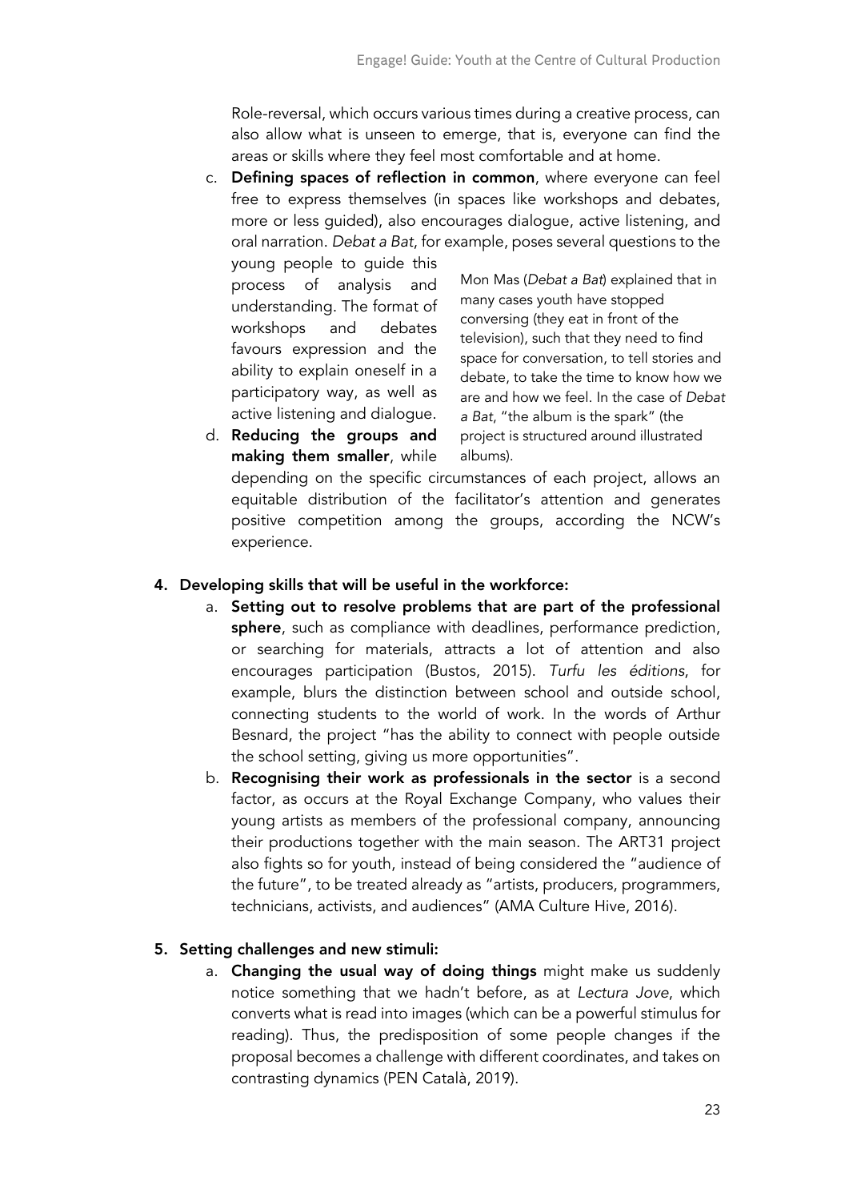Role-reversal, which occurs various times during a creative process, can also allow what is unseen to emerge, that is, everyone can find the areas or skills where they feel most comfortable and at home.

c. **Defining spaces of reflection in common**, where everyone can feel free to express themselves (in spaces like workshops and debates, more or less guided), also encourages dialogue, active listening, and oral narration. *Debat a Bat*, for example, poses several questions to the young people to guide this process of analysis and understanding. The format of workshops and debates favours expression and the ability to explain oneself in a participatory way, as well as active listening and dialogue.

d. **Reducing the groups and making them smaller**, while depending on the specific circumstances of each project, allows an equitable distribution of the facilitator's attention and generates positive competition among the groups, according the NCW's experience.

Mon Mas (*Debat a Bat*) explained that in many cases youth have stopped conversing (they eat in front of the television), such that they need to find space for conversation, to tell stories and debate, to take the time to know how we are and how we feel. In the case of *Debat a Bat*, "the album is the spark" (the project is structured around illustrated albums).

4. **Developing skills that will be useful in the workforce:**
   a. **Setting out to resolve problems that are part of the professional sphere**, such as compliance with deadlines, performance prediction, or searching for materials, attracts a lot of attention and also encourages participation (Bustos, 2015). *Turfu les éditions*, for example, blurs the distinction between school and outside school, connecting students to the world of work. In the words of Arthur Besnard, the project "has the ability to connect with people outside the school setting, giving us more opportunities".
   b. **Recognising their work as professionals in the sector** is a second factor, as occurs at the Royal Exchange Company, who values their young artists as members of the professional company, announcing their productions together with the main season. The ART31 project also fights so for youth, instead of being considered the "audience of the future", to be treated already as "artists, producers, programmers, technicians, activists, and audiences" (AMA Culture Hive, 2016).

5. **Setting challenges and new stimuli:**
   a. **Changing the usual way of doing things** might make us suddenly notice something that we hadn't before, as at *Lectura Jove*, which converts what is read into images (which can be a powerful stimulus for reading). Thus, the predisposition of some people changes if the proposal becomes a challenge with different coordinates, and takes on contrasting dynamics (PEN Català, 2019).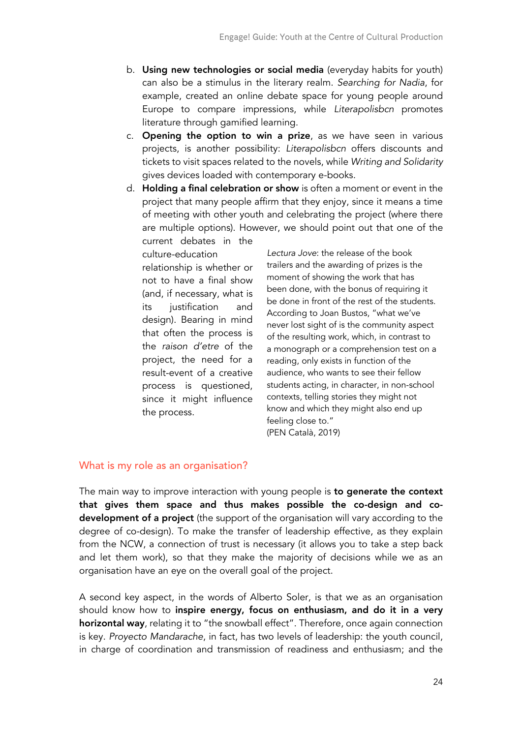b. **Using new technologies or social media** (everyday habits for youth) can also be a stimulus in the literary realm. *Searching for Nadia*, for example, created an online debate space for young people around Europe to compare impressions, while *Literapolisbcn* promotes literature through gamified learning.

c. **Opening the option to win a prize**, as we have seen in various projects, is another possibility: *Literapolisbcn* offers discounts and tickets to visit spaces related to the novels, while *Writing and Solidarity* gives devices loaded with contemporary e-books.

d. **Holding a final celebration or show** is often a moment or event in the project that many people affirm that they enjoy, since it means a time of meeting with other youth and celebrating the project (where there are multiple options). However, we should point out that one of the current debates in the culture-education relationship is whether or not to have a final show (and, if necessary, what is its justification and design). Bearing in mind that often the process is the *raison d'etre* of the project, the need for a result-event of a creative process is questioned, since it might influence the process.

> *Lectura Jove*: the release of the book trailers and the awarding of prizes is the moment of showing the work that has been done, with the bonus of requiring it be done in front of the rest of the students. According to Joan Bustos, "what we've never lost sight of is the community aspect of the resulting work, which, in contrast to a monograph or a comprehension test on a reading, only exists in function of the audience, who wants to see their fellow students acting, in character, in non-school contexts, telling stories they might not know and which they might also end up feeling close to."
> (PEN Català, 2019)

## What is my role as an organisation?

The main way to improve interaction with young people is **to generate the context that gives them space and thus makes possible the co-design and co-development of a project** (the support of the organisation will vary according to the degree of co-design). To make the transfer of leadership effective, as they explain from the NCW, a connection of trust is necessary (it allows you to take a step back and let them work), so that they make the majority of decisions while we as an organisation have an eye on the overall goal of the project.

A second key aspect, in the words of Alberto Soler, is that we as an organisation should know how to **inspire energy, focus on enthusiasm, and do it in a very horizontal way**, relating it to "the snowball effect". Therefore, once again connection is key. *Proyecto Mandarache*, in fact, has two levels of leadership: the youth council, in charge of coordination and transmission of readiness and enthusiasm; and the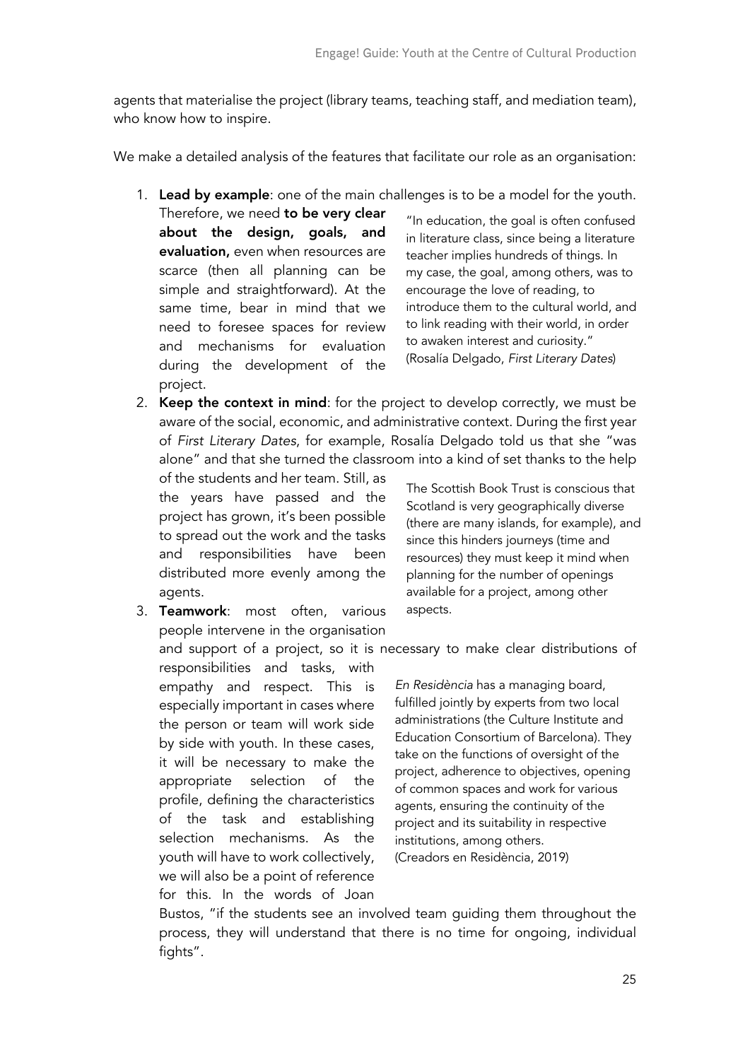agents that materialise the project (library teams, teaching staff, and mediation team), who know how to inspire.

We make a detailed analysis of the features that facilitate our role as an organisation:

1. **Lead by example**: one of the main challenges is to be a model for the youth. Therefore, we need **to be very clear about the design, goals, and evaluation,** even when resources are scarce (then all planning can be simple and straightforward). At the same time, bear in mind that we need to foresee spaces for review and mechanisms for evaluation during the development of the project.

   > "In education, the goal is often confused in literature class, since being a literature teacher implies hundreds of things. In my case, the goal, among others, was to encourage the love of reading, to introduce them to the cultural world, and to link reading with their world, in order to awaken interest and curiosity." (Rosalía Delgado, *First Literary Dates*)

2. **Keep the context in mind**: for the project to develop correctly, we must be aware of the social, economic, and administrative context. During the first year of *First Literary Dates*, for example, Rosalía Delgado told us that she "was alone" and that she turned the classroom into a kind of set thanks to the help of the students and her team. Still, as the years have passed and the project has grown, it's been possible to spread out the work and the tasks and responsibilities have been distributed more evenly among the agents.

   > The Scottish Book Trust is conscious that Scotland is very geographically diverse (there are many islands, for example), and since this hinders journeys (time and resources) they must keep it mind when planning for the number of openings available for a project, among other aspects.

3. **Teamwork**: most often, various people intervene in the organisation and support of a project, so it is necessary to make clear distributions of responsibilities and tasks, with empathy and respect. This is especially important in cases where the person or team will work side by side with youth. In these cases, it will be necessary to make the appropriate selection of the profile, defining the characteristics of the task and establishing selection mechanisms. As the youth will have to work collectively, we will also be a point of reference for this. In the words of Joan Bustos, "if the students see an involved team guiding them throughout the process, they will understand that there is no time for ongoing, individual fights".

   > *En Residència* has a managing board, fulfilled jointly by experts from two local administrations (the Culture Institute and Education Consortium of Barcelona). They take on the functions of oversight of the project, adherence to objectives, opening of common spaces and work for various agents, ensuring the continuity of the project and its suitability in respective institutions, among others. (Creadors en Residència, 2019)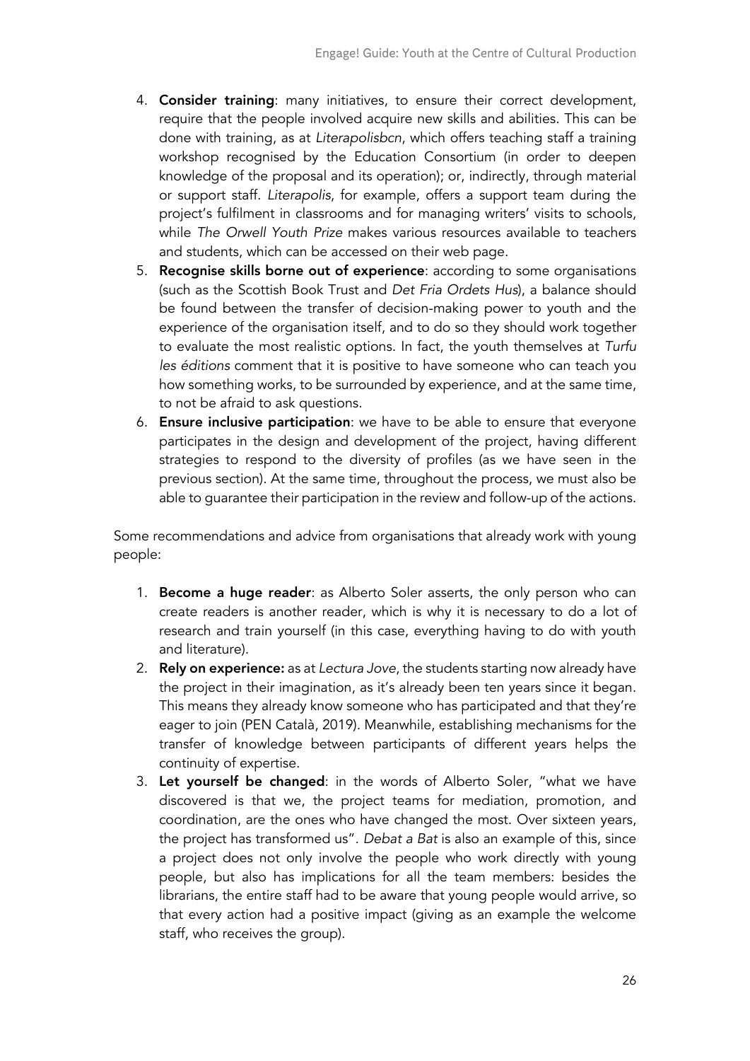4. **Consider training**: many initiatives, to ensure their correct development, require that the people involved acquire new skills and abilities. This can be done with training, as at *Literapolisbcn*, which offers teaching staff a training workshop recognised by the Education Consortium (in order to deepen knowledge of the proposal and its operation); or, indirectly, through material or support staff. *Literapolis*, for example, offers a support team during the project's fulfilment in classrooms and for managing writers' visits to schools, while *The Orwell Youth Prize* makes various resources available to teachers and students, which can be accessed on their web page.
5. **Recognise skills borne out of experience**: according to some organisations (such as the Scottish Book Trust and *Det Fria Ordets Hus*), a balance should be found between the transfer of decision-making power to youth and the experience of the organisation itself, and to do so they should work together to evaluate the most realistic options. In fact, the youth themselves at *Turfu les éditions* comment that it is positive to have someone who can teach you how something works, to be surrounded by experience, and at the same time, to not be afraid to ask questions.
6. **Ensure inclusive participation**: we have to be able to ensure that everyone participates in the design and development of the project, having different strategies to respond to the diversity of profiles (as we have seen in the previous section). At the same time, throughout the process, we must also be able to guarantee their participation in the review and follow-up of the actions.

Some recommendations and advice from organisations that already work with young people:

1. **Become a huge reader**: as Alberto Soler asserts, the only person who can create readers is another reader, which is why it is necessary to do a lot of research and train yourself (in this case, everything having to do with youth and literature).
2. **Rely on experience:** as at *Lectura Jove*, the students starting now already have the project in their imagination, as it's already been ten years since it began. This means they already know someone who has participated and that they're eager to join (PEN Català, 2019). Meanwhile, establishing mechanisms for the transfer of knowledge between participants of different years helps the continuity of expertise.
3. **Let yourself be changed**: in the words of Alberto Soler, "what we have discovered is that we, the project teams for mediation, promotion, and coordination, are the ones who have changed the most. Over sixteen years, the project has transformed us". *Debat a Bat* is also an example of this, since a project does not only involve the people who work directly with young people, but also has implications for all the team members: besides the librarians, the entire staff had to be aware that young people would arrive, so that every action had a positive impact (giving as an example the welcome staff, who receives the group).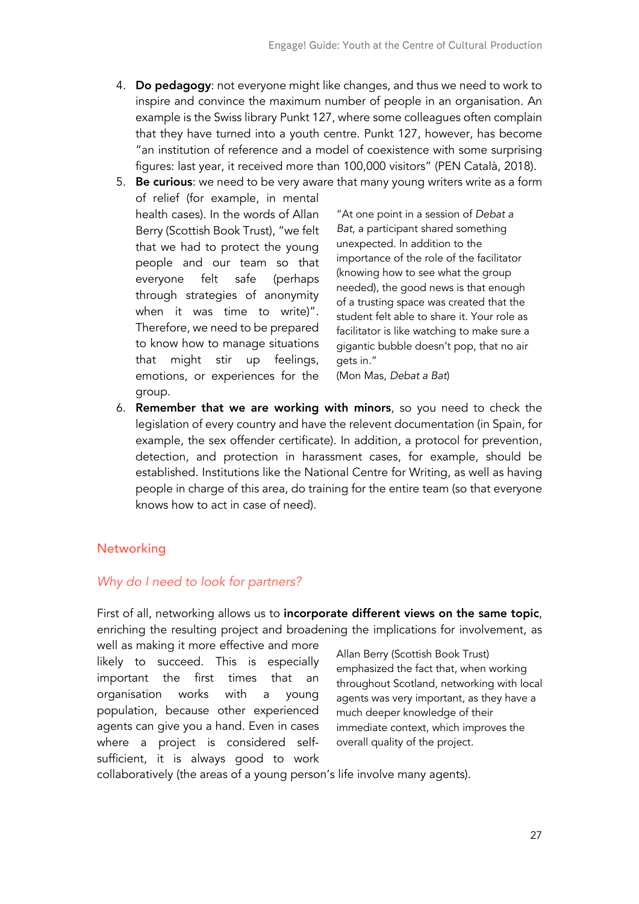4. **Do pedagogy**: not everyone might like changes, and thus we need to work to inspire and convince the maximum number of people in an organisation. An example is the Swiss library Punkt 127, where some colleagues often complain that they have turned into a youth centre. Punkt 127, however, has become "an institution of reference and a model of coexistence with some surprising figures: last year, it received more than 100,000 visitors" (PEN Català, 2018).
5. **Be curious**: we need to be very aware that many young writers write as a form of relief (for example, in mental health cases). In the words of Allan Berry (Scottish Book Trust), "we felt that we had to protect the young people and our team so that everyone felt safe (perhaps through strategies of anonymity when it was time to write)". Therefore, we need to be prepared to know how to manage situations that might stir up feelings, emotions, or experiences for the group.

> "At one point in a session of *Debat a Bat*, a participant shared something unexpected. In addition to the importance of the role of the facilitator (knowing how to see what the group needed), the good news is that enough of a trusting space was created that the student felt able to share it. Your role as facilitator is like watching to make sure a gigantic bubble doesn't pop, that no air gets in."
> (Mon Mas, *Debat a Bat*)

6. **Remember that we are working with minors**, so you need to check the legislation of every country and have the relevent documentation (in Spain, for example, the sex offender certificate). In addition, a protocol for prevention, detection, and protection in harassment cases, for example, should be established. Institutions like the National Centre for Writing, as well as having people in charge of this area, do training for the entire team (so that everyone knows how to act in case of need).

## Networking

### *Why do I need to look for partners?*

First of all, networking allows us to **incorporate different views on the same topic**, enriching the resulting project and broadening the implications for involvement, as well as making it more effective and more likely to succeed. This is especially important the first times that an organisation works with a young population, because other experienced agents can give you a hand. Even in cases where a project is considered self-sufficient, it is always good to work collaboratively (the areas of a young person's life involve many agents).

> Allan Berry (Scottish Book Trust) emphasized the fact that, when working throughout Scotland, networking with local agents was very important, as they have a much deeper knowledge of their immediate context, which improves the overall quality of the project.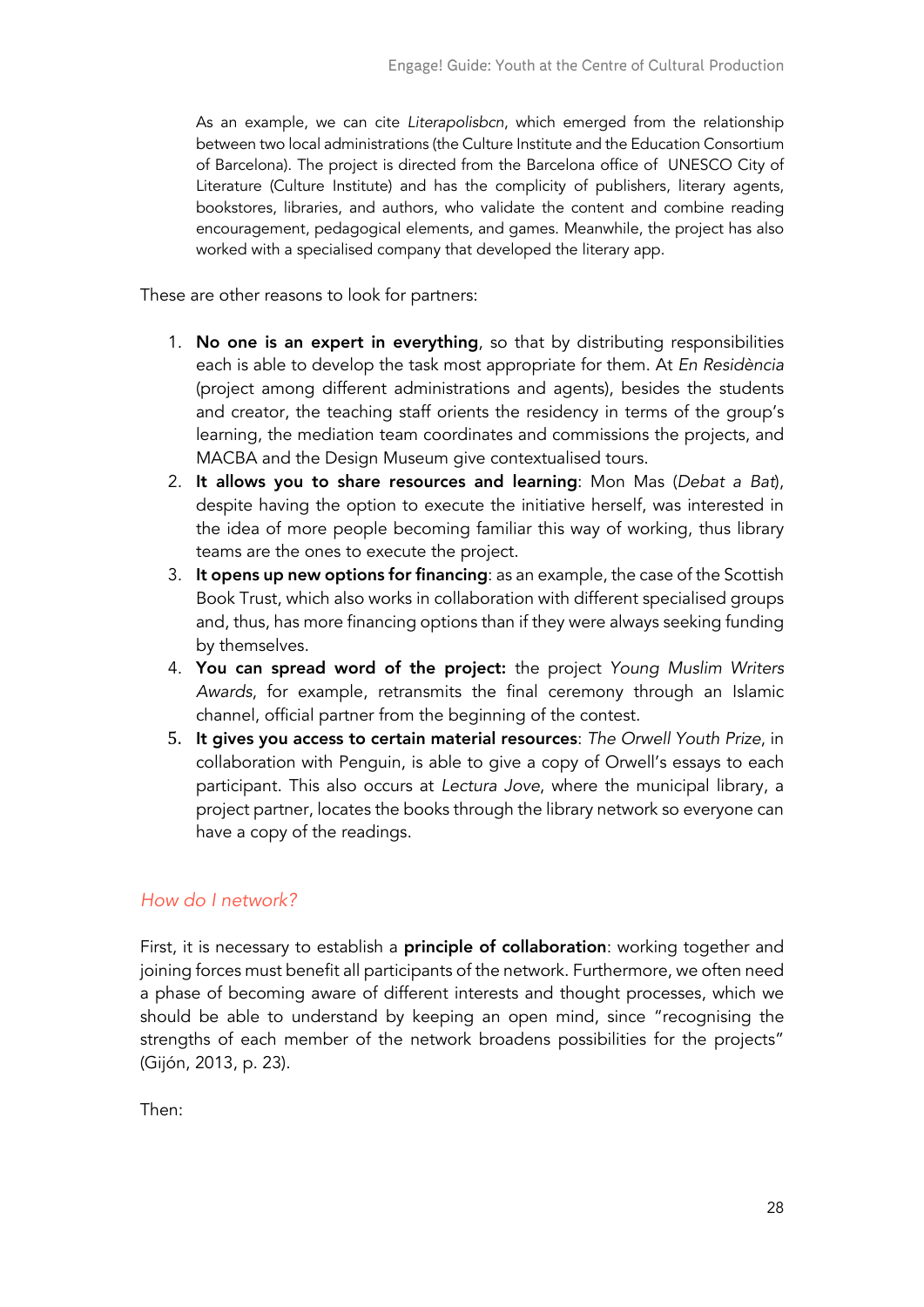As an example, we can cite *Literapolisbcn*, which emerged from the relationship between two local administrations (the Culture Institute and the Education Consortium of Barcelona). The project is directed from the Barcelona office of UNESCO City of Literature (Culture Institute) and has the complicity of publishers, literary agents, bookstores, libraries, and authors, who validate the content and combine reading encouragement, pedagogical elements, and games. Meanwhile, the project has also worked with a specialised company that developed the literary app.

These are other reasons to look for partners:

1. **No one is an expert in everything**, so that by distributing responsibilities each is able to develop the task most appropriate for them. At *En Residència* (project among different administrations and agents), besides the students and creator, the teaching staff orients the residency in terms of the group's learning, the mediation team coordinates and commissions the projects, and MACBA and the Design Museum give contextualised tours.
2. **It allows you to share resources and learning**: Mon Mas (*Debat a Bat*), despite having the option to execute the initiative herself, was interested in the idea of more people becoming familiar this way of working, thus library teams are the ones to execute the project.
3. **It opens up new options for financing**: as an example, the case of the Scottish Book Trust, which also works in collaboration with different specialised groups and, thus, has more financing options than if they were always seeking funding by themselves.
4. **You can spread word of the project:** the project *Young Muslim Writers Awards*, for example, retransmits the final ceremony through an Islamic channel, official partner from the beginning of the contest.
5. **It gives you access to certain material resources**: *The Orwell Youth Prize*, in collaboration with Penguin, is able to give a copy of Orwell's essays to each participant. This also occurs at *Lectura Jove*, where the municipal library, a project partner, locates the books through the library network so everyone can have a copy of the readings.

### *How do I network?*

First, it is necessary to establish a **principle of collaboration**: working together and joining forces must benefit all participants of the network. Furthermore, we often need a phase of becoming aware of different interests and thought processes, which we should be able to understand by keeping an open mind, since "recognising the strengths of each member of the network broadens possibilities for the projects" (Gijón, 2013, p. 23).

Then: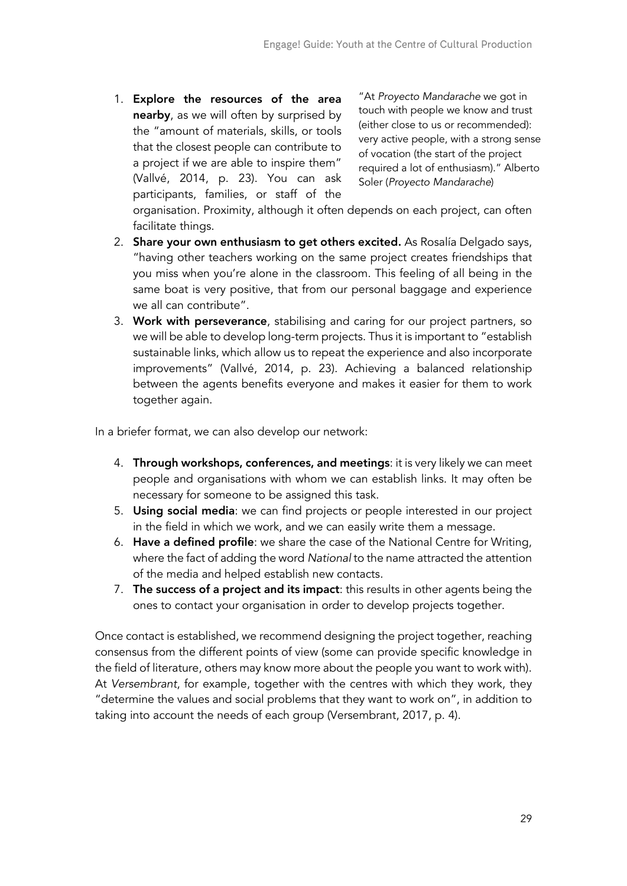1. **Explore the resources of the area nearby**, as we will often by surprised by the "amount of materials, skills, or tools that the closest people can contribute to a project if we are able to inspire them" (Vallvé, 2014, p. 23). You can ask participants, families, or staff of the organisation. Proximity, although it often depends on each project, can often facilitate things.

"At *Proyecto Mandarache* we got in touch with people we know and trust (either close to us or recommended): very active people, with a strong sense of vocation (the start of the project required a lot of enthusiasm)." Alberto Soler (*Proyecto Mandarache*)

2. **Share your own enthusiasm to get others excited.** As Rosalía Delgado says, "having other teachers working on the same project creates friendships that you miss when you're alone in the classroom. This feeling of all being in the same boat is very positive, that from our personal baggage and experience we all can contribute".
3. **Work with perseverance**, stabilising and caring for our project partners, so we will be able to develop long-term projects. Thus it is important to "establish sustainable links, which allow us to repeat the experience and also incorporate improvements" (Vallvé, 2014, p. 23). Achieving a balanced relationship between the agents benefits everyone and makes it easier for them to work together again.

In a briefer format, we can also develop our network:

4. **Through workshops, conferences, and meetings**: it is very likely we can meet people and organisations with whom we can establish links. It may often be necessary for someone to be assigned this task.
5. **Using social media**: we can find projects or people interested in our project in the field in which we work, and we can easily write them a message.
6. **Have a defined profile**: we share the case of the National Centre for Writing, where the fact of adding the word *National* to the name attracted the attention of the media and helped establish new contacts.
7. **The success of a project and its impact**: this results in other agents being the ones to contact your organisation in order to develop projects together.

Once contact is established, we recommend designing the project together, reaching consensus from the different points of view (some can provide specific knowledge in the field of literature, others may know more about the people you want to work with). At *Versembrant*, for example, together with the centres with which they work, they "determine the values and social problems that they want to work on", in addition to taking into account the needs of each group (Versembrant, 2017, p. 4).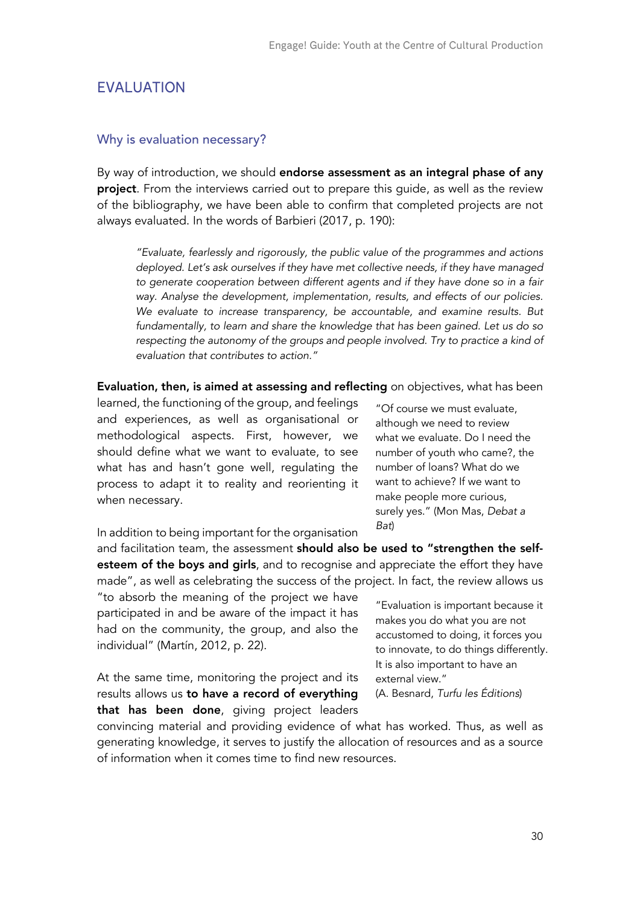# EVALUATION

## Why is evaluation necessary?

By way of introduction, we should **endorse assessment as an integral phase of any project**. From the interviews carried out to prepare this guide, as well as the review of the bibliography, we have been able to confirm that completed projects are not always evaluated. In the words of Barbieri (2017, p. 190):

> *"Evaluate, fearlessly and rigorously, the public value of the programmes and actions deployed. Let's ask ourselves if they have met collective needs, if they have managed to generate cooperation between different agents and if they have done so in a fair way. Analyse the development, implementation, results, and effects of our policies. We evaluate to increase transparency, be accountable, and examine results. But fundamentally, to learn and share the knowledge that has been gained. Let us do so respecting the autonomy of the groups and people involved. Try to practice a kind of evaluation that contributes to action."*

**Evaluation, then, is aimed at assessing and reflecting** on objectives, what has been learned, the functioning of the group, and feelings and experiences, as well as organisational or methodological aspects. First, however, we should define what we want to evaluate, to see what has and hasn't gone well, regulating the process to adapt it to reality and reorienting it when necessary.

> "Of course we must evaluate, although we need to review what we evaluate. Do I need the number of youth who came?, the number of loans? What do we want to achieve? If we want to make people more curious, surely yes." (Mon Mas, *Debat a Bat*)

In addition to being important for the organisation and facilitation team, the assessment **should also be used to "strengthen the self-esteem of the boys and girls**, and to recognise and appreciate the effort they have made", as well as celebrating the success of the project. In fact, the review allows us "to absorb the meaning of the project we have participated in and be aware of the impact it has had on the community, the group, and also the individual" (Martín, 2012, p. 22).

> "Evaluation is important because it makes you do what you are not accustomed to doing, it forces you to innovate, to do things differently. It is also important to have an external view."
> (A. Besnard, *Turfu les Éditions*)

At the same time, monitoring the project and its results allows us **to have a record of everything that has been done**, giving project leaders convincing material and providing evidence of what has worked. Thus, as well as generating knowledge, it serves to justify the allocation of resources and as a source of information when it comes time to find new resources.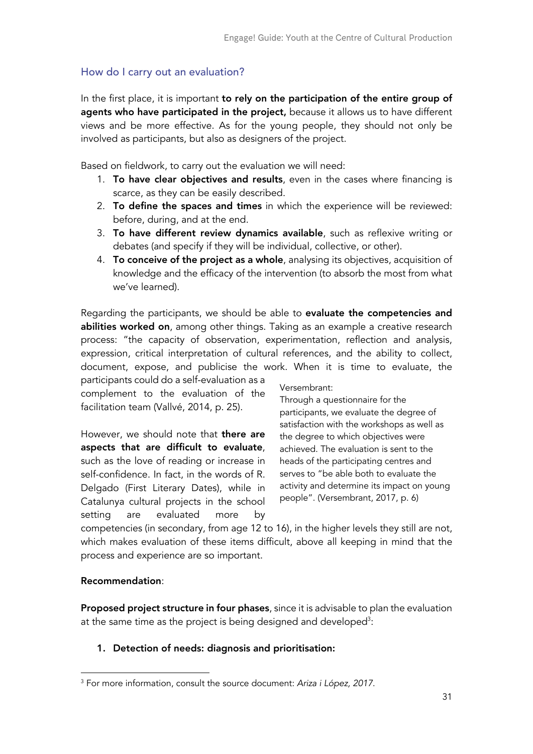## How do I carry out an evaluation?

In the first place, it is important **to rely on the participation of the entire group of agents who have participated in the project,** because it allows us to have different views and be more effective. As for the young people, they should not only be involved as participants, but also as designers of the project.

Based on fieldwork, to carry out the evaluation we will need:

1. **To have clear objectives and results**, even in the cases where financing is scarce, as they can be easily described.
2. **To define the spaces and times** in which the experience will be reviewed: before, during, and at the end.
3. **To have different review dynamics available**, such as reflexive writing or debates (and specify if they will be individual, collective, or other).
4. **To conceive of the project as a whole**, analysing its objectives, acquisition of knowledge and the efficacy of the intervention (to absorb the most from what we've learned).

Regarding the participants, we should be able to **evaluate the competencies and abilities worked on**, among other things. Taking as an example a creative research process: "the capacity of observation, experimentation, reflection and analysis, expression, critical interpretation of cultural references, and the ability to collect, document, expose, and publicise the work. When it is time to evaluate, the participants could do a self-evaluation as a complement to the evaluation of the facilitation team (Vallvé, 2014, p. 25).

However, we should note that **there are aspects that are difficult to evaluate**, such as the love of reading or increase in self-confidence. In fact, in the words of R. Delgado (First Literary Dates), while in Catalunya cultural projects in the school setting are evaluated more by competencies (in secondary, from age 12 to 16), in the higher levels they still are not, which makes evaluation of these items difficult, above all keeping in mind that the process and experience are so important.

Versembrant:
Through a questionnaire for the participants, we evaluate the degree of satisfaction with the workshops as well as the degree to which objectives were achieved. The evaluation is sent to the heads of the participating centres and serves to "be able both to evaluate the activity and determine its impact on young people". (Versembrant, 2017, p. 6)

**Recommendation**:

**Proposed project structure in four phases**, since it is advisable to plan the evaluation at the same time as the project is being designed and developed[3]:

1. **Detection of needs: diagnosis and prioritisation:**

[3] For more information, consult the source document: *Ariza i López, 2017*.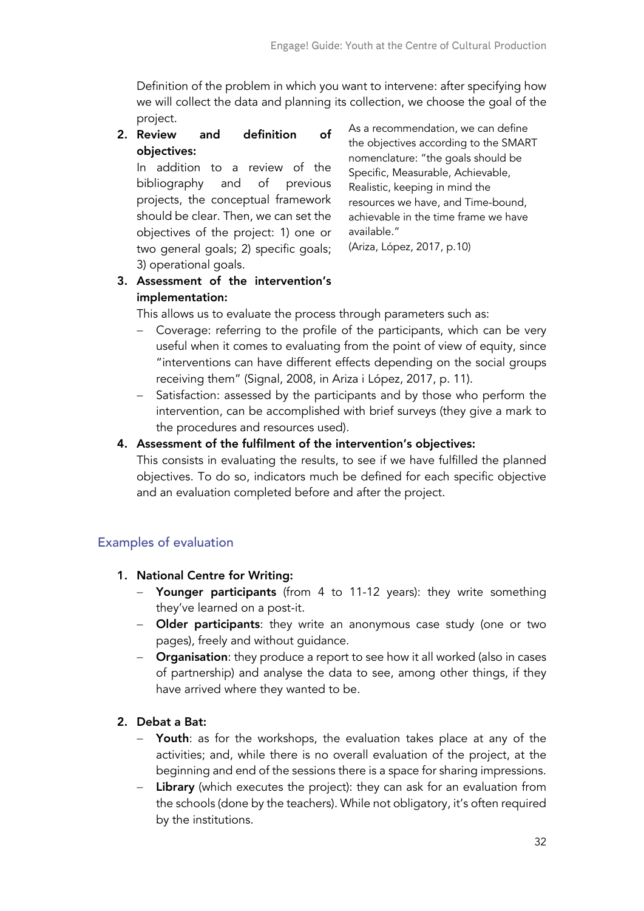Definition of the problem in which you want to intervene: after specifying how we will collect the data and planning its collection, we choose the goal of the project.

2. **Review and definition of objectives:**
   In addition to a review of the bibliography and of previous projects, the conceptual framework should be clear. Then, we can set the objectives of the project: 1) one or two general goals; 2) specific goals; 3) operational goals.

As a recommendation, we can define the objectives according to the SMART nomenclature: "the goals should be Specific, Measurable, Achievable, Realistic, keeping in mind the resources we have, and Time-bound, achievable in the time frame we have available."
(Ariza, López, 2017, p.10)

3. **Assessment of the intervention's implementation:**
   This allows us to evaluate the process through parameters such as:
   - Coverage: referring to the profile of the participants, which can be very useful when it comes to evaluating from the point of view of equity, since "interventions can have different effects depending on the social groups receiving them" (Signal, 2008, in Ariza i López, 2017, p. 11).
   - Satisfaction: assessed by the participants and by those who perform the intervention, can be accomplished with brief surveys (they give a mark to the procedures and resources used).
4. **Assessment of the fulfilment of the intervention's objectives:**
   This consists in evaluating the results, to see if we have fulfilled the planned objectives. To do so, indicators much be defined for each specific objective and an evaluation completed before and after the project.

## Examples of evaluation

1. **National Centre for Writing:**
   - **Younger participants** (from 4 to 11-12 years): they write something they've learned on a post-it.
   - **Older participants**: they write an anonymous case study (one or two pages), freely and without guidance.
   - **Organisation**: they produce a report to see how it all worked (also in cases of partnership) and analyse the data to see, among other things, if they have arrived where they wanted to be.
2. **Debat a Bat:**
   - **Youth**: as for the workshops, the evaluation takes place at any of the activities; and, while there is no overall evaluation of the project, at the beginning and end of the sessions there is a space for sharing impressions.
   - **Library** (which executes the project): they can ask for an evaluation from the schools (done by the teachers). While not obligatory, it's often required by the institutions.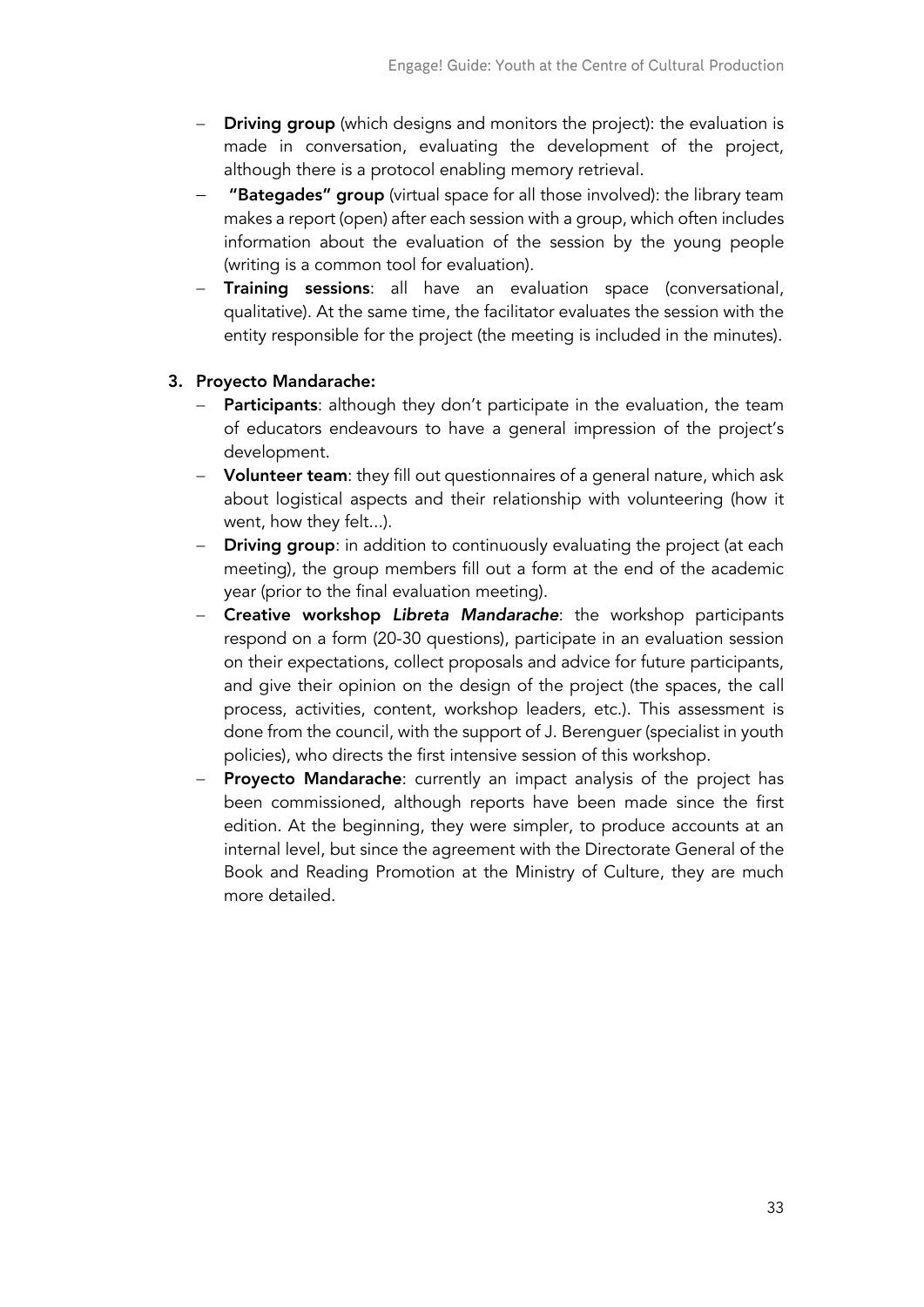- **Driving group** (which designs and monitors the project): the evaluation is made in conversation, evaluating the development of the project, although there is a protocol enabling memory retrieval.
- **"Bategades" group** (virtual space for all those involved): the library team makes a report (open) after each session with a group, which often includes information about the evaluation of the session by the young people (writing is a common tool for evaluation).
- **Training sessions**: all have an evaluation space (conversational, qualitative). At the same time, the facilitator evaluates the session with the entity responsible for the project (the meeting is included in the minutes).

3. **Proyecto Mandarache:**
   - **Participants**: although they don't participate in the evaluation, the team of educators endeavours to have a general impression of the project's development.
   - **Volunteer team**: they fill out questionnaires of a general nature, which ask about logistical aspects and their relationship with volunteering (how it went, how they felt...).
   - **Driving group**: in addition to continuously evaluating the project (at each meeting), the group members fill out a form at the end of the academic year (prior to the final evaluation meeting).
   - **Creative workshop *Libreta Mandarache***: the workshop participants respond on a form (20-30 questions), participate in an evaluation session on their expectations, collect proposals and advice for future participants, and give their opinion on the design of the project (the spaces, the call process, activities, content, workshop leaders, etc.). This assessment is done from the council, with the support of J. Berenguer (specialist in youth policies), who directs the first intensive session of this workshop.
   - **Proyecto Mandarache**: currently an impact analysis of the project has been commissioned, although reports have been made since the first edition. At the beginning, they were simpler, to produce accounts at an internal level, but since the agreement with the Directorate General of the Book and Reading Promotion at the Ministry of Culture, they are much more detailed.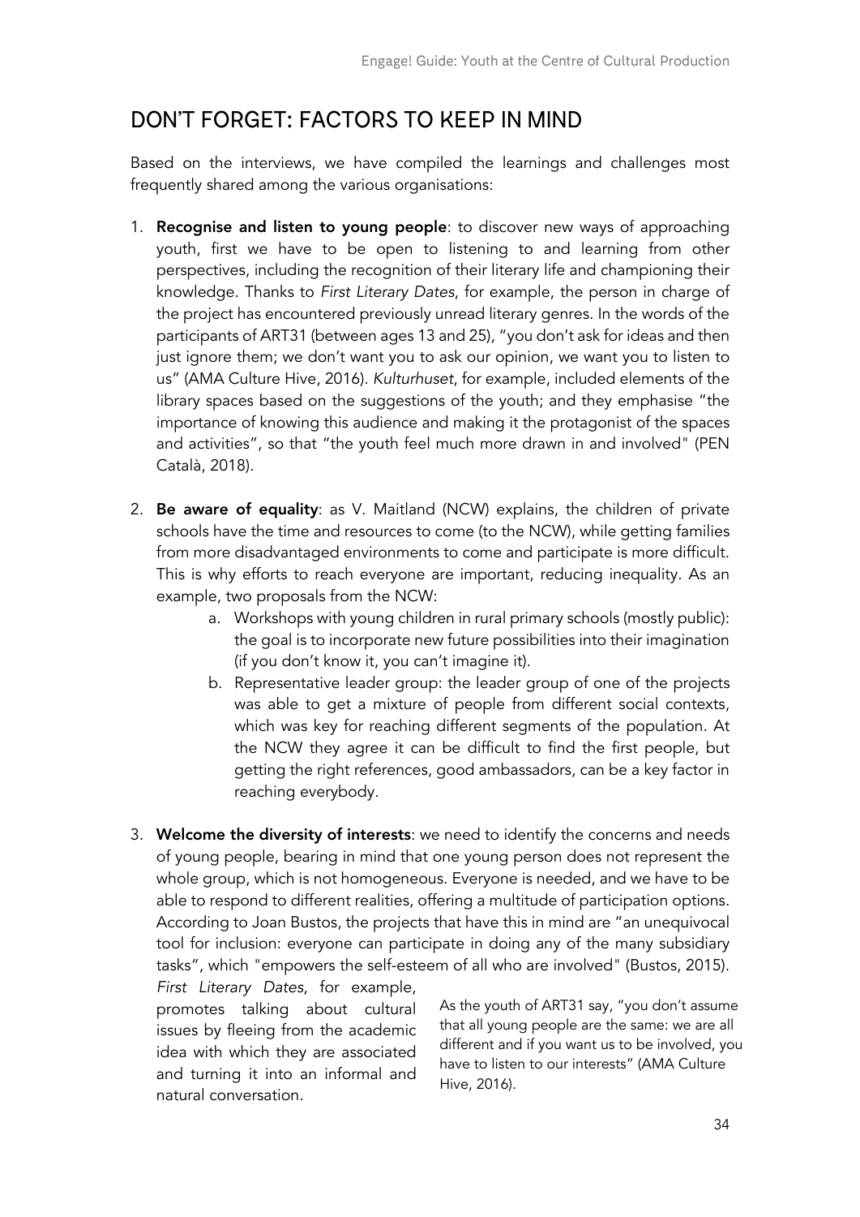## DON'T FORGET: FACTORS TO KEEP IN MIND

Based on the interviews, we have compiled the learnings and challenges most frequently shared among the various organisations:

1. **Recognise and listen to young people**: to discover new ways of approaching youth, first we have to be open to listening to and learning from other perspectives, including the recognition of their literary life and championing their knowledge. Thanks to *First Literary Dates*, for example, the person in charge of the project has encountered previously unread literary genres. In the words of the participants of ART31 (between ages 13 and 25), "you don't ask for ideas and then just ignore them; we don't want you to ask our opinion, we want you to listen to us" (AMA Culture Hive, 2016). *Kulturhuset*, for example, included elements of the library spaces based on the suggestions of the youth; and they emphasise "the importance of knowing this audience and making it the protagonist of the spaces and activities", so that "the youth feel much more drawn in and involved" (PEN Català, 2018).

2. **Be aware of equality**: as V. Maitland (NCW) explains, the children of private schools have the time and resources to come (to the NCW), while getting families from more disadvantaged environments to come and participate is more difficult. This is why efforts to reach everyone are important, reducing inequality. As an example, two proposals from the NCW:
    a. Workshops with young children in rural primary schools (mostly public): the goal is to incorporate new future possibilities into their imagination (if you don't know it, you can't imagine it).
    b. Representative leader group: the leader group of one of the projects was able to get a mixture of people from different social contexts, which was key for reaching different segments of the population. At the NCW they agree it can be difficult to find the first people, but getting the right references, good ambassadors, can be a key factor in reaching everybody.

3. **Welcome the diversity of interests**: we need to identify the concerns and needs of young people, bearing in mind that one young person does not represent the whole group, which is not homogeneous. Everyone is needed, and we have to be able to respond to different realities, offering a multitude of participation options. According to Joan Bustos, the projects that have this in mind are "an unequivocal tool for inclusion: everyone can participate in doing any of the many subsidiary tasks", which "empowers the self-esteem of all who are involved" (Bustos, 2015). *First Literary Dates*, for example, promotes talking about cultural issues by fleeing from the academic idea with which they are associated and turning it into an informal and natural conversation.

As the youth of ART31 say, "you don't assume that all young people are the same: we are all different and if you want us to be involved, you have to listen to our interests" (AMA Culture Hive, 2016).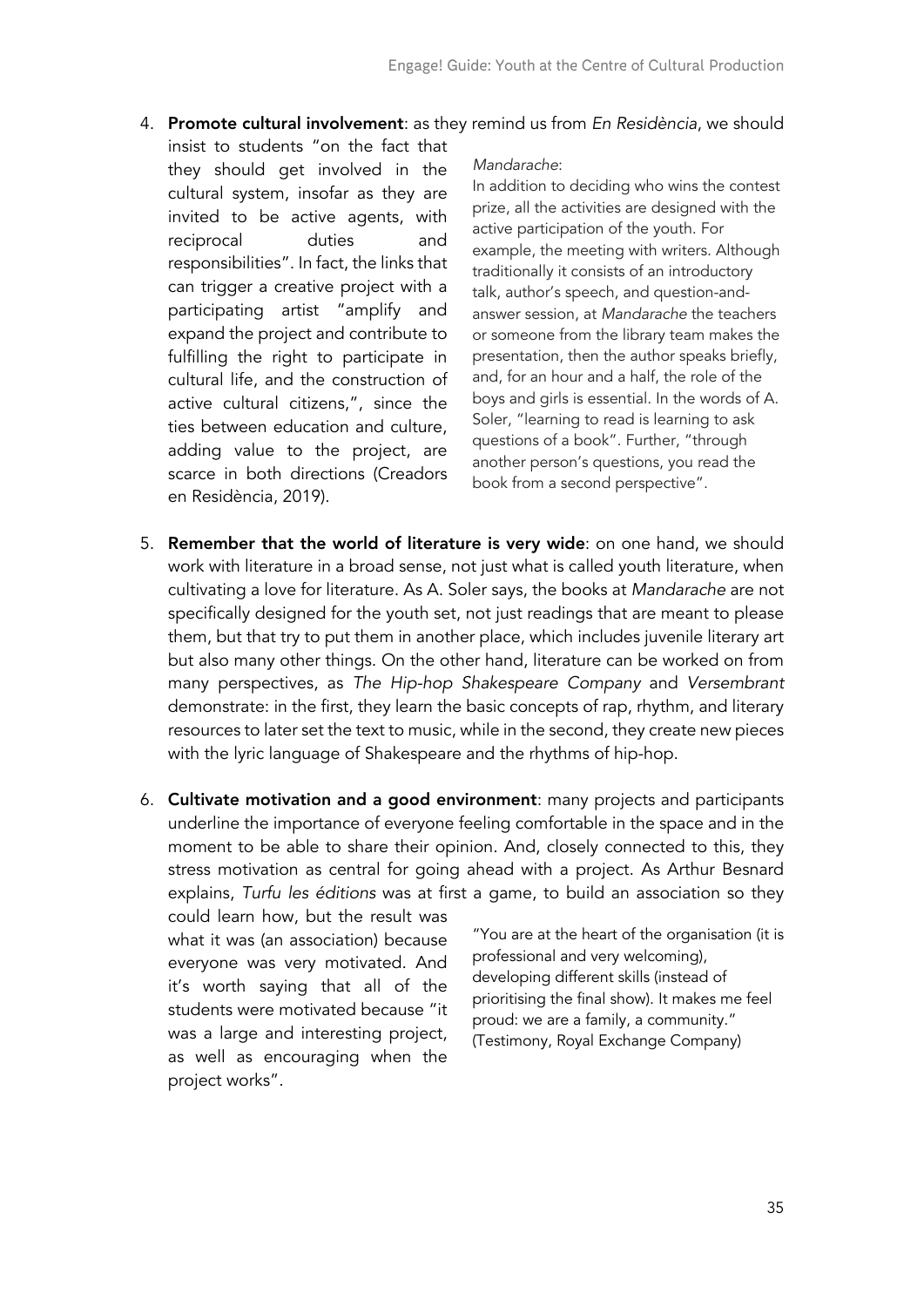4. **Promote cultural involvement**: as they remind us from *En Residència*, we should insist to students "on the fact that they should get involved in the cultural system, insofar as they are invited to be active agents, with reciprocal duties and responsibilities". In fact, the links that can trigger a creative project with a participating artist "amplify and expand the project and contribute to fulfilling the right to participate in cultural life, and the construction of active cultural citizens,", since the ties between education and culture, adding value to the project, are scarce in both directions (Creadors en Residència, 2019).

*Mandarache*:
In addition to deciding who wins the contest prize, all the activities are designed with the active participation of the youth. For example, the meeting with writers. Although traditionally it consists of an introductory talk, author's speech, and question-and-answer session, at *Mandarache* the teachers or someone from the library team makes the presentation, then the author speaks briefly, and, for an hour and a half, the role of the boys and girls is essential. In the words of A. Soler, "learning to read is learning to ask questions of a book". Further, "through another person's questions, you read the book from a second perspective".

5. **Remember that the world of literature is very wide**: on one hand, we should work with literature in a broad sense, not just what is called youth literature, when cultivating a love for literature. As A. Soler says, the books at *Mandarache* are not specifically designed for the youth set, not just readings that are meant to please them, but that try to put them in another place, which includes juvenile literary art but also many other things. On the other hand, literature can be worked on from many perspectives, as *The Hip-hop Shakespeare Company* and *Versembrant* demonstrate: in the first, they learn the basic concepts of rap, rhythm, and literary resources to later set the text to music, while in the second, they create new pieces with the lyric language of Shakespeare and the rhythms of hip-hop.

6. **Cultivate motivation and a good environment**: many projects and participants underline the importance of everyone feeling comfortable in the space and in the moment to be able to share their opinion. And, closely connected to this, they stress motivation as central for going ahead with a project. As Arthur Besnard explains, *Turfu les éditions* was at first a game, to build an association so they could learn how, but the result was what it was (an association) because everyone was very motivated. And it's worth saying that all of the students were motivated because "it was a large and interesting project, as well as encouraging when the project works".

"You are at the heart of the organisation (it is professional and very welcoming), developing different skills (instead of prioritising the final show). It makes me feel proud: we are a family, a community." (Testimony, Royal Exchange Company)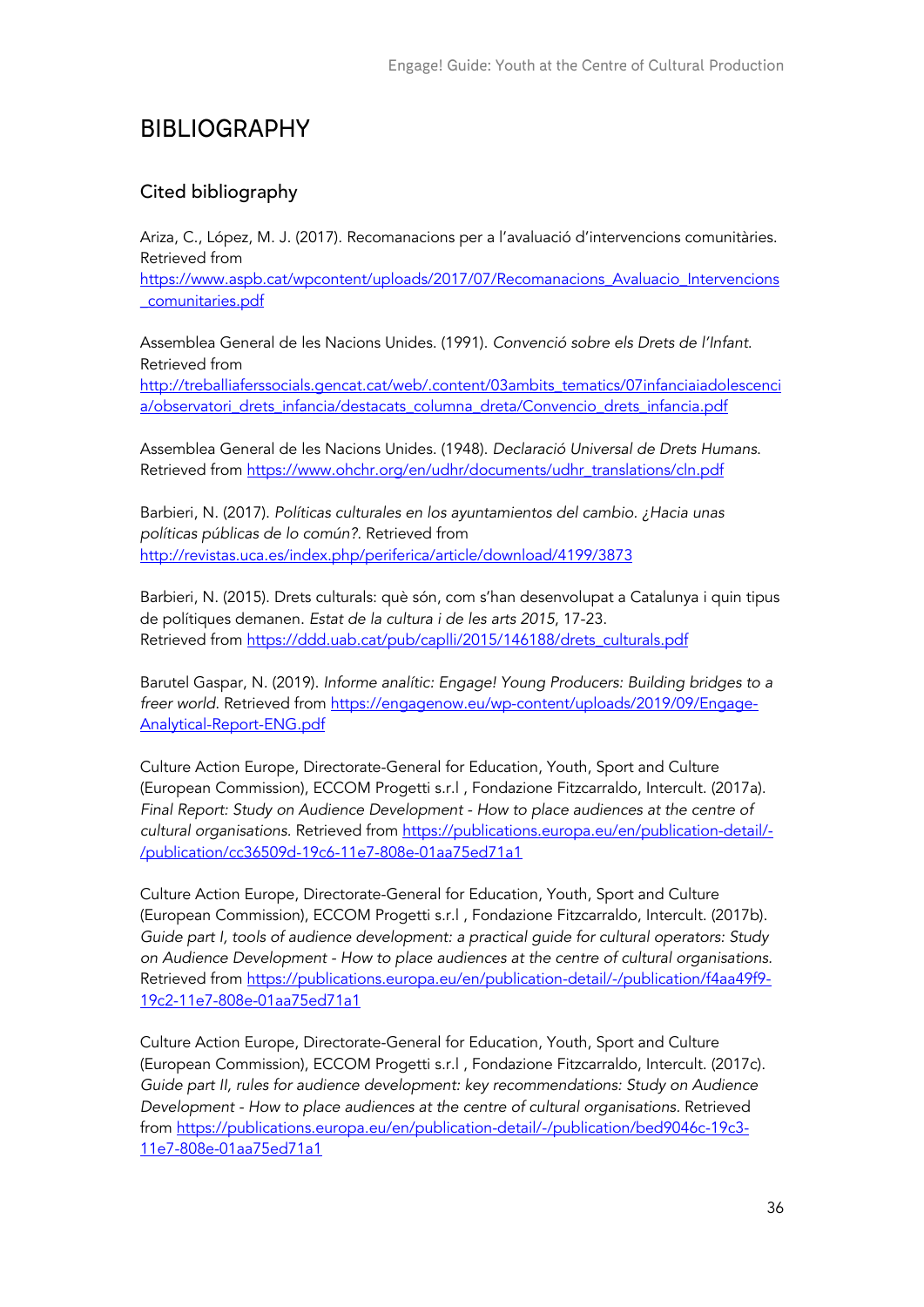# BIBLIOGRAPHY

## Cited bibliography

Ariza, C., López, M. J. (2017). Recomanacions per a l'avaluació d'intervencions comunitàries. Retrieved from https://www.aspb.cat/wpcontent/uploads/2017/07/Recomanacions_Avaluacio_Intervencions_comunitaries.pdf

Assemblea General de les Nacions Unides. (1991). *Convenció sobre els Drets de l'Infant*. Retrieved from http://treballiaferssocials.gencat.cat/web/.content/03ambits_tematics/07infanciaiadolescencia/observatori_drets_infancia/destacats_columna_dreta/Convencio_drets_infancia.pdf

Assemblea General de les Nacions Unides. (1948). *Declaració Universal de Drets Humans.* Retrieved from https://www.ohchr.org/en/udhr/documents/udhr_translations/cln.pdf

Barbieri, N. (2017). *Políticas culturales en los ayuntamientos del cambio. ¿Hacia unas políticas públicas de lo común?*. Retrieved from http://revistas.uca.es/index.php/periferica/article/download/4199/3873

Barbieri, N. (2015). Drets culturals: què són, com s'han desenvolupat a Catalunya i quin tipus de polítiques demanen. *Estat de la cultura i de les arts 2015*, 17-23. Retrieved from https://ddd.uab.cat/pub/caplli/2015/146188/drets_culturals.pdf

Barutel Gaspar, N. (2019). *Informe analític: Engage! Young Producers: Building bridges to a freer world.* Retrieved from https://engagenow.eu/wp-content/uploads/2019/09/Engage-Analytical-Report-ENG.pdf

Culture Action Europe, Directorate-General for Education, Youth, Sport and Culture (European Commission), ECCOM Progetti s.r.l , Fondazione Fitzcarraldo, Intercult. (2017a). *Final Report: Study on Audience Development - How to place audiences at the centre of cultural organisations.* Retrieved from https://publications.europa.eu/en/publication-detail/-/publication/cc36509d-19c6-11e7-808e-01aa75ed71a1

Culture Action Europe, Directorate-General for Education, Youth, Sport and Culture (European Commission), ECCOM Progetti s.r.l , Fondazione Fitzcarraldo, Intercult. (2017b). *Guide part I, tools of audience development: a practical guide for cultural operators: Study on Audience Development - How to place audiences at the centre of cultural organisations.* Retrieved from https://publications.europa.eu/en/publication-detail/-/publication/f4aa49f9-19c2-11e7-808e-01aa75ed71a1

Culture Action Europe, Directorate-General for Education, Youth, Sport and Culture (European Commission), ECCOM Progetti s.r.l , Fondazione Fitzcarraldo, Intercult. (2017c). *Guide part II, rules for audience development: key recommendations: Study on Audience Development - How to place audiences at the centre of cultural organisations.* Retrieved from https://publications.europa.eu/en/publication-detail/-/publication/bed9046c-19c3-11e7-808e-01aa75ed71a1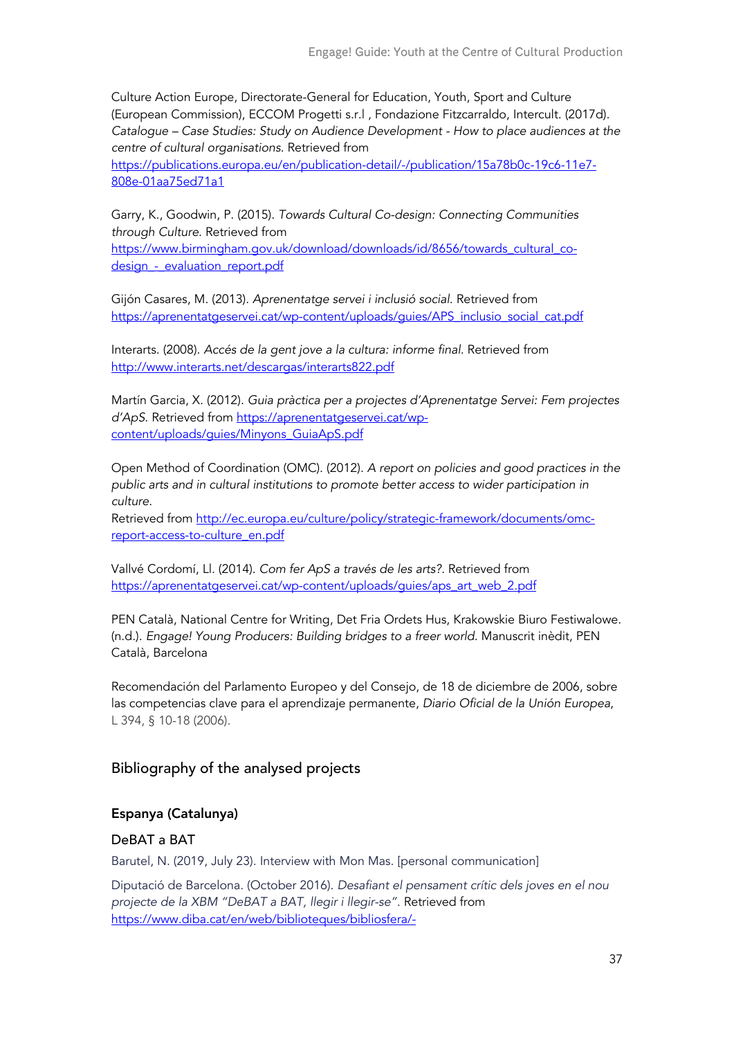Culture Action Europe, Directorate-General for Education, Youth, Sport and Culture (European Commission), ECCOM Progetti s.r.l , Fondazione Fitzcarraldo, Intercult. (2017d). *Catalogue – Case Studies: Study on Audience Development - How to place audiences at the centre of cultural organisations.* Retrieved from https://publications.europa.eu/en/publication-detail/-/publication/15a78b0c-19c6-11e7-808e-01aa75ed71a1

Garry, K., Goodwin, P. (2015). *Towards Cultural Co-design: Connecting Communities through Culture.* Retrieved from https://www.birmingham.gov.uk/download/downloads/id/8656/towards_cultural_co-design_-_evaluation_report.pdf

Gijón Casares, M. (2013). *Aprenentatge servei i inclusió social.* Retrieved from https://aprenentatgeservei.cat/wp-content/uploads/guies/APS_inclusio_social_cat.pdf

Interarts. (2008). *Accés de la gent jove a la cultura: informe final.* Retrieved from http://www.interarts.net/descargas/interarts822.pdf

Martín Garcia, X. (2012). *Guia pràctica per a projectes d'Aprenentatge Servei: Fem projectes d'ApS.* Retrieved from https://aprenentatgeservei.cat/wp-content/uploads/guies/Minyons_GuiaApS.pdf

Open Method of Coordination (OMC). (2012). *A report on policies and good practices in the public arts and in cultural institutions to promote better access to wider participation in culture.*
Retrieved from http://ec.europa.eu/culture/policy/strategic-framework/documents/omc-report-access-to-culture_en.pdf

Vallvé Cordomí, Ll. (2014). *Com fer ApS a través de les arts?.* Retrieved from https://aprenentatgeservei.cat/wp-content/uploads/guies/aps_art_web_2.pdf

PEN Català, National Centre for Writing, Det Fria Ordets Hus, Krakowskie Biuro Festiwalowe. (n.d.). *Engage! Young Producers: Building bridges to a freer world.* Manuscrit inèdit, PEN Català, Barcelona

Recomendación del Parlamento Europeo y del Consejo, de 18 de diciembre de 2006, sobre las competencias clave para el aprendizaje permanente, *Diario Oficial de la Unión Europea*, L 394, § 10-18 (2006).

## Bibliography of the analysed projects

### Espanya (Catalunya)

#### DeBAT a BAT

Barutel, N. (2019, July 23). Interview with Mon Mas. [personal communication]

Diputació de Barcelona. (October 2016). *Desafiant el pensament crític dels joves en el nou projecte de la XBM "DeBAT a BAT, llegir i llegir-se".* Retrieved from https://www.diba.cat/en/web/biblioteques/bibliosfera/-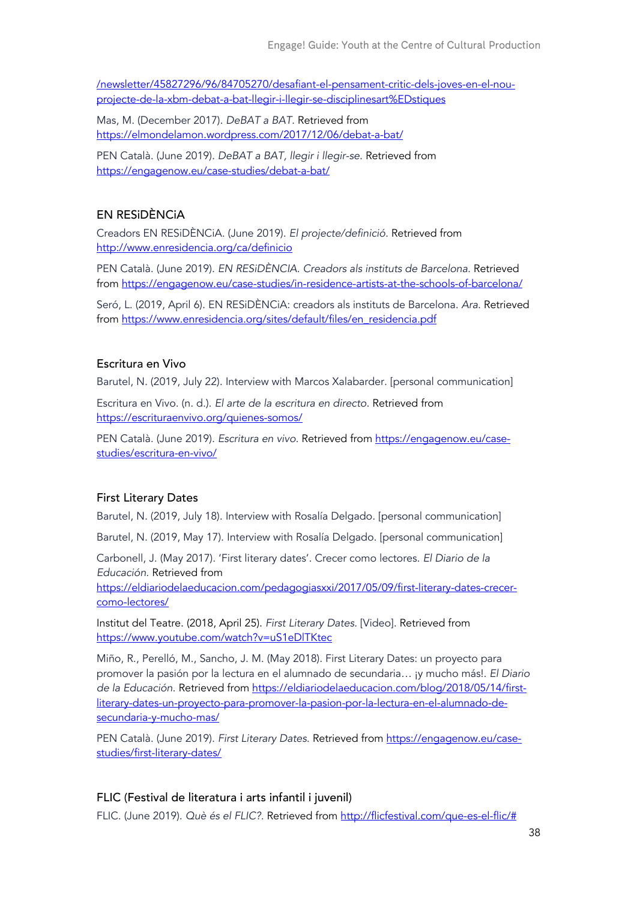/newsletter/45827296/96/84705270/desafiant-el-pensament-critic-dels-joves-en-el-nou-projecte-de-la-xbm-debat-a-bat-llegir-i-llegir-se-disciplinesart%EDstiques

Mas, M. (December 2017). *DeBAT a BAT*. Retrieved from https://elmondelamon.wordpress.com/2017/12/06/debat-a-bat/

PEN Català. (June 2019). *DeBAT a BAT, llegir i llegir-se*. Retrieved from https://engagenow.eu/case-studies/debat-a-bat/

## EN RESiDÈNCiA

Creadors EN RESiDÈNCiA. (June 2019). *El projecte/definició*. Retrieved from http://www.enresidencia.org/ca/definicio

PEN Català. (June 2019). *EN RESiDÈNCIA. Creadors als instituts de Barcelona*. Retrieved from https://engagenow.eu/case-studies/in-residence-artists-at-the-schools-of-barcelona/

Seró, L. (2019, April 6). EN RESiDÈNCiA: creadors als instituts de Barcelona. *Ara*. Retrieved from https://www.enresidencia.org/sites/default/files/en_residencia.pdf

## Escritura en Vivo

Barutel, N. (2019, July 22). Interview with Marcos Xalabarder. [personal communication]

Escritura en Vivo. (n. d.). *El arte de la escritura en directo*. Retrieved from https://escrituraenvivo.org/quienes-somos/

PEN Català. (June 2019). *Escritura en vivo*. Retrieved from https://engagenow.eu/case-studies/escritura-en-vivo/

## First Literary Dates

Barutel, N. (2019, July 18). Interview with Rosalía Delgado. [personal communication]

Barutel, N. (2019, May 17). Interview with Rosalía Delgado. [personal communication]

Carbonell, J. (May 2017). 'First literary dates'. Crecer como lectores. *El Diario de la Educación*. Retrieved from https://eldiariodelaeducacion.com/pedagogiasxxi/2017/05/09/first-literary-dates-crecer-como-lectores/

Institut del Teatre. (2018, April 25). *First Literary Dates*. [Video]. Retrieved from https://www.youtube.com/watch?v=uS1eDlTKtec

Miño, R., Perelló, M., Sancho, J. M. (May 2018). First Literary Dates: un proyecto para promover la pasión por la lectura en el alumnado de secundaria… ¡y mucho más!. *El Diario de la Educación*. Retrieved from https://eldiariodelaeducacion.com/blog/2018/05/14/first-literary-dates-un-proyecto-para-promover-la-pasion-por-la-lectura-en-el-alumnado-de-secundaria-y-mucho-mas/

PEN Català. (June 2019). *First Literary Dates*. Retrieved from https://engagenow.eu/case-studies/first-literary-dates/

## FLIC (Festival de literatura i arts infantil i juvenil)

FLIC. (June 2019). *Què és el FLIC?*. Retrieved from http://flicfestival.com/que-es-el-flic/#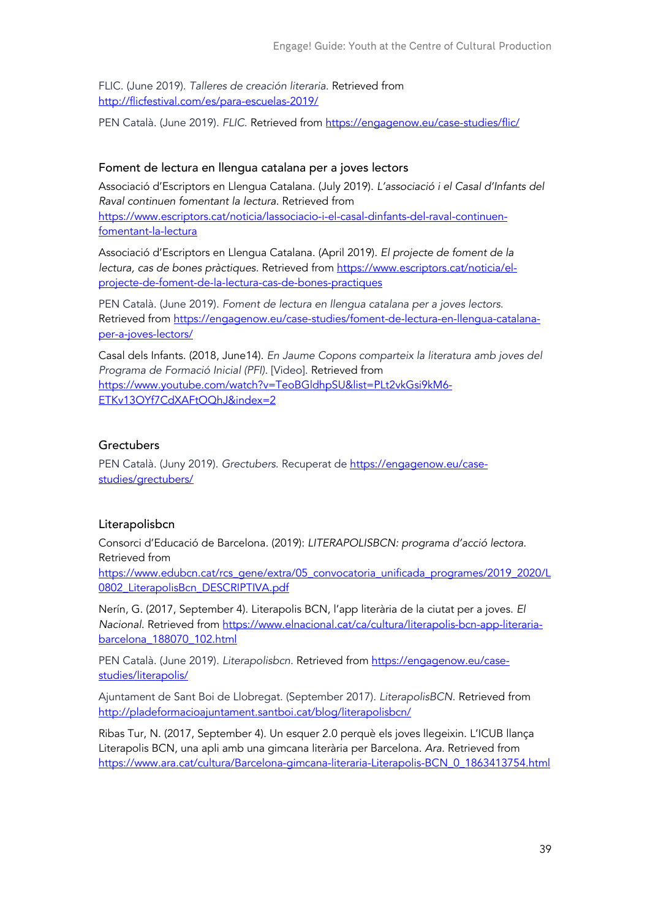FLIC. (June 2019). *Talleres de creación literaria.* Retrieved from http://flicfestival.com/es/para-escuelas-2019/

PEN Català. (June 2019). *FLIC.* Retrieved from https://engagenow.eu/case-studies/flic/

### Foment de lectura en llengua catalana per a joves lectors

Associació d'Escriptors en Llengua Catalana. (July 2019). *L'associació i el Casal d'Infants del Raval continuen fomentant la lectura.* Retrieved from https://www.escriptors.cat/noticia/lassociacio-i-el-casal-dinfants-del-raval-continuen-fomentant-la-lectura

Associació d'Escriptors en Llengua Catalana. (April 2019). *El projecte de foment de la lectura, cas de bones pràctiques.* Retrieved from https://www.escriptors.cat/noticia/el-projecte-de-foment-de-la-lectura-cas-de-bones-practiques

PEN Català. (June 2019). *Foment de lectura en llengua catalana per a joves lectors.* Retrieved from https://engagenow.eu/case-studies/foment-de-lectura-en-llengua-catalana-per-a-joves-lectors/

Casal dels Infants. (2018, June14). *En Jaume Copons comparteix la literatura amb joves del Programa de Formació Inicial (PFI).* [Video]. Retrieved from https://www.youtube.com/watch?v=TeoBGldhpSU&list=PLt2vkGsi9kM6-ETKv13OYf7CdXAFtOQhJ&index=2

### Grectubers

PEN Català. (Juny 2019). *Grectubers.* Recuperat de https://engagenow.eu/case-studies/grectubers/

### Literapolisbcn

Consorci d'Educació de Barcelona. (2019): *LITERAPOLISBCN: programa d'acció lectora.* Retrieved from https://www.edubcn.cat/rcs_gene/extra/05_convocatoria_unificada_programes/2019_2020/L0802_LiterapolisBcn_DESCRIPTIVA.pdf

Nerín, G. (2017, September 4). Literapolis BCN, l'app literària de la ciutat per a joves. *El Nacional.* Retrieved from https://www.elnacional.cat/ca/cultura/literapolis-bcn-app-literaria-barcelona_188070_102.html

PEN Català. (June 2019). *Literapolisbcn.* Retrieved from https://engagenow.eu/case-studies/literapolis/

Ajuntament de Sant Boi de Llobregat. (September 2017). *LiterapolisBCN.* Retrieved from http://pladeformacioajuntament.santboi.cat/blog/literapolisbcn/

Ribas Tur, N. (2017, September 4). Un esquer 2.0 perquè els joves llegeixin. L'ICUB llança Literapolis BCN, una apli amb una gimcana literària per Barcelona. *Ara.* Retrieved from https://www.ara.cat/cultura/Barcelona-gimcana-literaria-Literapolis-BCN_0_1863413754.html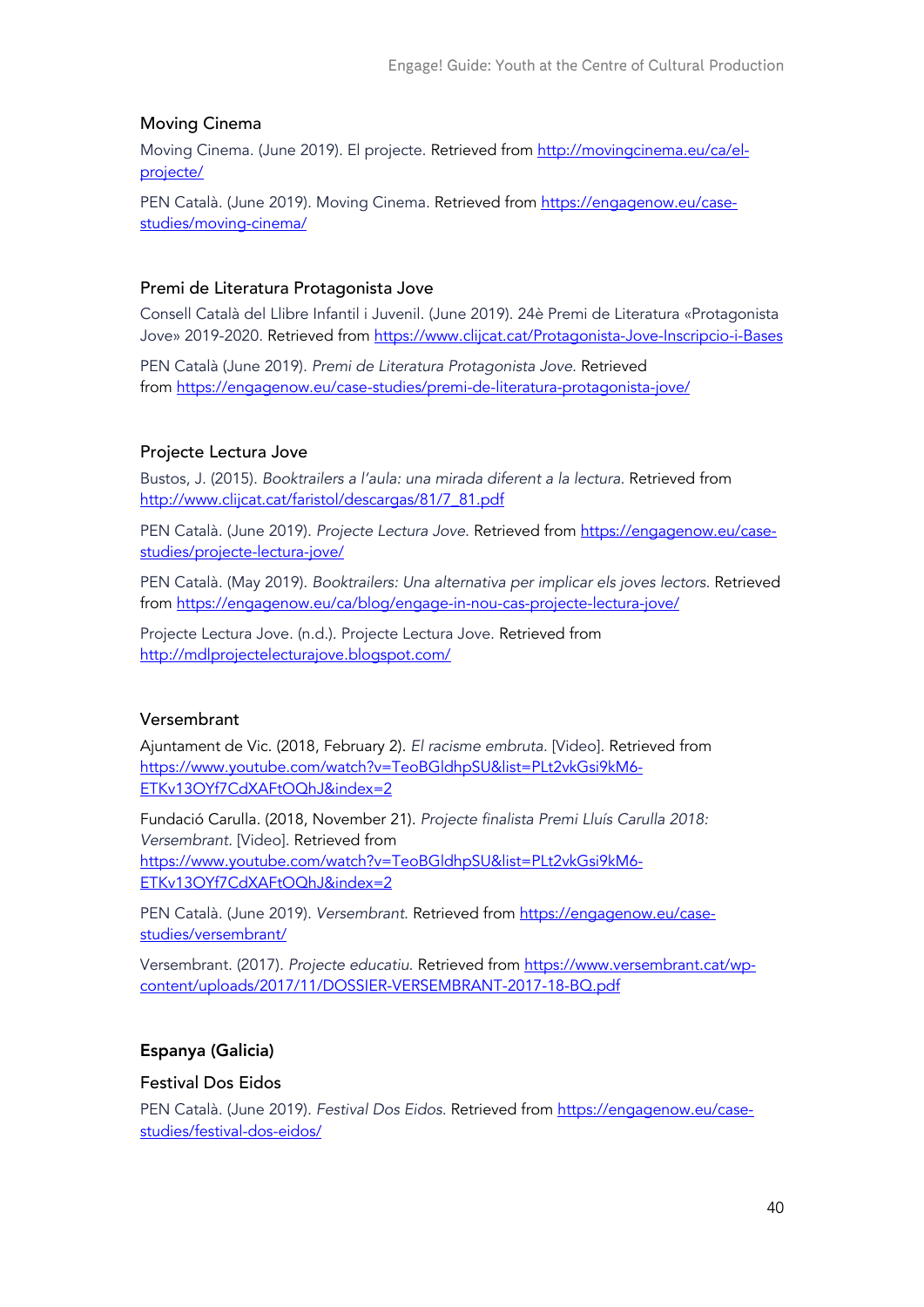### Moving Cinema

Moving Cinema. (June 2019). El projecte. Retrieved from http://movingcinema.eu/ca/el-projecte/

PEN Català. (June 2019). Moving Cinema. Retrieved from https://engagenow.eu/case-studies/moving-cinema/

### Premi de Literatura Protagonista Jove

Consell Català del Llibre Infantil i Juvenil. (June 2019). 24è Premi de Literatura «Protagonista Jove» 2019-2020. Retrieved from https://www.clijcat.cat/Protagonista-Jove-Inscripcio-i-Bases

PEN Català (June 2019). *Premi de Literatura Protagonista Jove.* Retrieved from https://engagenow.eu/case-studies/premi-de-literatura-protagonista-jove/

### Projecte Lectura Jove

Bustos, J. (2015). *Booktrailers a l'aula: una mirada diferent a la lectura.* Retrieved from http://www.clijcat.cat/faristol/descargas/81/7_81.pdf

PEN Català. (June 2019). *Projecte Lectura Jove.* Retrieved from https://engagenow.eu/case-studies/projecte-lectura-jove/

PEN Català. (May 2019). *Booktrailers: Una alternativa per implicar els joves lectors.* Retrieved from https://engagenow.eu/ca/blog/engage-in-nou-cas-projecte-lectura-jove/

Projecte Lectura Jove. (n.d.). Projecte Lectura Jove. Retrieved from http://mdlprojectelecturajove.blogspot.com/

### Versembrant

Ajuntament de Vic. (2018, February 2). *El racisme embruta.* [Video]. Retrieved from https://www.youtube.com/watch?v=TeoBGldhpSU&list=PLt2vkGsi9kM6-ETKv13OYf7CdXAFtOQhJ&index=2

Fundació Carulla. (2018, November 21). *Projecte finalista Premi Lluís Carulla 2018: Versembrant.* [Video]. Retrieved from https://www.youtube.com/watch?v=TeoBGldhpSU&list=PLt2vkGsi9kM6-ETKv13OYf7CdXAFtOQhJ&index=2

PEN Català. (June 2019). *Versembrant.* Retrieved from https://engagenow.eu/case-studies/versembrant/

Versembrant. (2017). *Projecte educatiu.* Retrieved from https://www.versembrant.cat/wp-content/uploads/2017/11/DOSSIER-VERSEMBRANT-2017-18-BQ.pdf

## Espanya (Galicia)

### Festival Dos Eidos

PEN Català. (June 2019). *Festival Dos Eidos.* Retrieved from https://engagenow.eu/case-studies/festival-dos-eidos/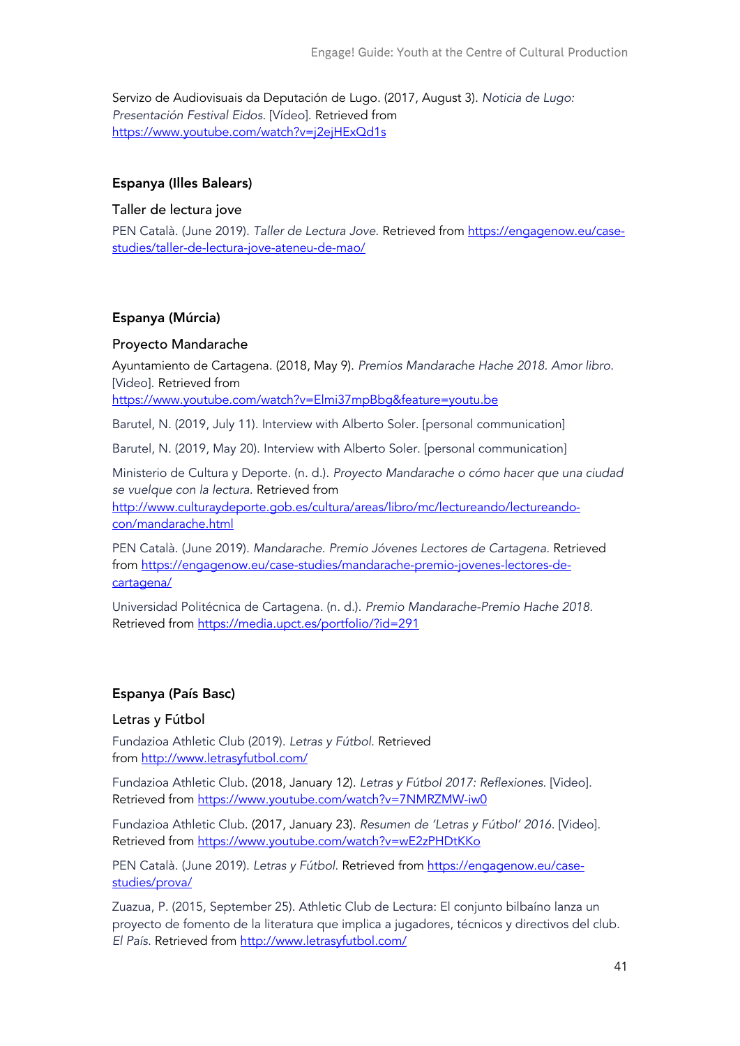Servizo de Audiovisuais da Deputación de Lugo. (2017, August 3). *Noticia de Lugo: Presentación Festival Eidos.* [Vídeo]. Retrieved from https://www.youtube.com/watch?v=j2ejHExQd1s

### Espanya (Illes Balears)

#### Taller de lectura jove

PEN Català. (June 2019). *Taller de Lectura Jove.* Retrieved from https://engagenow.eu/case-studies/taller-de-lectura-jove-ateneu-de-mao/

### Espanya (Múrcia)

#### Proyecto Mandarache

Ayuntamiento de Cartagena. (2018, May 9). *Premios Mandarache Hache 2018. Amor libro.* [Video]. Retrieved from https://www.youtube.com/watch?v=Elmi37mpBbg&feature=youtu.be

Barutel, N. (2019, July 11). Interview with Alberto Soler. [personal communication]

Barutel, N. (2019, May 20). Interview with Alberto Soler. [personal communication]

Ministerio de Cultura y Deporte. (n. d.). *Proyecto Mandarache o cómo hacer que una ciudad se vuelque con la lectura.* Retrieved from http://www.culturaydeporte.gob.es/cultura/areas/libro/mc/lectureando/lectureando-con/mandarache.html

PEN Català. (June 2019). *Mandarache. Premio Jóvenes Lectores de Cartagena.* Retrieved from https://engagenow.eu/case-studies/mandarache-premio-jovenes-lectores-de-cartagena/

Universidad Politécnica de Cartagena. (n. d.). *Premio Mandarache-Premio Hache 2018.* Retrieved from https://media.upct.es/portfolio/?id=291

### Espanya (País Basc)

#### Letras y Fútbol

Fundazioa Athletic Club (2019). *Letras y Fútbol.* Retrieved from http://www.letrasyfutbol.com/

Fundazioa Athletic Club. (2018, January 12). *Letras y Fútbol 2017: Reflexiones.* [Video]. Retrieved from https://www.youtube.com/watch?v=7NMRZMW-iw0

Fundazioa Athletic Club. (2017, January 23). *Resumen de 'Letras y Fútbol' 2016.* [Video]. Retrieved from https://www.youtube.com/watch?v=wE2zPHDtKKo

PEN Català. (June 2019). *Letras y Fútbol.* Retrieved from https://engagenow.eu/case-studies/prova/

Zuazua, P. (2015, September 25). Athletic Club de Lectura: El conjunto bilbaíno lanza un proyecto de fomento de la literatura que implica a jugadores, técnicos y directivos del club. *El País.* Retrieved from http://www.letrasyfutbol.com/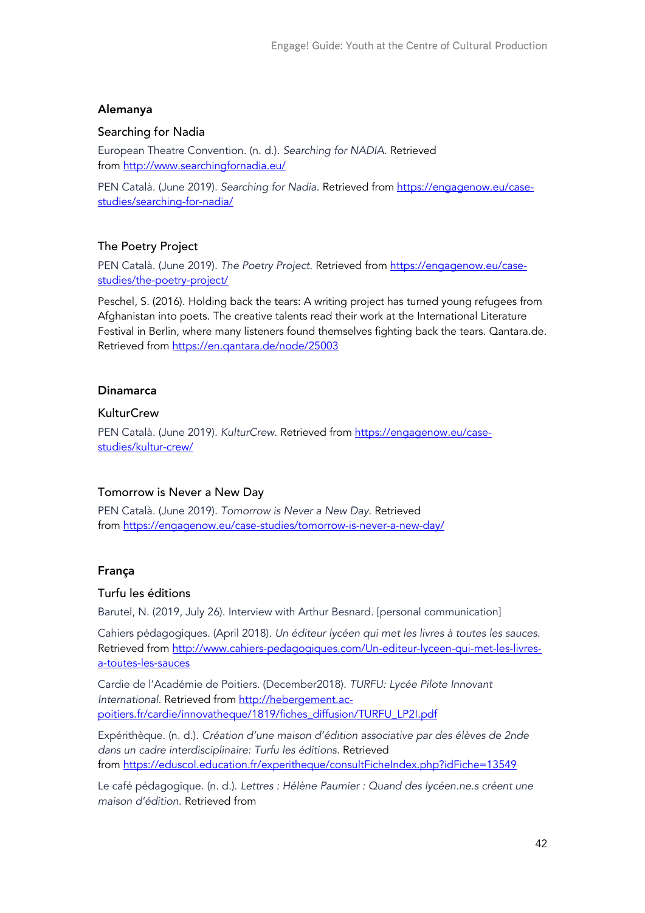## Alemanya

### Searching for Nadia

European Theatre Convention. (n. d.). *Searching for NADIA.* Retrieved from http://www.searchingfornadia.eu/

PEN Català. (June 2019). *Searching for Nadia.* Retrieved from https://engagenow.eu/case-studies/searching-for-nadia/

### The Poetry Project

PEN Català. (June 2019). *The Poetry Project.* Retrieved from https://engagenow.eu/case-studies/the-poetry-project/

Peschel, S. (2016). Holding back the tears: A writing project has turned young refugees from Afghanistan into poets. The creative talents read their work at the International Literature Festival in Berlin, where many listeners found themselves fighting back the tears. Qantara.de. Retrieved from https://en.qantara.de/node/25003

## Dinamarca

### KulturCrew

PEN Català. (June 2019). *KulturCrew.* Retrieved from https://engagenow.eu/case-studies/kultur-crew/

### Tomorrow is Never a New Day

PEN Català. (June 2019). *Tomorrow is Never a New Day.* Retrieved from https://engagenow.eu/case-studies/tomorrow-is-never-a-new-day/

## França

### Turfu les éditions

Barutel, N. (2019, July 26). Interview with Arthur Besnard. [personal communication]

Cahiers pédagogiques. (April 2018). *Un éditeur lycéen qui met les livres à toutes les sauces.* Retrieved from http://www.cahiers-pedagogiques.com/Un-editeur-lyceen-qui-met-les-livres-a-toutes-les-sauces

Cardie de l'Académie de Poitiers. (December2018). *TURFU: Lycée Pilote Innovant International.* Retrieved from http://hebergement.ac-poitiers.fr/cardie/innovatheque/1819/fiches_diffusion/TURFU_LP2I.pdf

Expérithèque. (n. d.). *Création d'une maison d'édition associative par des élèves de 2nde dans un cadre interdisciplinaire: Turfu les éditions.* Retrieved from https://eduscol.education.fr/experitheque/consultFicheIndex.php?idFiche=13549

Le café pédagogique. (n. d.). *Lettres : Hélène Paumier : Quand des lycéen.ne.s créent une maison d'édition.* Retrieved from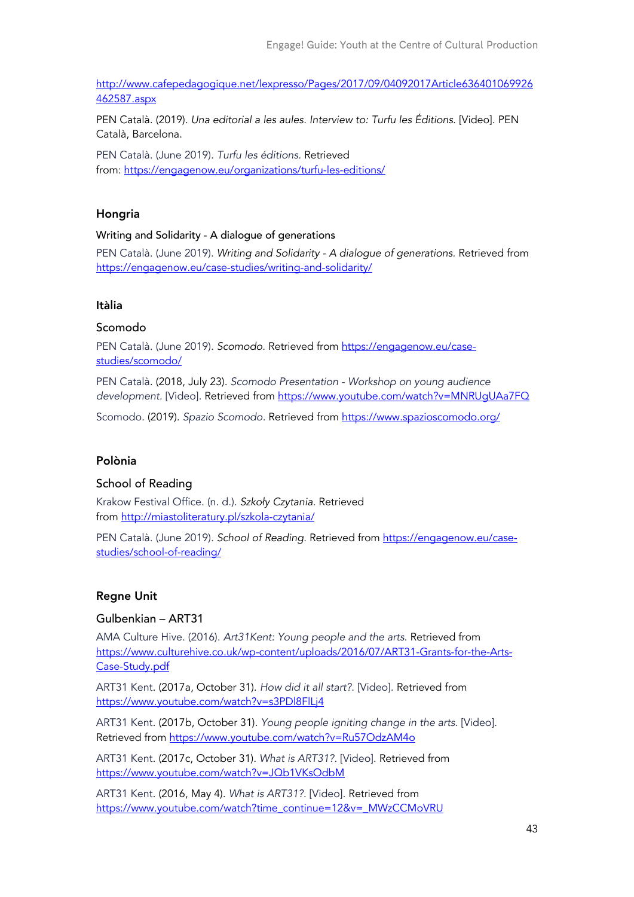http://www.cafepedagogique.net/lexpresso/Pages/2017/09/04092017Article636401069926462587.aspx

PEN Català. (2019). *Una editorial a les aules. Interview to: Turfu les Éditions.* [Video]. PEN Català, Barcelona.

PEN Català. (June 2019). *Turfu les éditions.* Retrieved from: https://engagenow.eu/organizations/turfu-les-editions/

## Hongria

### Writing and Solidarity - A dialogue of generations

PEN Català. (June 2019). *Writing and Solidarity - A dialogue of generations.* Retrieved from https://engagenow.eu/case-studies/writing-and-solidarity/

## Itàlia

### Scomodo

PEN Català. (June 2019). *Scomodo.* Retrieved from https://engagenow.eu/case-studies/scomodo/

PEN Català. (2018, July 23). *Scomodo Presentation - Workshop on young audience development.* [Video]. Retrieved from https://www.youtube.com/watch?v=MNRUgUAa7FQ

Scomodo. (2019). *Spazio Scomodo.* Retrieved from https://www.spazioscomodo.org/

## Polònia

### School of Reading

Krakow Festival Office. (n. d.). *Szkoły Czytania.* Retrieved from http://miastoliteratury.pl/szkola-czytania/

PEN Català. (June 2019). *School of Reading.* Retrieved from https://engagenow.eu/case-studies/school-of-reading/

## Regne Unit

### Gulbenkian – ART31

AMA Culture Hive. (2016). *Art31Kent: Young people and the arts.* Retrieved from https://www.culturehive.co.uk/wp-content/uploads/2016/07/ART31-Grants-for-the-Arts-Case-Study.pdf

ART31 Kent. (2017a, October 31). *How did it all start?.* [Video]. Retrieved from https://www.youtube.com/watch?v=s3PDl8FlLj4

ART31 Kent. (2017b, October 31). *Young people igniting change in the arts.* [Video]. Retrieved from https://www.youtube.com/watch?v=Ru57OdzAM4o

ART31 Kent. (2017c, October 31). *What is ART31?.* [Video]. Retrieved from https://www.youtube.com/watch?v=JQb1VKsOdbM

ART31 Kent. (2016, May 4). *What is ART31?.* [Video]. Retrieved from https://www.youtube.com/watch?time_continue=12&v=_MWzCCMoVRU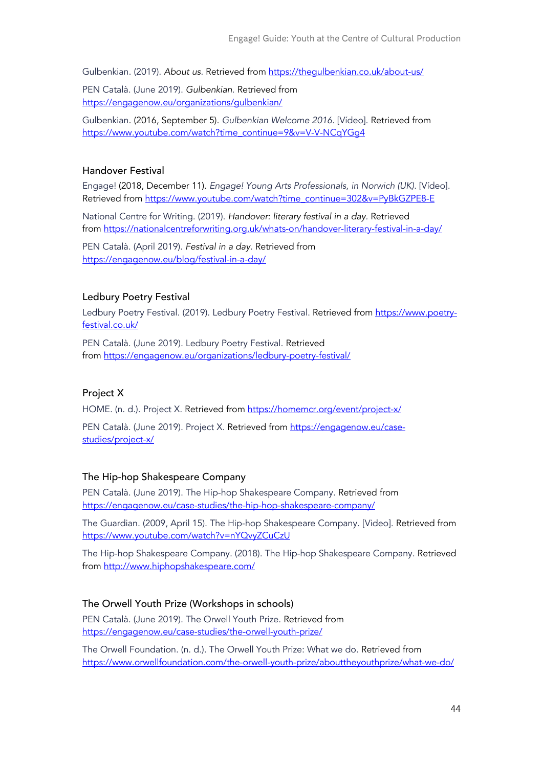Gulbenkian. (2019). *About us.* Retrieved from https://thegulbenkian.co.uk/about-us/

PEN Català. (June 2019). *Gulbenkian.* Retrieved from https://engagenow.eu/organizations/gulbenkian/

Gulbenkian. (2016, September 5). *Gulbenkian Welcome 2016.* [Vídeo]. Retrieved from https://www.youtube.com/watch?time_continue=9&v=V-V-NCqYGg4

### Handover Festival

Engage! (2018, December 11). *Engage! Young Arts Professionals, in Norwich (UK).* [Vídeo]. Retrieved from https://www.youtube.com/watch?time_continue=302&v=PyBkGZPE8-E

National Centre for Writing. (2019). *Handover: literary festival in a day.* Retrieved from https://nationalcentreforwriting.org.uk/whats-on/handover-literary-festival-in-a-day/

PEN Català. (April 2019). *Festival in a day.* Retrieved from https://engagenow.eu/blog/festival-in-a-day/

### Ledbury Poetry Festival

Ledbury Poetry Festival. (2019). Ledbury Poetry Festival. Retrieved from https://www.poetry-festival.co.uk/

PEN Català. (June 2019). Ledbury Poetry Festival. Retrieved from https://engagenow.eu/organizations/ledbury-poetry-festival/

### Project X

HOME. (n. d.). Project X. Retrieved from https://homemcr.org/event/project-x/

PEN Català. (June 2019). Project X. Retrieved from https://engagenow.eu/case-studies/project-x/

### The Hip-hop Shakespeare Company

PEN Català. (June 2019). The Hip-hop Shakespeare Company. Retrieved from https://engagenow.eu/case-studies/the-hip-hop-shakespeare-company/

The Guardian. (2009, April 15). The Hip-hop Shakespeare Company. [Video]. Retrieved from https://www.youtube.com/watch?v=nYQvyZCuCzU

The Hip-hop Shakespeare Company. (2018). The Hip-hop Shakespeare Company. Retrieved from http://www.hiphopshakespeare.com/

### The Orwell Youth Prize (Workshops in schools)

PEN Català. (June 2019). The Orwell Youth Prize. Retrieved from https://engagenow.eu/case-studies/the-orwell-youth-prize/

The Orwell Foundation. (n. d.). The Orwell Youth Prize: What we do. Retrieved from https://www.orwellfoundation.com/the-orwell-youth-prize/abouttheyouthprize/what-we-do/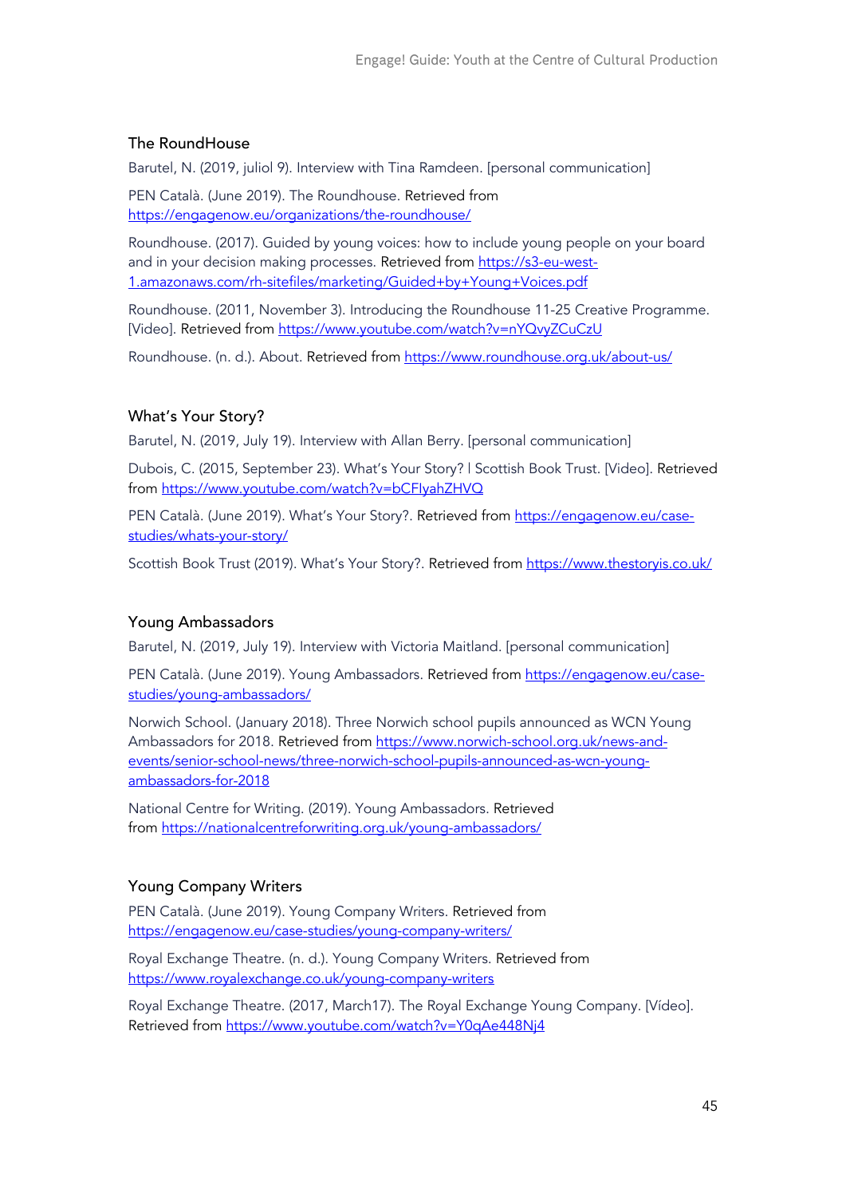### The RoundHouse

Barutel, N. (2019, juliol 9). Interview with Tina Ramdeen. [personal communication]

PEN Català. (June 2019). The Roundhouse. Retrieved from https://engagenow.eu/organizations/the-roundhouse/

Roundhouse. (2017). Guided by young voices: how to include young people on your board and in your decision making processes. Retrieved from https://s3-eu-west-1.amazonaws.com/rh-sitefiles/marketing/Guided+by+Young+Voices.pdf

Roundhouse. (2011, November 3). Introducing the Roundhouse 11-25 Creative Programme. [Video]. Retrieved from https://www.youtube.com/watch?v=nYQvyZCuCzU

Roundhouse. (n. d.). About. Retrieved from https://www.roundhouse.org.uk/about-us/

### What's Your Story?

Barutel, N. (2019, July 19). Interview with Allan Berry. [personal communication]

Dubois, C. (2015, September 23). What's Your Story? | Scottish Book Trust. [Video]. Retrieved from https://www.youtube.com/watch?v=bCFIyahZHVQ

PEN Català. (June 2019). What's Your Story?. Retrieved from https://engagenow.eu/case-studies/whats-your-story/

Scottish Book Trust (2019). What's Your Story?. Retrieved from https://www.thestoryis.co.uk/

### Young Ambassadors

Barutel, N. (2019, July 19). Interview with Victoria Maitland. [personal communication]

PEN Català. (June 2019). Young Ambassadors. Retrieved from https://engagenow.eu/case-studies/young-ambassadors/

Norwich School. (January 2018). Three Norwich school pupils announced as WCN Young Ambassadors for 2018. Retrieved from https://www.norwich-school.org.uk/news-and-events/senior-school-news/three-norwich-school-pupils-announced-as-wcn-young-ambassadors-for-2018

National Centre for Writing. (2019). Young Ambassadors. Retrieved from https://nationalcentreforwriting.org.uk/young-ambassadors/

### Young Company Writers

PEN Català. (June 2019). Young Company Writers. Retrieved from https://engagenow.eu/case-studies/young-company-writers/

Royal Exchange Theatre. (n. d.). Young Company Writers. Retrieved from https://www.royalexchange.co.uk/young-company-writers

Royal Exchange Theatre. (2017, March17). The Royal Exchange Young Company. [Vídeo]. Retrieved from https://www.youtube.com/watch?v=Y0qAe448Nj4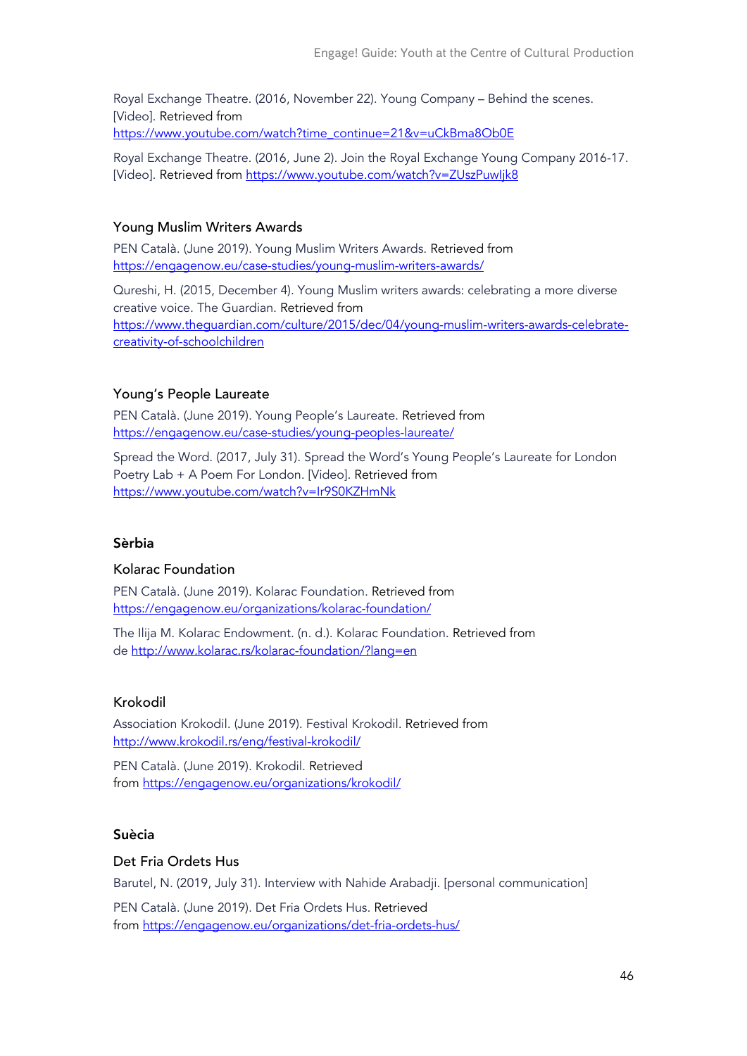Royal Exchange Theatre. (2016, November 22). Young Company – Behind the scenes. [Video]. Retrieved from https://www.youtube.com/watch?time_continue=21&v=uCkBma8Ob0E

Royal Exchange Theatre. (2016, June 2). Join the Royal Exchange Young Company 2016-17. [Video]. Retrieved from https://www.youtube.com/watch?v=ZUszPuwIjk8

### Young Muslim Writers Awards

PEN Català. (June 2019). Young Muslim Writers Awards. Retrieved from https://engagenow.eu/case-studies/young-muslim-writers-awards/

Qureshi, H. (2015, December 4). Young Muslim writers awards: celebrating a more diverse creative voice. The Guardian. Retrieved from https://www.theguardian.com/culture/2015/dec/04/young-muslim-writers-awards-celebrate-creativity-of-schoolchildren

### Young's People Laureate

PEN Català. (June 2019). Young People's Laureate. Retrieved from https://engagenow.eu/case-studies/young-peoples-laureate/

Spread the Word. (2017, July 31). Spread the Word's Young People's Laureate for London Poetry Lab + A Poem For London. [Video]. Retrieved from https://www.youtube.com/watch?v=Ir9S0KZHmNk

## Sèrbia

### Kolarac Foundation

PEN Català. (June 2019). Kolarac Foundation. Retrieved from https://engagenow.eu/organizations/kolarac-foundation/

The Ilija M. Kolarac Endowment. (n. d.). Kolarac Foundation. Retrieved from de http://www.kolarac.rs/kolarac-foundation/?lang=en

### Krokodil

Association Krokodil. (June 2019). Festival Krokodil. Retrieved from http://www.krokodil.rs/eng/festival-krokodil/

PEN Català. (June 2019). Krokodil. Retrieved from https://engagenow.eu/organizations/krokodil/

## Suècia

### Det Fria Ordets Hus

Barutel, N. (2019, July 31). Interview with Nahide Arabadji. [personal communication]

PEN Català. (June 2019). Det Fria Ordets Hus. Retrieved from https://engagenow.eu/organizations/det-fria-ordets-hus/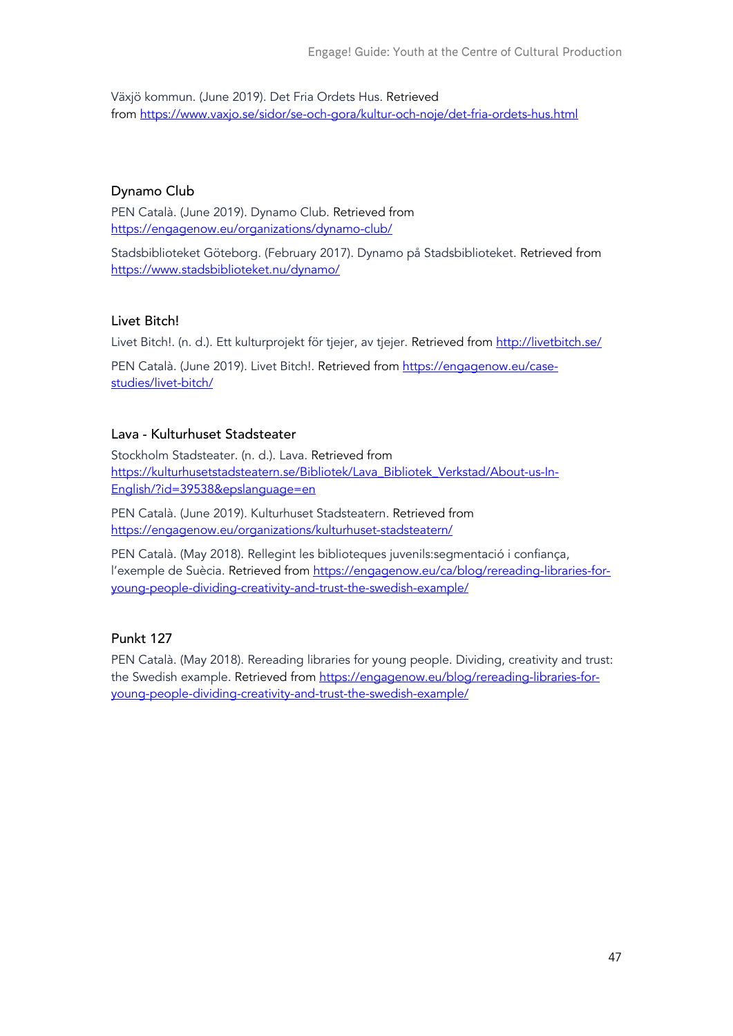Växjö kommun. (June 2019). Det Fria Ordets Hus. Retrieved from https://www.vaxjo.se/sidor/se-och-gora/kultur-och-noje/det-fria-ordets-hus.html

### Dynamo Club

PEN Català. (June 2019). Dynamo Club. Retrieved from https://engagenow.eu/organizations/dynamo-club/

Stadsbiblioteket Göteborg. (February 2017). Dynamo på Stadsbiblioteket. Retrieved from https://www.stadsbiblioteket.nu/dynamo/

### Livet Bitch!

Livet Bitch!. (n. d.). Ett kulturprojekt för tjejer, av tjejer. Retrieved from http://livetbitch.se/

PEN Català. (June 2019). Livet Bitch!. Retrieved from https://engagenow.eu/case-studies/livet-bitch/

### Lava - Kulturhuset Stadsteater

Stockholm Stadsteater. (n. d.). Lava. Retrieved from https://kulturhusetstadsteatern.se/Bibliotek/Lava_Bibliotek_Verkstad/About-us-In-English/?id=39538&epslanguage=en

PEN Català. (June 2019). Kulturhuset Stadsteatern. Retrieved from https://engagenow.eu/organizations/kulturhuset-stadsteatern/

PEN Català. (May 2018). Rellegint les biblioteques juvenils:segmentació i confiança, l'exemple de Suècia. Retrieved from https://engagenow.eu/ca/blog/rereading-libraries-for-young-people-dividing-creativity-and-trust-the-swedish-example/

### Punkt 127

PEN Català. (May 2018). Rereading libraries for young people. Dividing, creativity and trust: the Swedish example. Retrieved from https://engagenow.eu/blog/rereading-libraries-for-young-people-dividing-creativity-and-trust-the-swedish-example/